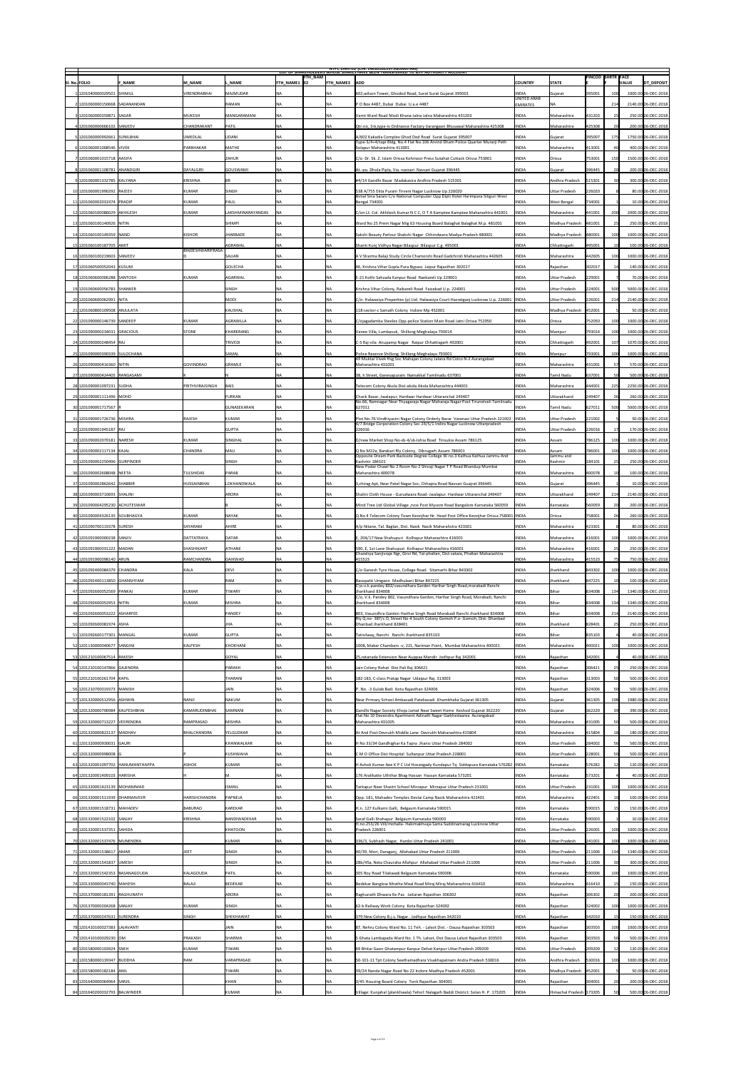NTPC LIMITED (CIN: L40101DL1975GOI007966)

LIST OF SHAREHOLDERS WHOSE SHARES HAVE BEEN TRANSFERRED TO IEPF AUTHORITY ACCOUNT

| Sl. No. | FOLIO | F_NAME | M_NAME | L_NAME | FTH_NAME1 | FTH_NAME2 | FTH_NAME3 | ADD | COUNTRY | STATE | PINCOD E | SHRTR F | FACE VALUE | DT_DEPOSIT |
|---|---|---|---|---|---|---|---|---|---|---|---|---|---|---|
| 1 | 1201040000029501 | SHIMUL | VIRENDRABHAI | MAJMUDAR | NA | | NA | 602,wilson Tower, Ghoddod Road, Surat Surat Gujarat 395001 | INDIA | Gujarat | 395001 | 100 | 1000.00 | 26-DEC-2018 |
| 2 | 1201060000150668 | SADANANDAN | | RAMAN | NA | | NA | P O Box 4487, Dubai Dubai U.a.e 4487 | UNITED ARAB EMIRATES | NA | | 214 | 2140.00 | 26-DEC-2018 |
| 3 | 1201060000359871 | SAGAR | MUKESH | MANGARAMANI | NA | | NA | Varmt Ward Road Modi Khana Jalna Jalna Maharashtra 431203 | INDIA | Maharashtra | 431203 | 25 | 250.00 | 26-DEC-2018 |
| 4 | 1201060000666102 | SANJEEV | CHANDRAKANT | PATIL | NA | | NA | Qtr.no. 3-b,type-iv Ordnance Factory Varangaon Bhusawal Maharashtra 425308 | INDIA | Maharashtra | 425308 | 20 | 200.00 | 26-DEC-2018 |
| 5 | 1201060000992661 | SUNILBHAI | UMEDLAL | UDANI | NA | | NA | A/602 Kakadia Complex Ghod Dod Road Surat Gujarat 395007 | INDIA | Gujarat | 395007 | 175 | 1750.00 | 26-DEC-2018 |
| 6 | 1201060001008546 | VIVEK | PARBHAKAR | MATHE | NA | | NA | Type-3/4+4/tapi Bldg. No.4 Flat No.106 Arvind Dham Police Quarter Murarji Peth Solapur Maharashtra 413001 | INDIA | Maharashtra | 413001 | 40 | 400.00 | 26-DEC-2018 |
| 7 | 1201060001015718 | AASIFA | | ZAHUR | NA | | NA | C/o Dr. Sk. Z. Islam Orissa Kohinoor Press Sutahat Cuttack Orissa 753001 | INDIA | Orissa | 753001 | 150 | 1500.00 | 26-DEC-2018 |
| 8 | 1201060001108781 | ANANDGIRI | DAYALGIRI | GOUSWAMI | NA | | NA | At.-po. Dhola Pipla, Via.-navsari Navsari Gujarat 396445 | INDIA | Gujarat | 396445 | 20 | 200.00 | 26-DEC-2018 |
| 9 | 1201060001332785 | KALYANA | KRISHNA | BR | NA | | NA | #4/14 Gandhi Bazar Madakasira Andhra Pradesh 515301 | INDIA | Andhra Pradesh | 515301 | 30 | 300.00 | 26-DEC-2018 |
| 10 | 1201060001990292 | RAJEEV | KUMAR | SINGH | NA | | NA | 538-A/755 Ekta Puram Tirveni Nagar Lucknow Up 226020 | INDIA | Uttar Pradesh | 226020 | 8 | 80.00 | 26-DEC-2018 |
| 11 | 1201060002031974 | PRADIP | KUMAR | PAUL | NA | | NA | Bimal Sina Sarani C/o National Computer Opp Dipti Hotel Harimpara Siliguri West Bengal 734001 | INDIA | West Bengal | 734001 | 1 | 10.00 | 26-DEC-2018 |
| 12 | 1201060100086029 | AKHILESH | KUMAR | LAKSHMINARAYANDAS | NA | | NA | C/on Lt. Col. Akhilesh Kumar N C C, O T A Kamptee Kamptee Maharashtra 441001 | INDIA | Maharashtra | 441001 | 200 | 2000.00 | 26-DEC-2018 |
| 13 | 1201060100140926 | NITIN | | SHIMPI | NA | | NA | Ward No 25 Prem Nagar Mig 63 Housing Board Balaghat Balaghat M.p. 481001 | INDIA | Madhya Pradesh | 481001 | 25 | 250.00 | 26-DEC-2018 |
| 14 | 1201060100149359 | NAND | KISHOR | JHARBADE | NA | | NA | Sakshi Beauty Parlour Shakshi Nagar Chhindwara Madya Pradesh 480001 | INDIA | Madhya Pradesh | 480001 | 100 | 1000.00 | 26-DEC-2018 |
| 15 | 1201060100187705 | AMIT | | AGRAWAL | NA | | NA | Shanti Kunj Vidhya Nagar Bilaspur Bilaspur C.g. 495001 | INDIA | Chhattisgarh | 495001 | 10 | 100.00 | 26-DEC-2018 |
| 16 | 1201060100219603 | SANJEEV | BINDESHWARIPRASA D | SAJJAN | NA | | NA | A V Sharma Balaji Study Circle Chamorshi Road Gadchiroli Maharashtra 442605 | INDIA | Maharashtra | 442605 | 100 | 1000.00 | 26-DEC-2018 |
| 17 | 1201060500052043 | KUSUM | | GOLECHA | NA | | NA | 46, Krishna Vihar Gopla Pura Bypass Jaipur Rajasthan 302017 | INDIA | Rajasthan | 302017 | 14 | 140.00 | 26-DEC-2018 |
| 18 | 1201060600006288 | SANTOSH | KUMAR | AGARWAL | NA | | NA | E-21 Kothi Sahzada Kanpur Road Raebareli Up 229001 | INDIA | Uttar Pradesh | 229001 | 7 | 70.00 | 26-DEC-2018 |
| 19 | 1201060600056783 | SHANKER | | SINGH | NA | | NA | Krishna Vihar Colony, Raibareli Road Faizabad U.p. 224001 | INDIA | Uttar Pradesh | 224001 | 500 | 5000.00 | 26-DEC-2018 |
| 20 | 1201060600062991 | NITA | | MODI | NA | | NA | C/o- Halwasiya Properties (p) Ltd. Halwasiya Court Hazratganj Lucknow U.p. 226001 | INDIA | Uttar Pradesh | 226001 | 214 | 2140.00 | 26-DEC-2018 |
| 21 | 1201060800109508 | ANJULATA | | KAUSHAL | NA | | NA | 118-sector-c Sainath Colony Indore Mp 452001 | INDIA | Madhya Pradesh | 452001 | 5 | 50.00 | 26-DEC-2018 |
| 22 | 1201090000146739 | SANDEEP | KUMAR | AGRAWLLA | NA | | NA | C/ojagadamba Steelex Opp-police Station Main Road Jatni Orissa 752050 | INDIA | Orissa | 752050 | 100 | 1000.00 | 26-DEC-2018 |
| 23 | 1201090000234031 | GRACIOUS | STONE | KHARKRANG | NA | | NA | Vanee Villa, Lumbasuk, Shillong Meghalaya 793014 | INDIA | Manipur | 793014 | 100 | 1000.00 | 26-DEC-2018 |
| 24 | 1201090000248454 | RAJ | | TRIVEDI | NA | | NA | C-5 Raj-vila Anupamp Nagar Raipur Chhattisgarh 492001 | INDIA | Chhattisgarh | 492001 | 107 | 1070.00 | 26-DEC-2018 |
| 25 | 1201090000390339 | SULOCHANA | | SAMAL | NA | | NA | Police Reserve Shillong Shillong Meghalaya 793001 | INDIA | Manipur | 793001 | 100 | 1000.00 | 26-DEC-2018 |
| 26 | 1201090000416360 | NITIN | GOVINDRAO | GRAMLE | NA | | NA | 49 Muktai Vivek Hsg Soc Mahajan Colony Jalana Rd Cidco N-2 Aurangabad Maharashtra 431001 | INDIA | Maharashtra | 431001 | 57 | 570.00 | 26-DEC-2018 |
| 27 | 1201090000424405 | RANGASAMI | K | N | NA | | NA | 38, Ii Street, Ganesapuram Namakkal Tamilnadu 637001 | INDIA | Tamil Nadu | 637001 | 50 | 500.00 | 26-DEC-2018 |
| 28 | 1201090001097231 | SUDHA | PRITHVIRAJSINGH | BAIS | NA | | NA | Telecom Colony Akola Dist-akola Akola Maharashtra 444001 | INDIA | Maharashtra | 444001 | 225 | 2250.00 | 26-DEC-2018 |
| 29 | 1201090001111496 | MOHD | | FURKAN | NA | | NA | Chock Bazar, Jwalapur, Hardwar Hardwar Uttaranchal 249407 | INDIA | Uttarakhand | 249407 | 26 | 260.00 | 26-DEC-2018 |
| 30 | 1201090001717567 | R | | GUNASEKARAN | NA | | NA | No.66, Ramnagar Near Thyagaraja Nagar Maharaja Nagar Post Tirunelveli Tamilnadu 627011 | INDIA | Tamil Nadu | 627011 | 500 | 5000.00 | 26-DEC-2018 |
| 31 | 1201090001726736 | MISHRA | RAJESH | KUMAR | NA | | NA | Plot No-76 Vindhiyavini Nagar Colony Orderly Bazar Varanasi Uttar Pradesh 221002 | INDIA | Uttar Pradesh | 221002 | 5 | 50.00 | 26-DEC-2018 |
| 32 | 1201090001945187 | RAJ | | GUPTA | NA | | NA | 4/7 Bridge Corporation Colony Sec 24/5/1 Indira Nagar Lucknow Uttarpradesh 226016 | INDIA | Uttar Pradesh | 226016 | 17 | 170.00 | 26-DEC-2018 |
| 33 | 1201090002070181 | NARESH | KUMAR | SINGHAL | NA | | NA | D/new Market Shop No-sb-4/sb-lohia Road Tinsukia Assam 786125 | INDIA | Assam | 786125 | 100 | 1000.00 | 26-DEC-2018 |
| 34 | 1201090002117134 | KAJAL | CHANDRA | MALI | NA | | NA | Q No M22a, Barabari Rly Colony, Dibrugarh Assam 786001 | INDIA | Assam | 786001 | 100 | 1000.00 | 26-DEC-2018 |
| 35 | 1201090002250496 | GURPINDER | | SINGH | NA | | NA | Opposite Dream Park Backside Degree College W.no.3 Kathua Kathua Jammu And Kashmir 184101 | INDIA | Jammu and Kashmir | 184101 | 25 | 250.00 | 26-DEC-2018 |
| 36 | 1201090002608048 | NEETA | TULSHIDAS | PARAB | NA | | NA | New Podar Chawl No 2 Room No-2 Shivaji Nagar T P Road Bhandup Mumbai Maharashtra 400078 | INDIA | Maharashtra | 400078 | 10 | 100.00 | 26-DEC-2018 |
| 37 | 1201090002862642 | SHABBIR | HUSSAINBHAI | LOKHANDWALA | NA | | NA | 3,chirag Apt, Near Patel Nagar Soc, Chhapra Road Navsari Gujarat 396445 | INDIA | Gujarat | 396445 | 1 | 10.00 | 26-DEC-2018 |
| 38 | 1201090003710693 | SHALINI | | ARORA | NA | | NA | Shalini Cloth House - Gurudwara Road- Jwalapur. Hardwar Uttaranchal 249407 | INDIA | Uttarakhand | 249407 | 214 | 2140.00 | 26-DEC-2018 |
| 39 | 1201090004295230 | ACHUTESWAR | | B | NA | | NA | Mind Tree Ltd Global Village ,rvce Post Mysore Road Bangalore Karnataka 560059 | INDIA | Karnataka | 560059 | 20 | 200.00 | 26-DEC-2018 |
| 40 | 1201090004326135 | SOUBHAGYA | KUMAR | NAYAK | NA | | NA | Q No 4 Telecom Colony Town Keonjhar Nr. Head Post Office Keonjhar Orissa 758001 | INDIA | Orissa | 758001 | 26 | 260.00 | 26-DEC-2018 |
| 41 | 1201090700119378 | SURESH | SAYARAM | AHIRE | NA | | NA | A/p Nitane, Tal. Baglan, Dist. Nasik Nasik Maharashtra 423301 | INDIA | Maharashtra | 423301 | 8 | 80.00 | 26-DEC-2018 |
| 42 | 1201091900000238 | SANJIV | DATTATRAYA | DATAR | NA | | NA | E, 204/17 New Shahupuri Kolhapur Maharashtra 416001 | INDIA | Maharashtra | 416001 | 100 | 1000.00 | 26-DEC-2018 |
| 43 | 1201091900031222 | MADAN | SHASHIKANT | ATHANE | NA | | NA | 590, E, 1st Lane Shahupuri Kolhapur Maharashtra 416001 | INDIA | Maharashtra | 416001 | 25 | 250.00 | 26-DEC-2018 |
| 44 | 1201091900098140 | ARUN | RAMCHANDRA | GAIKWAD | NA | | NA | Chandrya Sanjivraje Ngr, Girvi Rd, Tal-phaltan, Dist-satara, Phaltan Maharashtra 415523 | INDIA | Maharashtra | 415523 | 75 | 750.00 | 26-DEC-2018 |
| 45 | 1201092400084379 | CHANDRA | KALA | DEVI | NA | | NA | C/o Ganesh Tyre House, College Road. Sitamarhi Bihar 843302 | INDIA | Jharkhand | 843302 | 100 | 1000.00 | 26-DEC-2018 |
| 46 | 1201092400113850 | GHANSHYAM | | RAM | NA | | NA | Basopatti Umgaon Madhubani Bihar 847225 | INDIA | Jharkhand | 847225 | 10 | 100.00 | 26-DEC-2018 |
| 47 | 1201092600052569 | PANKAJ | KUMAR | TIWARY | NA | | NA | C/o-v.k.pandey 802/vasundhara Garden Harihar Singh Road,morabadi Ranchi Jharkhand 834008 | INDIA | Bihar | 834008 | 134 | 1340.00 | 26-DEC-2018 |
| 48 | 1201092600052953 | NITIN | KUMAR | MISHRA | NA | | NA | C/o, V.k. Pandey 802, Vasundhara Garden, Harihar Singh Road, Morabadi, Ranchi Jharkhand 834008 | INDIA | Bihar | 834008 | 134 | 1340.00 | 26-DEC-2018 |
| 49 | 1201092600053222 | ASHARFEE | | PANDEY | NA | | NA | 803, Vasundhra Garden Harihar Singh Road Morabadi Ranchi Jharkhand 834008 | INDIA | Bihar | 834008 | 214 | 2140.00 | 26-DEC-2018 |
| 50 | 1201092600081974 | ASHA | | JHA | NA | | NA | Rly Q.no- 387/ii D, Street No-4 South Colony Gomoh P.o- Gomoh, Dist- Dhanbad Dhanbad Jharkhand 828401 | INDIA | Jharkhand | 828401 | 25 | 250.00 | 26-DEC-2018 |
| 51 | 1201092600177301 | MANGAL | KUMAR | GUPTA | NA | | NA | Tatisilway, Ranchi Ranchi Jharkhand 835103 | INDIA | Bihar | 835103 | 4 | 40.00 | 26-DEC-2018 |
| 52 | 1201130000040677 | SANGINI | KALPESH | KHOKHANI | NA | | NA | 1008, Maker Chambers -v, 221, Nariman Point, Mumbai Maharashtra 400021 | INDIA | Maharashtra | 400021 | 100 | 1000.00 | 26-DEC-2018 |
| 53 | 1201210100067514 | RAKESH | | GOYAL | NA | | NA | 25,ratanada Extension Near Auppaa Mandir Jodhpur Raj 342001 | INDIA | Rajasthan | 342001 | 4 | 40.00 | 26-DEC-2018 |
| 54 | 1201210100147866 | GAJENDRA | | PARAKH | NA | | NA | Jain Colony Rohat Dist Pali Raj 306421 | INDIA | Rajasthan | 306421 | 25 | 250.00 | 26-DEC-2018 |
| 55 | 1201210100261704 | KAPIL | | THARANI | NA | | NA | 182-183, C-class Pratap Nagar Udaipur Raj. 313003 | INDIA | Rajasthan | 313003 | 50 | 500.00 | 26-DEC-2018 |
| 56 | 1201210700019373 | MANISH | | JAIN | NA | | NA | P. No. -3 Gulab Badi Kota Rajasthan 324006 | INDIA | Rajasthan | 324006 | 50 | 500.00 | 26-DEC-2018 |
| 57 | 1201320000512956 | ASHWIN | NANJI | NAKUM | NA | | NA | Near Primary School Ambavadi Pateliavadi Khambhalia Gujarat 361305 | INDIA | Gujarat | 361305 | 198 | 1980.00 | 26-DEC-2018 |
| 58 | 1201320000706984 | KALPESHBHAI | KAMARUDINBHAI | SAMNANI | NA | | NA | Gandhi Nagar Society Khoja Jamat Near Sweet Home Keshod Gujarat 362220 | INDIA | Gujarat | 362220 | 39 | 390.00 | 26-DEC-2018 |
| 59 | 1201320000713227 | VEERENDRA | RAMPRASAD | MISHRA | NA | | NA | Flat No 10 Devendra Apartment Adinath Nagar Garkhedaarea Aurangabad Maharashtra 431005 | INDIA | Maharashtra | 431005 | 50 | 500.00 | 26-DEC-2018 |
| 60 | 1201320000823137 | MADHAV | BHALCHANDRA | YELGUDKAR | NA | | NA | At And Post Devrukh Middle Lane Devrukh Maharashtra 415804 | INDIA | Maharashtra | 415804 | 18 | 180.00 | 26-DEC-2018 |
| 61 | 1201320000930031 | GAURI | | KHANWALKAR | NA | | NA | H No 33/34 Gandhighar Ka Tapra Jhansi Uttar Pradesh 284002 | INDIA | Uttar Pradesh | 284002 | 56 | 560.00 | 26-DEC-2018 |
| 62 | 1201320000998008 | G | P | KUSHWAHA | NA | | NA | C M O Office Dist Hospital Sultanpur Uttar Pradesh 228001 | INDIA | Uttar Pradesh | 228001 | 50 | 500.00 | 26-DEC-2018 |
| 63 | 1201320001097702 | HANUMANTHAPPA | ASHOK | KUMAR | NA | | NA | H Ashok Kumar Ave K P C Ltd Hosangady Kundapur Tq Siddapura Karnataka 576282 | INDIA | Karnataka | 576282 | 12 | 120.00 | 26-DEC-2018 |
| 64 | 1201320001409103 | HARISHA | H | M | NA | | NA | 176 Arakkatte Uththar Bhag Hassan Hassan Karnataka 573201 | INDIA | Karnataka | 573201 | 4 | 40.00 | 26-DEC-2018 |
| 65 | 1201320001423139 | MOHAMMAD | | ISMAIL | NA | | NA | Tarkapur Near Shastri School Mirzapur Mirzapur Uttar Pradesh 231001 | INDIA | Uttar Pradesh | 231001 | 100 | 1000.00 | 26-DEC-2018 |
| 66 | 1201320001511939 | DHARMAVEER | HARISHCHANDRA | PAPNEJA | NA | | NA | Opp. 181, Mahadev Temples Devlai Camp Nasik Maharashtra 422401 | INDIA | Maharashtra | 422401 | 10 | 100.00 | 26-DEC-2018 |
| 67 | 1201320001518731 | MAHADEV | BABURAO | KAREKAR | NA | | NA | H.n. 127 Kulkarni Galli, Belgaum Karnataka 590015 | INDIA | Karnataka | 590015 | 15 | 150.00 | 26-DEC-2018 |
| 68 | 1201320001522102 | SANJAY | KRISHNA | BANDIWADEKAR | NA | | NA | Saraf Galli Shahapur Belgaum Karnataka 590003 | INDIA | Karnataka | 590003 | 1 | 10.00 | 26-DEC-2018 |
| 69 | 1201320001537351 | SAHIDA | | KHATOON | NA | | NA | H.no.253/26 VIII/mohalla- Hakimakhvaja Sama Suddinamarag Lucknow Uttar Pradesh 226001 | INDIA | Uttar Pradesh | 226001 | 100 | 1000.00 | 26-DEC-2018 |
| 70 | 1201320001537476 | MUNENDRA | | KUMAR | NA | | NA | 336/3, Subhash Nagar, Hardoi Uttar Pradesh 241001 | INDIA | Uttar Pradesh | 241001 | 100 | 1000.00 | 26-DEC-2018 |
| 71 | 1201320001538617 | AMAR | JEET | SINGH | NA | | NA | 40/39, Mori, Daraganj, Allahabad Uttar Pradesh 211006 | INDIA | Uttar Pradesh | 211006 | 134 | 1340.00 | 26-DEC-2018 |
| 72 | 1201320001541837 | UMESH | | SINGH | NA | | NA | 28b/45a, Neta Chauraha Allahpur Allahabad Uttar Pradesh 211006 | INDIA | Uttar Pradesh | 211006 | 30 | 300.00 | 26-DEC-2018 |
| 73 | 1201320001542353 | BASANAGOUDA | KALAGOUDA | PATIL | NA | | NA | 305 Roy Road Tilakwadi Belgaum Karnataka 590006 | INDIA | Karnataka | 590006 | 100 | 1000.00 | 26-DEC-2018 |
| 74 | 1201330000043740 | MAHESH | BALAJI | BEDEKAR | NA | | NA | Bedekar Banglow Mrathe Meal Road Miraj Miraj Maharashtra 416410 | INDIA | Maharashtra | 416410 | 15 | 150.00 | 26-DEC-2018 |
| 75 | 1201370000181391 | RAGHUNATH | | ARORA | NA | | NA | Raghunath Dhwara Ke Pas Jaitaran Rajasthan 306302 | INDIA | Rajasthan | 306302 | 20 | 200.00 | 26-DEC-2018 |
| 76 | 1201370000204268 | SANJAY | KUMAR | SINGH | NA | | NA | 62-b Railway Work Colony Kota Rajasthan 324002 | INDIA | Rajasthan | 324002 | 100 | 1000.00 | 26-DEC-2018 |
| 77 | 1201370000247631 | SURENDRA | SINGH | SHEKHAWAT | NA | | NA | 379 New Colony B.j.s. Nagar . Jodhpur Rajasthan 342010 | INDIA | Rajasthan | 342010 | 15 | 150.00 | 26-DEC-2018 |
| 78 | 1201410100027383 | LALAVANTI | | JAIN | NA | | NA | 87, Nehru Colony Ward No. 11 Teh. - Lalsot Dist. - Dausa Rajasthan 303503 | INDIA | Rajasthan | 303503 | 100 | 1000.00 | 26-DEC-2018 |
| 79 | 1201410100029230 | OM | PRAKASH | SHARMA | NA | | NA | 5 Ghata Lambapada Ward No. 1 Th. Lalsot, Dist Dausa Lalsot Rajasthan 303503 | INDIA | Rajasthan | 303503 | 50 | 500.00 | 26-DEC-2018 |
| 80 | 1201580000103924 | SNEH | KUMAR | TIWARI | NA | | NA | 69 Bhitar Gaon Ghatampur Kanpur Dehat Kanpur Uttar Pradesh 209209 | INDIA | Uttar Pradesh | 209209 | 12 | 120.00 | 26-DEC-2018 |
| 81 | 1201580000139347 | BUDDHA | RAM | VARAPRASAD | NA | | NA | 50-101-11 Tpt Colony Seethamadhara Visakhapatnam Andra Pradesh 530016 | INDIA | Andhra Pradesh | 530016 | 100 | 1000.00 | 26-DEC-2018 |
| 82 | 1201580000182184 | ANIL | | TIWARI | NA | | NA | 39/24 Nanda Nagar Road No 22 Indore Madhya Pradesh 452001 | INDIA | Madhya Pradesh | 452001 | 5 | 50.00 | 26-DEC-2018 |
| 83 | 1201640000064964 | SARJIL | | KHAN | NA | | NA | 3/45 Housing Board Colony Tonk Rajasthan 304001 | INDIA | Rajasthan | 304001 | 20 | 200.00 | 26-DEC-2018 |
| 84 | 1201640200032793 | BALWINDER | | KUMAR | NA | | NA | Village: Kunjahal (plankhwala) Tehsil: Nalagarh Baddi District: Solan H. P. 173205 | INDIA | Himachal Pradesh | 173205 | 50 | 500.00 | 26-DEC-2018 |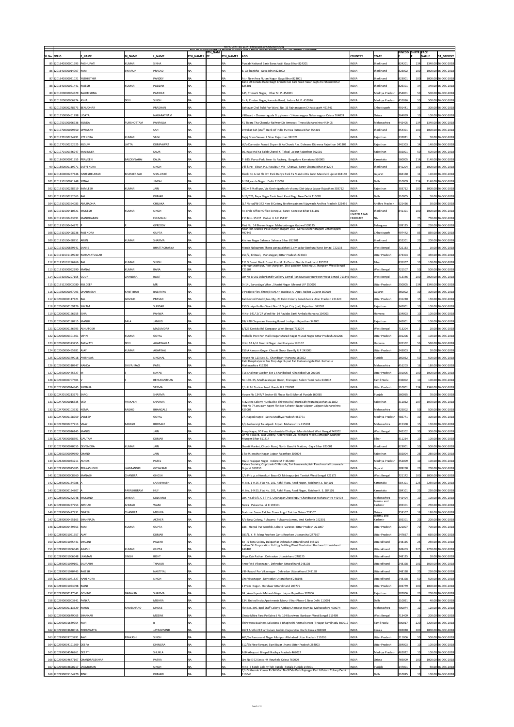NTPC LIMITED (CIN: L40101DL1975GOI007966)

LIST OF SHAREHOLDERS WHOSE SHARES HAVE BEEN TRANSFERRED TO IEPF AUTHORITY ACCOUNT

| Sl. No. | FOLIO | F_NAME | M_NAME | L_NAME | FTH_NAME1 | FTH_NAM E2 | FTH_NAME3 | ADD | COUNTRY | STATE | PINCOD E | SHRTR F | FACE VALUE | DT_DEPOSIT |
|---|---|---|---|---|---|---|---|---|---|---|---|---|---|---|
| 85 | 1201640300001693 | PASHUPATI | KUMAR | SINHA | NA | | NA | Punjab National Bank Barachatti Gaya Bihar 824201 | INDIA | Jharkhand | 824201 | 134 | 1340.00 | 26-DEC-2018 |
| 86 | 1201640300014907 | RAM | SWARUP | PRASAD | NA | | NA | 8, Golbagicha Gaya Bihar 823002 | INDIA | Jharkhand | 823002 | 100 | 1000.00 | 26-DEC-2018 |
| 87 | 1201640300021021 | YUDHISTHIR | | PANDEY | NA | | NA | At :- New Area Nutan Nagar Gaya Bihar 823001 | INDIA | Jharkhand | 823001 | 100 | 1000.00 | 26-DEC-2018 |
| 88 | 1201640300021441 | RAJESH | KUMAR | PODDAR | NA | | NA | Bank Of Borada Hazaribagh Branch Kali Bari Road Hazaribagh Jherkhand Bihar 825301 | INDIA | Jharkhand | 825301 | 34 | 340.00 | 26-DEC-2018 |
| 89 | 1201700000054329 | BALKRISHNA | | PATIDAR | NA | | NA | 145, Trimurti Nagar, Dhar M. P. 454001 | INDIA | Madhya Pradesh | 454001 | 50 | 500.00 | 26-DEC-2018 |
| 90 | 1201700000066974 | ASHA | DEVI | SINGH | NA | | NA | 6 - A, Chetan Nagar, Kanadia Road, Indore M. P. 452016 | INDIA | Madhya Pradesh | 452016 | 50 | 500.00 | 26-DEC-2018 |
| 91 | 1201750000248673 | BENUDHAR | | PRADHAN | NA | | NA | Baktavar Chal Tulsi Pur Ward. No. 16 Rajnandgaon Chhattisgarh 491441 | INDIA | Chhattisgarh | 491441 | 30 | 300.00 | 26-DEC-2018 |
| 92 | 1201750000451798 | UDATA | | NAGARATNAM | NA | | NA | Vill/ward - Chamuriaguda G.p./town - 1 Nowrangpur Nabarangpur Orissa 764059 | INDIA | Orissa | 764059 | 10 | 100.00 | 26-DEC-2018 |
| 93 | 1201750100026736 | KUNDA | PURSHOTTAM | PANPALIA | NA | | NA | 41 Tivara Tha Chandur Railway Dis Amravati Tivara Maharashtra 442405 | INDIA | Maharashtra | 442405 | 134 | 1340.00 | 26-DEC-2018 |
| 94 | 1201770000029650 | DIWAKAR | | SAH | NA | | NA | Diwakar Sah (staff) Bank Of India Purnea Purnea Bihar 854301 | INDIA | Jharkhand | 854301 | 100 | 1000.00 | 26-DEC-2018 |
| 95 | 1201770100234291 | JITENDRA | KUMAR | SAINI | NA | | NA | Bajaj Gram Sanwal I Sikar Rajasthan 332021 | INDIA | Rajasthan | 332021 | 5 | 50.00 | 26-DEC-2018 |
| 96 | 1201770100292525 | KUSUM | LATTA | KUMPAWAT | NA | | NA | W/o Damodar Prasad Shyam Ji Ka Chowk P.o. Didwana Didwana Rajasthan 341303 | INDIA | Rajasthan | 341303 | 14 | 140.00 | 26-DEC-2018 |
| 97 | 1201770100336247 | MALINDER | | KAUR | NA | | NA | 36, Raja Mal Ka Talab Chandi Ki Taksal Jaipur Rajasthan 302001 | INDIA | Rajasthan | 302001 | 50 | 500.00 | 26-DEC-2018 |
| 98 | 1201860000021355 | PRAVEEN | BALDEVSAHAI | KALIA | NA | | NA | T- 615, Purva Park, Near Itc Factory, Bangalore Karnataka 560005 | INDIA | Karnataka | 560005 | 214 | 2140.00 | 26-DEC-2018 |
| 99 | 1201860000119771 | SATYENDRA | | SINGH | NA | | NA | Vill & Po - Eksar, P.s. Rasulpur, Via - Chanwa, Saran Chapra Bihar 841204 | INDIA | Jharkhand | 841204 | 100 | 1000.00 | 26-DEC-2018 |
| 100 | 1201860000257846 | NARESHKUMAR | BHASKERRAO | SHALUNKE | NA | | NA | Block No A 1st Flr Om Park Dahya Park Ta Mandvi Dis Surat Mandvi Gujarat 384160 | INDIA | Gujarat | 384160 | 11 | 110.00 | 26-DEC-2018 |
| 101 | 1201910100071248 | SONAL | | JINDAL | NA | | NA | E-168,kamla Nagar Delhi 110009 | INDIA | Delhi | 110009 | 114 | 1140.00 | 26-DEC-2018 |
| 102 | 1201910100228719 | KAMLESH | KUMAR | JAIN | NA | | NA | 202,vill Malikpur, Via Govindgarh,teh-chomu Dist-jaipur Jaipur Rajasthan 303712 | INDIA | Rajasthan | 303712 | 100 | 1000.00 | 26-DEC-2018 |
| 103 | 1201910100282663 | RAJ | | KUMAR | NA | | NA | E-16/626, Bapa Nagar Tank Road Karol Bagh New Delhi 110005 | INDIA | Delhi | 110005 | 5 | 50.00 | 26-DEC-2018 |
| 104 | 1201910100364083 | ANURADHA | | CHILAKA | NA | | NA | Q / No-ud/id-372 New B Colony Ibrahimpatnam Vijaywada Andhra Pradesh 521456 | INDIA | Andhra Pradesh | 521456 | 3 | 30.00 | 26-DEC-2018 |
| 105 | 1201910100410521 | MUKESH | KUMAR | SINGH | NA | | NA | At-circle Officer Office Sonepur, Saran Sonepur Bihar 841101 | INDIA | Jharkhand | 841101 | 100 | 1000.00 | 26-DEC-2018 |
| 106 | 1201910100433391 | MANOHARAN | | ELUMALAI | NA | | NA | P O Box -15137 Dubai U A E 15137 | UNITED ARAB EMIRATES | NA | | 75 | 750.00 | 26-DEC-2018 |
| 107 | 1201910100434872 | P | R | GPREDDY | NA | | NA | Plot No. 14 Bheem Nagar Mahabubnagar Gadwal 509125 | INDIA | Telangana | 509125 | 25 | 250.00 | 26-DEC-2018 |
| 108 | 1201910100498236 | RAJENDRA | | GUPTA | NA | | NA | Near Jain Mandir Post Manendragarh Dist - Koreea Manendragarh Chhattisgarh 497442 | INDIA | Chhattisgarh | 497442 | 85 | 850.00 | 26-DEC-2018 |
| 109 | 1201910100498751 | ARUN | KUMAR | SHARMA | NA | | NA | Krishna Nagar Saharsa Saharsa Bihar 852201 | INDIA | Jharkhand | 852201 | 20 | 200.00 | 26-DEC-2018 |
| 110 | 1201910100869641 | SANJIB | | BHATTACHARYA | NA | | NA | Mouja Nabagram Thana-gangajalghati S.div-sadar Bankura West Bengal 722133 | INDIA | West Bengal | 722133 | 1 | 10.00 | 26-DEC-2018 |
| 111 | 1201910101129930 | RAHAMATULLAH | | | NA | | NA | 151/2, Bhitauli, Maharajganj Uttar Pradesh 273303 | INDIA | Uttar Pradesh | 273303 | 35 | 350.00 | 26-DEC-2018 |
| 112 | 1201910101296266 | RAJ | KUMAR | SINGH | NA | | NA | T V O Dumri Block Dumri Post & Ps Dumri Gumla Jharkhand 835207 | INDIA | Bihar | 835207 | 10 | 100.00 | 26-DEC-2018 |
| 113 | 1201910300092290 | MANAS | KUMAR | RANA | NA | | NA | Vill-raghunathpur, Post-jhargram, Dist-paschim Medinipur, Jhargram West Bengal 721507 | INDIA | West Bengal | 721507 | 50 | 500.00 | 26-DEC-2018 |
| 114 | 1201910300297155 | GOUR | CHANDRA | ROUT | NA | | NA | Qtr No D 002 Dalurbandh Colliery Compl Pandaveswar Burdwan West Bengal 713346 | INDIA | West Bengal | 713346 | 200 | 2000.00 | 26-DEC-2018 |
| 115 | 1201911200003080 | KULDEEP | | MR | NA | | NA | Di-14 , Sarvodaya Vihar , Shastri Nagar Meerut U P 250005 | INDIA | Uttar Pradesh | 250005 | 134 | 1340.00 | 26-DEC-2018 |
| 116 | 1201980000067093 | DHARMESH | KANTIBHAI | BABARIYA | NA | | NA | 9 Poojara Plot, Shreeji Kunj,nr-pracious A- Appt, Rajkot Gujarat 360002 | INDIA | Gujarat | 360002 | 30 | 300.00 | 26-DEC-2018 |
| 117 | 1202060000117821 | BAL | GOVIND | PRASAD | NA | | NA | Bal Govind Patel Q.No- Mg- 20 Kakri Colony Sonebhadra Uttar Pradesh 231220 | INDIA | Uttar Pradesh | 231220 | 15 | 150.00 | 26-DEC-2018 |
| 118 | 1202060000159176 | SHYAM | | SUNDAR | NA | | NA | 150 Siniyo Ka Bas Ward No- 11 Sojat City (pali) Rajasthan 342001 | INDIA | Rajasthan | 342001 | 10 | 100.00 | 26-DEC-2018 |
| 119 | 1202060000166255 | ISHA | | PAHWA | NA | | NA | H No- 641/ 2/ 27 Ward No- 14 Ravidas Basti Ambala Haryana 134003 | INDIA | Haryana | 134003 | 10 | 100.00 | 26-DEC-2018 |
| 120 | 1202060000180715 | MANJU | BALA | JANGID | NA | | NA | 18/ 428 Chopasani Housing Board Jodhpur Rajasthan 342001 | INDIA | Rajasthan | 342001 | 10 | 100.00 | 26-DEC-2018 |
| 121 | 1202060000186793 | ASHUTOSH | | MAZUMDAR | NA | | NA | 6/125 Kaniska Rd Durgapur West Bengal 713204 | INDIA | West Bengal | 713204 | 2 | 20.00 | 26-DEC-2018 |
| 122 | 1202060000301661 | VIPIN | KUMAR | GOYAL | NA | | NA | Mohalla Peet Pur Malik Nagar Murad Nagar Murad Nagar Uttar Pradesh 201206 | INDIA | Uttar Pradesh | 201206 | 10 | 100.00 | 26-DEC-2018 |
| 123 | 1202060000323755 | PARWATI | DEVI | AGARWALLA | NA | | NA | H No 62 A/ 6 Gandhi Nagar Jind Haryana 126102 | INDIA | Haryana | 126102 | 56 | 560.00 | 26-DEC-2018 |
| 124 | 1202060000495781 | AJAY | KUMAR | AGARWAL | NA | | NA | 159 A Kanoon Goyan Chouki Bhoor Bareilly U P 243003 | INDIA | Uttar Pradesh | 243003 | 1 | 10.00 | 26-DEC-2018 |
| 125 | 1202290000349018 | AVISHKAR | | SINGHAL | NA | | NA | House No 123 Sec 21 Chandigarh Haryana 160022 | INDIA | Punjab | 160022 | 50 | 500.00 | 26-DEC-2018 |
| 126 | 1202300000310747 | NANDA | SHIVAJIRAO | PATIL | NA | | NA | Patil Hospital,new Bus Stop A/p Hupari Tal. Hatkanangale Dist. Kolhapur Maharashtra 416203 | INDIA | Maharashtra | 416203 | 18 | 180.00 | 26-DEC-2018 |
| 127 | 1202300000465327 | M | S | NAYAK | NA | | NA | 716 Shalimar Garden Ext-1 Shahibabad Ghaziabad Up 201005 | INDIA | Uttar Pradesh | 201005 | 100 | 1000.00 | 26-DEC-2018 |
| 128 | 1202300000707404 | V | S | RENUKANTHAN | NA | | NA | No 130- B5, Madhavarayan Street, Shevapet, Salem Tamilnadu 636002 | INDIA | Tamil Nadu | 636002 | 10 | 100.00 | 26-DEC-2018 |
| 129 | 1202350000014345 | SHOBHA | | VERMA | NA | | NA | C/o U B I Station Road Banda U P 210001 | INDIA | Uttar Pradesh | 210001 | 134 | 1340.00 | 26-DEC-2018 |
| 130 | 1202420100213273 | SAROJ | | SHARMA | NA | | NA | House No 1347/7 Sector-65 Phase No Xi Mohali Punjab 160065 | INDIA | Punjab | 160065 | 7 | 70.00 | 26-DEC-2018 |
| 131 | 1202470000016535 | VED | PRAKASH | SHARMA | NA | | NA | A-82,zinc Colony Hurda,dist-bhilwara (raj) Hurda,bhilwara Rajasthan 311022 | INDIA | Rajasthan | 311022 | 107 | 1070.00 | 26-DEC-2018 |
| 132 | 1202470000103932 | NEMA | RAGHO | BHANGALE | NA | | NA | Plot No 74,anupam Apprt Flat No 4,shastri Nagar Jalgaon Jalgaon Maharashtra 425002 | INDIA | Maharashtra | 425002 | 50 | 500.00 | 26-DEC-2018 |
| 133 | 1202470000128759 | JAIDEEP | | GOYAL | NA | | NA | 27, Nagod.nagod Satna Madhya Pradesh 485771 | INDIA | Madhya Pradesh | 485771 | 30 | 300.00 | 26-DEC-2018 |
| 134 | 1202470000257719 | VIJAY | BABASO | BHOSALE | NA | | NA | A/p Nelkaranji Tal-atpadi Atpadi Maharashtra 415308 | INDIA | Maharashtra | 415308 | 15 | 150.00 | 26-DEC-2018 |
| 135 | 1202570000016145 | MANOJ | | JAIN | NA | | NA | Anup Nagar, 90 Para, Kanchantala Dhuliyan Murshidabad West Bengal 742202 | INDIA | West Bengal | 742202 | 30 | 300.00 | 26-DEC-2018 |
| 136 | 1202570000028391 | GAUTAM | | KUMAR | NA | | NA | Qr No : 683/d, East Colony, Albert Road, 21, Mkhana More, Jamalpur, Munger Munger Bihar 811214 | INDIA | Bihar | 811214 | 10 | 100.00 | 26-DEC-2018 |
| 137 | 1202570000070655 | DEVENDRA | KUMAR | JAIN | NA | | NA | Shanti Market, Church Road, North Gandhi Maidan, Gaya Bihar 823001 | INDIA | Jharkhand | 823001 | 50 | 500.00 | 26-DEC-2018 |
| 138 | 1202600200029690 | CHAND | | JAIN | NA | | NA | 1-ka-9 Jawahar Nagar Jaipur Rajasthan 302004 | INDIA | Rajasthan | 302004 | 28 | 280.00 | 26-DEC-2018 |
| 139 | 1202620000083211 | ASHOK | | PATEL | NA | | NA | 462-c Prajapat Nagar Indore M P 452009 | INDIA | Madhya Pradesh | 452009 | 10 | 100.00 | 26-DEC-2018 |
| 140 | 1202810000025385 | PRAKASHGIRI | LAXMANGIRI | GOSWAMI | NA | | NA | Palace Society, Opp.bank Of Baroda, Tal- Lunawada,dist- Panchmahal Lunawada Gujarat 389230 | INDIA | Gujarat | 389230 | 20 | 200.00 | 26-DEC-2018 |
| 141 | 1202880000008960 | MANASH | CHANDRA | GHOSH | NA | | NA | C/o Pnb ,p.o Nonakuri Bazar Dt Midnapur (e) Tamluk West Bengal 721172 | INDIA | West Bengal | 721172 | 100 | 1000.00 | 26-DEC-2018 |
| 142 | 1202890000134786 | A | | SARASWATHI | NA | | NA | H. No. 1-9-25, Flat No. 101, Akhil Plaza, Azad Nagar, Raichur K.s. 584101 | INDIA | Karnataka | 584101 | 225 | 2250.00 | 26-DEC-2018 |
| 143 | 1202890000134807 | A | PARASHURAM | HUF | NA | | NA | H. No. 1-9-25, Flat No. 101, Akhil Plaza, Azad Nagar, Raichur K. S. 584101 | INDIA | Karnataka | 584101 | 25 | 250.00 | 26-DEC-2018 |
| 144 | 1202890000242948 | MUKUND | DINKAR | KULKARNI | NA | | NA | Qtr. No.d-9/5, C S T P S, Urjanagar Chandrapur Chandrapur Maharashtra 442404 | INDIA | Maharashtra | 442404 | 10 | 100.00 | 26-DEC-2018 |
| 145 | 1202890000287753 | ARSHAD | AHMAD | WANI | NA | | NA | Newa Pulwama J & K 192301 | INDIA | Jammu and Kashmir | 192301 | 25 | 250.00 | 26-DEC-2018 |
| 146 | 1202890000427931 | DINESH | CHANDRA | MISHRA | NA | | NA | Brahman Sasan Talcher Town Angul Talcher Orissa 759107 | INDIA | Orissa | 759107 | 18 | 180.00 | 26-DEC-2018 |
| 147 | 1202890000455163 | SHAHNAZA | | AKTHER | NA | | NA | R/o New Colony, Pulwama Pulwama Jammu And Kashmir 192301 | INDIA | Jammu and Kashmir | 192301 | 20 | 200.00 | 26-DEC-2018 |
| 148 | 1202890000489353 | RAM | KUMAR | GUPTA | NA | | NA | 188 - Harpal Pur Aamshik, Lohata Varanasi Uttar Pradesh 221007 | INDIA | Uttar Pradesh | 221007 | 70 | 700.00 | 26-DEC-2018 |
| 149 | 1202890001061557 | AJAY | | KUMAR | NA | | NA | 383/1, Y. P. Marg Roorkee Cantt Roorkee Uttaranchal 247667 | INDIA | Uttar Pradesh | 247667 | 66 | 660.00 | 26-DEC-2018 |
| 150 | 1202890001065441 | SHALINI | | PAWAR | NA | | NA | Ee - 5 Tons Colony Dakpathar Dehradun Uttarakhand 248125 | INDIA | Uttarakhand | 248125 | 25 | 250.00 | 26-DEC-2018 |
| 151 | 1202890001066540 | AJNESH | KUMAR | GUPTA | NA | | NA | Indian Oil Corporation Ltd Lpg Bottling Plant Bhadrabad Hardwar Uttarakhand 249403 | INDIA | Uttarakhand | 249403 | 225 | 2250.00 | 26-DEC-2018 |
| 152 | 1202890001066648 | LAXMAN | SINGH | BISHT | NA | | NA | Nhpc Dak Pathar . Dehradun Uttarakhand 248125 | INDIA | Uttarakhand | 248125 | 1 | 10.00 | 26-DEC-2018 |
| 153 | 1202890001069161 | SAURABH | | THAKUR | NA | | NA | Annefield Vikasnagar . Dehradun Uttarakhand 248198 | INDIA | Uttarakhand | 248198 | 101 | 1010.00 | 26-DEC-2018 |
| 154 | 1202890001070443 | RAJESH | | NAUTIYAL | NA | | NA | Vill- Rasool Pur Vikasnagar . Dehradun Uttarakhand 248198 | INDIA | Uttarakhand | 248198 | 25 | 250.00 | 26-DEC-2018 |
| 155 | 1202890001071827 | NARENDRA | | SINGH | NA | | NA | Chc Vikasnagar . Dehradun Uttarakhand 248198 | INDIA | Uttarakhand | 248198 | 50 | 500.00 | 26-DEC-2018 |
| 156 | 1202890001073098 | RAJNI | | | NA | | NA | 1 Prem Nagar . Haridwar Uttarakhand 203779 | INDIA | Uttarakhand | 203779 | 100 | 1000.00 | 26-DEC-2018 |
| 157 | 1202920000117541 | GOVIND | NARAYAN | SHARMA | NA | | NA | 74 , Awadhpuri-i Mahesh Nagar Jaipur Rajasthan 302006 | INDIA | Rajasthan | 302006 | 20 | 200.00 | 26-DEC-2018 |
| 158 | 1202990000003841 | PANKAJ | | MISHRA | NA | | NA | 134, United India Apartments Mayur Vihar Phase-1 New Delhi 110091 | INDIA | Delhi | 110091 | 4 | 40.00 | 26-DEC-2018 |
| 159 | 1202990000113629 | RAHUL | RAMESHRAO | DHOKE | NA | | NA | Flat No. 395, Bpcl Staff Colony Ajitbag Chembur Mumbai Maharashtra 400074 | INDIA | Maharashtra | 400074 | 12 | 120.00 | 26-DEC-2018 |
| 160 | 1202990000649065 | SHANKAR | | MODAK | NA | | NA | Choto Mitra Para Po Kalna I No 164 Burdwan Burdwan West Bengal 713409 | INDIA | West Bengal | 713409 | 20 | 200.00 | 26-DEC-2018 |
| 161 | 1202990001689754 | RAVI | | B | NA | | NA | Thirdwaru Business Solutions 6 Bhagirathi Ammal Street T Nagar Tamilnadu 600017 | INDIA | Tamil Nadu | 600017 | 220 | 2200.00 | 26-DEC-2018 |
| 162 | 1202990003640016 | PODUVATTIL | | JAYAGOVIND | NA | | NA | 2673 Arathi 28 Elamkulam Kochin Corporation Kochi Kerala 682020 | INDIA | Kerala | 682020 | 100 | 1000.00 | 26-DEC-2018 |
| 163 | 1202990003703291 | RAVI | PRAKASH | SINGH | NA | | NA | 461/3e Ramanand Nagar Allahpur Allahabad Uttar Pradesh 211006 | INDIA | Uttar Pradesh | 211006 | 50 | 500.00 | 26-DEC-2018 |
| 164 | 1202990004191609 | DEEPA | | DHINGRA | NA | | NA | 512/3b New Roygarj Sipri Bazar Jhansi Uttar Pradesh 284003 | INDIA | Uttar Pradesh | 284003 | 10 | 100.00 | 26-DEC-2018 |
| 165 | 1202990004546261 | DEEPTI | | SHUKLA | NA | | NA | A 84 Alkapuri Bhopal Madhya Pradesh 462022 | INDIA | Madhya Pradesh | 462022 | 10 | 100.00 | 26-DEC-2018 |
| 166 | 1202990004647167 | CHANDRASEKHAR | | PATRA | NA | | NA | Qrs No E 92 Sector 9 Rourkela Orissa 769009 | INDIA | Orissa | 769009 | 100 | 1000.00 | 26-DEC-2018 |
| 167 | 1202990004890217 | JAGMOHAN | | SINGH | NA | | NA | H No 5 Fateh Colony Teh Patiala Patiala Punjab 147001 | INDIA | Punjab | 147001 | 5 | 50.00 | 26-DEC-2018 |
| 168 | 1202990005154270 | RINKI | | KUMARI | NA | | NA | C/o Shibendu Kumar Rz 941 Gali No 9 Dda Park Rajnagar Part Ii Palam Colony Delhi 110045 | INDIA | Delhi | 110045 | 10 | 100.00 | 26-DEC-2018 |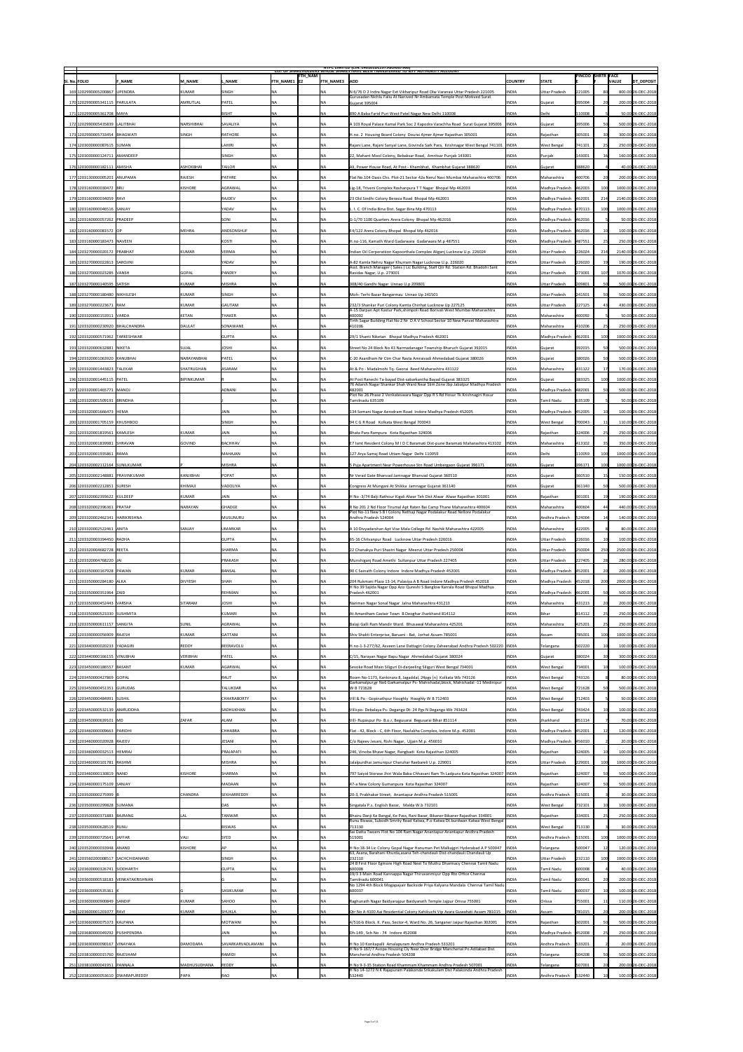NTPC LIMITED (CIN: L40101DL1975GOI007966)

LIST OF SHAREHOLDERS WHOSE SHARES HAVE BEEN TRANSFERRED TO IEPF AUTHORITY ACCOUNT

| Sl. No. | FOLIO | F_NAME | M_NAME | L_NAME | FTH_NAME1 | FTH_NAME2 | FTH_NAME3 | ADD | COUNTRY | STATE | PINCODE | SHARES | FACE VALUE | DT_DEPOSIT |
|---|---|---|---|---|---|---|---|---|---|---|---|---|---|---|
| 169 | 1202990005200867 | UPENDRA | KUMAR | SINGH | NA | | NA | N 6/76 D 2 Indra Nagar Ext Vikhanpur Road Diw Varanasi Uttar Pradesh 221005 | INDIA | Uttar Pradesh | 221005 | 80 | 800.00 | 26-DEC-2018 |
| 170 | 1202990005341115 | PARULATA | AMRUTLAL | PATEL | NA | | NA | Gurusedan Nichlu Faliu At Nanived Nr Ambamata Temple Post Motived Surat Gujarat 395004 | INDIA | Gujarat | 395004 | 20 | 200.00 | 26-DEC-2018 |
| 171 | 1202990005361708 | MAYA | | BISHT | NA | | NA | 890 A Baba Farid Puri West Patel Nagar New Delhi 110008 | INDIA | Delhi | 110008 | 5 | 50.00 | 26-DEC-2018 |
| 172 | 1202990005435839 | LALITBHAI | NARSHIBHAI | SAVALIYA | NA | | NA | A 103 Royal Palace Kamal Park Soc 2 Kapodra Varachha Road Surat Gujarat 395006 | INDIA | Gujarat | 395006 | 50 | 500.00 | 26-DEC-2018 |
| 173 | 1202990005733454 | BHAGWATI | SINGH | RATHORE | NA | | NA | H.no. 2 Housing Board Colony Dourai Ajmer Ajmer Rajasthan 305001 | INDIA | Rajasthan | 305001 | 30 | 300.00 | 26-DEC-2018 |
| 174 | 1203000000087615 | SUMAN | | LAHIRI | NA | | NA | Rajani Lane, Rajani Sanyal Lane, Govinda Sark Para, Krishnagar West Bengal 741101 | INDIA | West Bengal | 741101 | 25 | 250.00 | 26-DEC-2018 |
| 175 | 1203000000124711 | AMANDEEP | | SINGH | NA | | NA | 22, Mahant Mool Colony, Bebeksar Road, Amritsar Punjab 143001 | INDIA | Punjab | 143001 | 16 | 160.00 | 26-DEC-2018 |
| 176 | 1203000000182111 | AMISHA | ASHOKBHAI | TAILOR | NA | | NA | A3, Power House Road, At Post - Khambhat, Khambhat Gujarat 388620 | INDIA | Gujarat | 388620 | 4 | 40.00 | 26-DEC-2018 |
| 177 | 1203130000005201 | ANUPAMA | RAJESH | PATHRE | NA | | NA | Flat No.104 Oasis Chs. Plot-21 Sector 42a Nerul Navi Mumbai Maharashtra 400706 | INDIA | Maharashtra | 400706 | 20 | 200.00 | 26-DEC-2018 |
| 178 | 1203160000030472 | BRIJ | KISHORE | AGRAWAL | NA | | NA | Lig-18, Triveni Complex Roshanpura T T Nagar Bhopal Mp 462003 | INDIA | Madhya Pradesh | 462003 | 100 | 1000.00 | 26-DEC-2018 |
| 179 | 1203160000034059 | RAVI | | RAJDEV | NA | | NA | 23 Old Sindhi Colony Berasia Road Bhopal Mp 462001 | INDIA | Madhya Pradesh | 462001 | 214 | 2140.00 | 26-DEC-2018 |
| 180 | 1203160000046516 | SANJAY | | YADAV | NA | | NA | L. I. C. Of India Bina Dist. Sagar Bina Mp 470113 | INDIA | Madhya Pradesh | 470113 | 100 | 1000.00 | 26-DEC-2018 |
| 181 | 1203160000057262 | PRADEEP | | SONI | NA | | NA | G-1/70 1100 Quarters Arera Colony Bhopal Mp 462016 | INDIA | Madhya Pradesh | 462016 | 5 | 50.00 | 26-DEC-2018 |
| 182 | 1203160000081572 | OP | MEHRA | ANDSONSHUF | NA | | NA | E4/122 Arera Colony Bhopal Bhopal Mp 462016 | INDIA | Madhya Pradesh | 462016 | 10 | 100.00 | 26-DEC-2018 |
| 183 | 1203160000183473 | NAVEEN | | KOSTI | NA | | NA | H.no-116, Kamath Ward Gadarwara Gadarwara M.p 487551 | INDIA | Madhya Pradesh | 487551 | 25 | 250.00 | 26-DEC-2018 |
| 184 | 1203270000020172 | PRABHAT | KUMAR | VERMA | NA | | NA | Indian Oil Corporation Kapoorthala Complex Aliganj Lucknow U.p. 226024 | INDIA | Uttar Pradesh | 226024 | 214 | 2140.00 | 26-DEC-2018 |
| 185 | 1203270000022813 | SAROJINI | | YADAV | NA | | NA | A-82 Kamla Nehru Nagar Khurram Nagar Lucknow U.p. 226020 | INDIA | Uttar Pradesh | 226020 | 19 | 190.00 | 26-DEC-2018 |
| 186 | 1203270000023285 | VANSH | GOPAL | PANDEY | NA | | NA | Asst. Branch Manager ( Sales ) Lic Building, Staff Qtr Rd. Station Rd. Bhadohi Sant Ravidas Nagar, U.p. 273001 | INDIA | Uttar Pradesh | 273001 | 107 | 1070.00 | 26-DEC-2018 |
| 187 | 1203270000140595 | SATISH | KUMAR | MISHRA | NA | | NA | 308/40 Gandhi Nagar Unnao U.p 209801 | INDIA | Uttar Pradesh | 209801 | 50 | 500.00 | 26-DEC-2018 |
| 188 | 1203270000180480 | NIKHILESH | KUMAR | SINGH | NA | | NA | Moh- Terhi Bazar Bangarmau Unnao Up 241501 | INDIA | Uttar Pradesh | 241501 | 50 | 500.00 | 26-DEC-2018 |
| 189 | 1203270000223671 | RAM | KUMAR | GAUTAM | NA | | NA | 232/3 Shankar Puri Colony Kamta Chinhat Lucknow Up 227125 | INDIA | Uttar Pradesh | 227125 | 43 | 430.00 | 26-DEC-2018 |
| 190 | 1203320000153911 | VARDA | KETAN | THAKER | NA | | NA | A-15 Sarpan Apt Kastur Park,shimpoli Road Borivali West Mumbai Maharashtra 400092 | INDIA | Maharashtra | 400092 | 5 | 50.00 | 26-DEC-2018 |
| 191 | 1203320000230920 | BHALCHANDRA | DAULAT | SONAWANE | NA | | NA | Tirth Sagar Building Flat No 2 Nr D A V School Sector 10 New Panvel Maharashtra 410206 | INDIA | Maharashtra | 410206 | 25 | 250.00 | 26-DEC-2018 |
| 192 | 1203320000571962 | TARKESHWAR | | GUPTA | NA | | NA | 29/1 Shanti Niketan Bhopal Madhya Pradesh 462001 | INDIA | Madhya Pradesh | 462001 | 100 | 1000.00 | 26-DEC-2018 |
| 193 | 1203320000632881 | NIKETA | SUJAL | JOSHI | NA | | NA | Street No 24 Block No 43 Narmadanagar Township Bharuch Gujarat 392015 | INDIA | Gujarat | 392015 | 50 | 500.00 | 26-DEC-2018 |
| 194 | 1203320001063920 | KANUBHAI | NARAYANBHAI | PATEL | NA | | NA | C-20 Asardham Nr Ctm Char Rasta Amraivadi Ahmedabad Gujarat 380026 | INDIA | Gujarat | 380026 | 50 | 500.00 | 26-DEC-2018 |
| 195 | 1203320001443823 | TALEKAR | SHATRUGHAN | ASARAM | NA | | NA | At & Po - Madalmohi Tq- Georai Beed Maharashtra 431122 | INDIA | Maharashtra | 431122 | 17 | 170.00 | 26-DEC-2018 |
| 196 | 1203320001445115 | PATEL | BIPINKUMAR | R | NA | | NA | At Post Ranechi Ta-bayad Dist-sabarkantha Bayad Gujarat 383325 | INDIA | Gujarat | 383325 | 100 | 1000.00 | 26-DEC-2018 |
| 197 | 1203320001465771 | MANOJ | | ADNANI | NA | | NA | 76 Adarsh Nagar Shankar Shah Ward Near Stm Zone Jbp Jabalpur Madhya Pradesh 482001 | INDIA | Madhya Pradesh | 482001 | 50 | 500.00 | 26-DEC-2018 |
| 198 | 1203320001509191 | BRINDHA | | J | NA | | NA | Plot No 26 Phase 2 Venkateswara Nagar Opp R S Rd Hosur Tk Krishnagiri Hosur Tamilnadu 635109 | INDIA | Tamil Nadu | 635109 | 5 | 50.00 | 26-DEC-2018 |
| 199 | 1203320001666473 | HEMA | | JAIN | NA | | NA | 134 Somani Nagar Aerodram Road Indore Madhya Pradesh 452005 | INDIA | Madhya Pradesh | 452005 | 10 | 100.00 | 26-DEC-2018 |
| 200 | 1203320001705159 | KHUSHBOO | | SINGH | NA | | NA | 94 C G R Road Kolkata West Bengal 700043 | INDIA | West Bengal | 700043 | 11 | 110.00 | 26-DEC-2018 |
| 201 | 1203320001819561 | KAMLESH | KUMAR | JAIN | NA | | NA | Bhata Para Rampura Kota Rajasthan 324006 | INDIA | Rajasthan | 324006 | 25 | 250.00 | 26-DEC-2018 |
| 202 | 1203320001839981 | SHRAVAN | GOVIND | BACHHAV | NA | | NA | E7 Ismt Resident Colony M I D C Baramati Dist-pune Baramati Maharashtra 413102 | INDIA | Maharashtra | 413102 | 35 | 350.00 | 26-DEC-2018 |
| 203 | 1203320001935861 | RAMA | | MAHAJAN | NA | | NA | 127 Arya Samaj Road Uttam Nagar Delhi 110059 | INDIA | Delhi | 110059 | 100 | 1000.00 | 26-DEC-2018 |
| 204 | 1203320002112164 | SUNILKUMAR | P | MISHRA | NA | | NA | 5 Puja Apartment Near Powerhouse Stn Road Umbergaon Gujarat 396171 | INDIA | Gujarat | 396171 | 100 | 1000.00 | 26-DEC-2018 |
| 205 | 1203320002148881 | PRAVINKUMAR | KANJIBHAI | POPAT | NA | | NA | Nr Verad Gate Bhanvad Jamnagar Bhanvad Gujarat 360510 | INDIA | Gujarat | 360510 | 15 | 150.00 | 26-DEC-2018 |
| 206 | 1203320002212851 | SURESH | KHIMAJI | VADOLIYA | NA | | NA | Congress At Mungani At Shikka Jamnagar Gujarat 361140 | INDIA | Gujarat | 361140 | 50 | 500.00 | 26-DEC-2018 |
| 207 | 1203320002393622 | KULDEEP | KUMAR | JAIN | NA | | NA | H No -3/74 Balji Rathour Kigali Alwar Teh Dist Alwar Alwar Rajasthan 301001 | INDIA | Rajasthan | 301001 | 19 | 190.00 | 26-DEC-2018 |
| 208 | 1203320002396361 | PRATAP | NARAYAN | GHADGE | NA | | NA | R No 201 2 Nd Floor Tirumal Apt Raten Bai Camp Thane Maharashtra 400604 | INDIA | Maharashtra | 400604 | 44 | 440.00 | 26-DEC-2018 |
| 209 | 1203320002462341 | HARIKRISHNA | | MUSUNURU | NA | | NA | Plot No-11 New S B I Colony Nethaji Nagar Podalakur Road Nellore Podalakur Andhra Pradesh 524004 | INDIA | Andhra Pradesh | 524004 | 14 | 140.00 | 26-DEC-2018 |
| 210 | 1203320002522461 | ANITA | SANJAY | UMARKAR | NA | | NA | A 10 Divyadarshan Apt Vise Mala College Rd Nashik Maharashtra 422005 | INDIA | Maharashtra | 422005 | 8 | 80.00 | 26-DEC-2018 |
| 211 | 1203320003394450 | RADHA | | GUPTA | NA | | NA | 65-16 Chitvanpur Road Lucknow Uttar Pradesh 226016 | INDIA | Uttar Pradesh | 226016 | 10 | 100.00 | 26-DEC-2018 |
| 212 | 1203320004682728 | REETA | | SHARMA | NA | | NA | 22 Chanakya Puri Shastri Nagar Meerut Uttar Pradesh 250004 | INDIA | Uttar Pradesh | 250004 | 250 | 2500.00 | 26-DEC-2018 |
| 213 | 1203320004768220 | JAI | | PRAKASH | NA | | NA | Munshiganj Road Amethi Sultanpur Uttar Pradesh 227405 | INDIA | Uttar Pradesh | 227405 | 28 | 280.00 | 26-DEC-2018 |
| 214 | 1203350000167928 | PAWAN | KUMAR | BANSAL | NA | | NA | 90 C Sainath Colony Indore Indore Madhya Pradesh 452001 | INDIA | Madhya Pradesh | 452001 | 20 | 200.00 | 26-DEC-2018 |
| 215 | 1203350000284180 | ALKA | DIVYESH | SHAH | NA | | NA | 204 Rukmani Plaza 13-14, Palasiya A B Road Indore Madhya Pradesh 452018 | INDIA | Madhya Pradesh | 452018 | 200 | 2000.00 | 26-DEC-2018 |
| 216 | 1203350000351964 | ZAID | | REHMAN | NA | | NA | H No 39 Sajida Nagar Opp Aziz Qureshi S Banglow Karnala Road Bhopal Madhya Pradesh 462001 | INDIA | Madhya Pradesh | 462001 | 50 | 500.00 | 26-DEC-2018 |
| 217 | 1203350000452443 | VARSHA | SITARAM | JOSHI | NA | | NA | Nariman Nagar Sonal Nagar Jalna Maharashtra 431213 | INDIA | Maharashtra | 431213 | 20 | 200.00 | 26-DEC-2018 |
| 218 | 1203350000523330 | SUSHMITA | | KUMARI | NA | | NA | At Amardham Castair Town B Deoghar Jharkhand 814112 | INDIA | Bihar | 814112 | 25 | 250.00 | 26-DEC-2018 |
| 219 | 1203350000611157 | SANGITA | SUNIL | AGRAWAL | NA | | NA | Balaji Galli Ram Mandir Ward. Bhusawal Maharashtra 425201 | INDIA | Maharashtra | 425201 | 25 | 250.00 | 26-DEC-2018 |
| 220 | 1203390000056909 | RAJESH | KUMAR | GATTANI | NA | | NA | Shiv Shakti Enterprise, Baruani - Bat, Jorhat Assam 785001 | INDIA | Assam | 785001 | 100 | 1000.00 | 26-DEC-2018 |
| 221 | 1203440000020233 | YADAGIRI | REDDY | BEERAVOLU | NA | | NA | H.no-1-3-277/62, Asveen Lane Dattagiri Colony Zaheerabad Andhra Pradesh 502220 | INDIA | Telangana | 502220 | 10 | 100.00 | 26-DEC-2018 |
| 222 | 1203440000166155 | VINUBHAI | VERIBHAI | PATEL | NA | | NA | C/15, Narayan Nagar Bapu Nagar Ahmedabad Gujarat 380024 | INDIA | Gujarat | 380024 | 30 | 300.00 | 26-DEC-2018 |
| 223 | 1203450000188557 | BASANT | KUMAR | AGARWAL | NA | | NA | Sevoke Road Main Siliguri Di-darjeeling Siliguri West Bengal 734001 | INDIA | West Bengal | 734001 | 10 | 100.00 | 26-DEC-2018 |
| 224 | 1203450000427869 | GOPAL | | RAUT | NA | | NA | Room No-1173, Kankinara 8, Jagaddal, 24pgs (n) Kolkata Wb 743126 | INDIA | West Bengal | 743126 | 8 | 80.00 | 26-DEC-2018 |
| 225 | 1203450000451351 | GURUDAS | | TALUKDAR | NA | | NA | Garkamalpur(gr No6 Garkamalpur Po- Mahishadal,block, Mahishadal -11 Mednipur W B 721628 | INDIA | West Bengal | 721628 | 50 | 500.00 | 26-DEC-2018 |
| 226 | 1203450000484991 | SUSHIL | | CHAKRABORTY | NA | | NA | Vill & Po - Gopinathpur Hooghly Hooghly W B 712403 | INDIA | West Bengal | 712403 | 5 | 50.00 | 26-DEC-2018 |
| 227 | 1203450000532139 | ANIRUDDHA | | SADHUKHAN | NA | | NA | Vill+po- Debalaya Ps- Deganga Dt- 24 Pgs N Deganga Wb 743424 | INDIA | West Bengal | 743424 | 10 | 100.00 | 26-DEC-2018 |
| 228 | 1203450000639101 | MD | ZAFAR | ALAM | NA | | NA | Vill- Rupaspur Po- B.o.r, Begusarai Begusarai Bihar 851114 | INDIA | Jharkhand | 851114 | 7 | 70.00 | 26-DEC-2018 |
| 229 | 1203460000009663 | PARIDHI | | CHHABRA | NA | | NA | Flat - 42, Block - C, 6th Floor, Navlakha Complex, Indore M.p. 452001 | INDIA | Madhya Pradesh | 452001 | 12 | 120.00 | 26-DEC-2018 |
| 230 | 1203460000020928 | RAJEEV | | JESANI | NA | | NA | C/o Rajeev Jesani, Rishi Nagar, Ujjain M.p. 456010 | INDIA | Madhya Pradesh | 456010 | 2 | 20.00 | 26-DEC-2018 |
| 231 | 1203460000032513 | HEMRAJ | | PRAJAPATI | NA | | NA | 246, Vinoba Bhave Nagar, Rangbadi Kota Rajasthan 324005 | INDIA | Rajasthan | 324005 | 10 | 100.00 | 26-DEC-2018 |
| 232 | 1203460000101781 | RASHMI | | MISHRA | NA | | NA | Jalalpurdhai Jamunipur Chanuhar Raebareli U.p. 229001 | INDIA | Uttar Pradesh | 229001 | 100 | 1000.00 | 26-DEC-2018 |
| 233 | 1203460000130819 | NAND | KISHORE | SHARMA | NA | | NA | 797 Saiyid Storase Jhiri Wala Baba Chhavani Ram Th Ladpura Kota Rajasthan 324007 | INDIA | Rajasthan | 324007 | 50 | 500.00 | 26-DEC-2018 |
| 234 | 1203460000175109 | SANJAY | | MADAAN | NA | | NA | 47-a New Colony Gumanpura Kota Rajasthan 324007 | INDIA | Rajasthan | 324007 | 50 | 500.00 | 26-DEC-2018 |
| 235 | 1203500000275999 | B | CHANDRA | SEKHARREDDY | NA | | NA | 20-3, Prabhakar Street, Anantapur Andhra Pradesh 515001 | INDIA | Andhra Pradesh | 515001 | 3 | 30.00 | 26-DEC-2018 |
| 236 | 1203500000299828 | SUMANA | | DAS | NA | | NA | Singatala P.s. English Bazar, Malda W.b 732101 | INDIA | West Bengal | 732101 | 10 | 100.00 | 26-DEC-2018 |
| 237 | 1203500000371883 | BAJRANG | LAL | TANWAR | NA | | NA | Bhairu Darji Ke Bangal, Ke Pass, Rani Bazar, Bikaner Bikaner Rajasthan 334001 | INDIA | Rajasthan | 334001 | 25 | 250.00 | 26-DEC-2018 |
| 238 | 1203500000628519 | RUNU | | BISWAS | NA | | NA | Runu Biswas, Subodh Smrity Road Katwa, P.o Katwa Dt.burdwan Katwa West Bengal 713130 | INDIA | West Bengal | 713130 | 3 | 30.00 | 26-DEC-2018 |
| 239 | 1203500000725641 | JAFFAR | VALI | SYED | NA | | NA | Sai Datta Twoers Flot No 104 Ram Nagar Anantapur Anantapur Andhra Pradesh 515001 | INDIA | Andhra Pradesh | 515001 | 100 | 1000.00 | 26-DEC-2018 |
| 240 | 1203520000033948 | ANAND | KISHORE | AP | NA | | NA | H No 18-34 Lic Colony Gopal Nagar Hanuman Pet Malkajgiri Hyderabad A P 500047 | INDIA | Telangana | 500047 | 12 | 120.00 | 26-DEC-2018 |
| 241 | 1203560200008517 | SACHCHIDANAND | | SINGH | NA | | NA | 63, Asana, Barahani Khurda,asana Teh-chandauli Dist-chandauli Chandauli Up 232110 | INDIA | Uttar Pradesh | 232110 | 100 | 1000.00 | 26-DEC-2018 |
| 242 | 1203600000326741 | SIDDHARTH | | GUPTA | NA | | NA | 24 B First Floor Egmore High Road Next To Muthu Dharmacy Chennai Tamil Nadu 600008 | INDIA | Tamil Nadu | 600008 | 4 | 40.00 | 26-DEC-2018 |
| 243 | 1203600000518183 | VENKATAKRISHNAN | | G | NA | | NA | 19/3 3 Main Road Kannappa Nagar Thiruvanmiyur Opp Rto Office Chennai Tamilnadu 600041 | INDIA | Tamil Nadu | 600041 | 20 | 200.00 | 26-DEC-2018 |
| 244 | 1203600000535361 | K | | SASIKUMAR | NA | | NA | No 1294 4th Block Mogappayair Backside Priya Kalyana Mandala Chennai Tamil Nadu 600037 | INDIA | Tamil Nadu | 600037 | 10 | 100.00 | 26-DEC-2018 |
| 245 | 1203600000900849 | SANDIP | KUMAR | SAHOO | NA | | NA | Raghunath Nagar Baidyarajpur Baidyanath Temple Jajpur Orissa 755001 | INDIA | Orissa | 755001 | 11 | 110.00 | 26-DEC-2018 |
| 246 | 1203600001203077 | RAVI | KUMAR | SHUKLA | NA | | NA | Qtr No A 4100 Aai Residential Colony Kahilcchi Vip Azara Guwahati Assam 781015 | INDIA | Assam | 781015 | 20 | 200.00 | 26-DEC-2018 |
| 247 | 1203660000075373 | KALPANA | | MOTWANI | NA | | NA | A/516-b Block. K. Pass, Sector-4, Ward No. 26, Sanganer Jaipur Rajasthan 302001 | INDIA | Rajasthan | 302001 | 50 | 500.00 | 26-DEC-2018 |
| 248 | 1203680000049292 | PUSHPENDRA | | JAIN | NA | | NA | Dh-149 , Sch No - 74 Indore 452008 | INDIA | Madhya Pradesh | 452008 | 25 | 250.00 | 26-DEC-2018 |
| 249 | 1203690000090167 | VINAYAKA | DAMODARA | SAVARKARVADLAMANI | NA | | NA | H No 10 Konkapalli Amalapuram Andhra Pradesh 533201 | INDIA | Andhra Pradesh | 533201 | 2 | 20.00 | 26-DEC-2018 |
| 250 | 1203810000015760 | RAJESHAM | | RAMIDI | NA | | NA | H No 9-167/7 Avopa Housing Cly Near Over Bridge Mancherial Po Adilabad Dist Mancherial Andhra Pradesh 504208 | INDIA | Telangana | 504208 | 50 | 500.00 | 26-DEC-2018 |
| 251 | 1203810000041951 | PANNALA | MADHUSUDHANA | REDDY | NA | | NA | H No 9-3-35 Station Road Khammam Khammam Andhra Pradesh 507001 | INDIA | Telangana | 507001 | 20 | 200.00 | 26-DEC-2018 |
| 252 | 1203810000053610 | DWARAPUREDDY | PAPA | RAO | NA | | NA | H No 14-1272 N K Rajapuram Palakonda Srikakulam Dist Palakonda Andhra Pradesh 532440 | INDIA | Andhra Pradesh | 532440 | 10 | 100.00 | 26-DEC-2018 |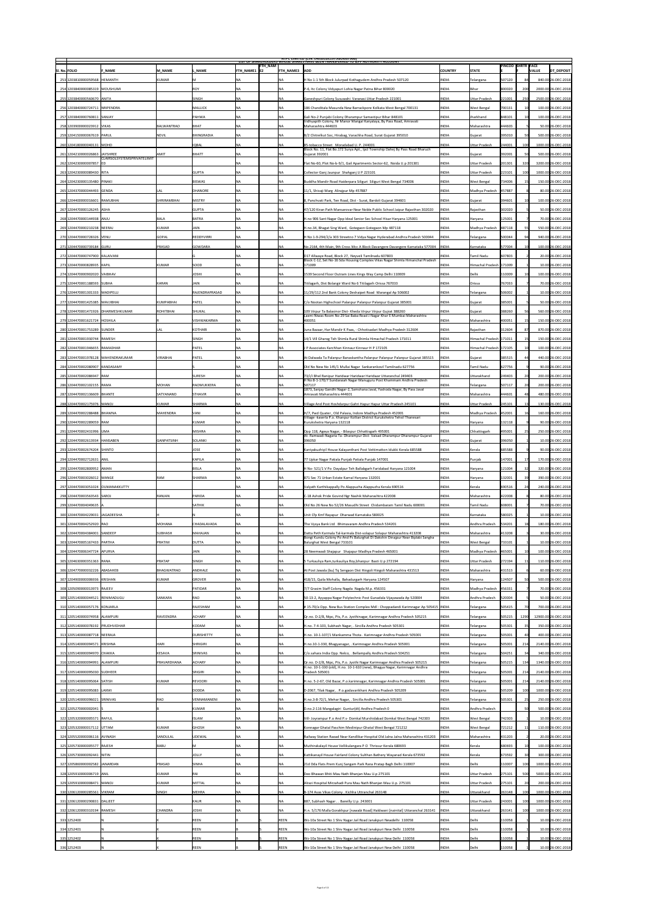NTPC LIMITED (CIN: L40101DL1975GOI007966)

LIST OF SHAREHOLDERS WHOSE SHARES HAVE BEEN TRANSFERRED TO IEPF AUTHORITY ACCOUNT

| Sl. No. | FOLIO | F_NAME | M_NAME | L_NAME | FTH_NAME1 | FTH_NAM E2 | FTH_NAME3 | ADD | COUNTRY | STATE | PINCOD E | SHRTR | FACE VALUE | DT_DEPOSIT |
|---|---|---|---|---|---|---|---|---|---|---|---|---|---|---|
| 253 | 1203810000059568 | HEMANTH | KUMAR | M | NA | | NA | H No 1-1 5th Block Julurpad Kothagudem Andhra Pradesh 507120 | INDIA | Telangana | 507120 | 84 | 840.00 | 26-DEC-2018 |
| 254 | 1203840000085319 | MOUSHUMI | | ROY | NA | | NA | P-6, Itc Colony Vidyapuri Lohia Nagar Patna Bihar 800020 | INDIA | Bihar | 800020 | 200 | 2000.00 | 26-DEC-2018 |
| 255 | 1203840000560670 | ANITA | | SINGH | NA | | NA | Ganeshpuri Colony Susuwahi Varanasi Uttar Pradesh 221001 | INDIA | Uttar Pradesh | 221001 | 250 | 2500.00 | 26-DEC-2018 |
| 256 | 1203840000724711 | NRIPENDRA | | MALLICK | NA | | NA | 186 Chanditala Mausnda New Barrackpore Kolkata West Bengal 700131 | INDIA | West Bengal | 700131 | 10 | 100.00 | 26-DEC-2018 |
| 257 | 1203840000760811 | SANJAY | | PAHWA | NA | | NA | Gali No-2 Punjabi Colony Dharampur Samastipur Bihar 848101 | INDIA | Jharkhand | 848101 | 10 | 100.00 | 26-DEC-2018 |
| 258 | 1203900000023912 | VIKAS | BALWANTRAO | BHAT | NA | | NA | Vidhyapith Colony, Nr Manor Mangal Karyalaya, By Pass Road, Amravati Maharashtra 444603 | INDIA | Maharashtra | 444603 | 5 | 50.00 | 26-DEC-2018 |
| 259 | 1204150000067619 | PARUL | NEVIL | BHINGRADIA | NA | | NA | B/2 Chitrelkut Soc, Hirabag, Varachha Road, Surat Gujarat 395010 | INDIA | Gujarat | 395010 | 50 | 500.00 | 26-DEC-2018 |
| 260 | 1204180000040131 | MOHD | | IQBAL | NA | | NA | 85-tobacco Street , Moradabad U. P. 244001 | INDIA | Uttar Pradesh | 244001 | 100 | 1000.00 | 26-DEC-2018 |
| 261 | 1204210000026863 | JAYSHREE | AMIT | BHATT | NA | | NA | Block No. 11, Flat No.172 Surya Apt., Ipcl Township Dahej By Pass Road Bharuch Gujarat 392001 | INDIA | Gujarat | 392001 | 50 | 500.00 | 26-DEC-2018 |
| 262 | 1204230000007857 | ED | CLARISOLSYSTEMSPRIVATELIMIT | | NA | | NA | Flat No-60, Plot No-b-9/1, Gail Apartments Sector-62, Noida U.p 201301 | INDIA | Uttar Pradesh | 201301 | 320 | 3200.00 | 26-DEC-2018 |
| 263 | 1204230000089430 | RITA | | GUPTA | NA | | NA | Collector Ganj Jaunpur Shahganj U P 223101 | INDIA | Uttar Pradesh | 223101 | 100 | 1000.00 | 26-DEC-2018 |
| 264 | 1204230000135480 | PINAKI | | BISWAS | NA | | NA | Buddha Mandir Road Haiderpara Siliguri Siliguri West Bengal 734006 | INDIA | West Bengal | 734006 | 15 | 150.00 | 26-DEC-2018 |
| 265 | 1204370000044493 | GENDA | LAL | DHANORE | NA | | NA | 11/1, Shivaji Marg Alirajpur Mp 457887 | INDIA | Madhya Pradesh | 457887 | 8 | 80.00 | 26-DEC-2018 |
| 266 | 1204400000016601 | RAMUBHAI | SHRIRAMBHAI | MISTRY | NA | | NA | 8, Panchvati Park, Ten Road, Dist - Surat, Bardoli Gujarat 394601 | INDIA | Gujarat | 394601 | 10 | 100.00 | 26-DEC-2018 |
| 267 | 1204470000126245 | ASHA | | GUPTA | NA | | NA | 47/120 Kiran Path Mansarovar Near Noble Public School Jaipur Rajasthan 302020 | INDIA | Rajasthan | 302020 | 5 | 50.00 | 26-DEC-2018 |
| 268 | 1204470000144938 | ANJU | BALA | BATRA | NA | | NA | H.no 906 Sant Nagar Opp Ideal Senior Sec School Hisar Haryana 125001 | INDIA | Haryana | 125001 | 7 | 70.00 | 26-DEC-2018 |
| 269 | 1204470000210238 | NEERAJ | KUMAR | JAIN | NA | | NA | H.no.34, Bhagat Sing Ward, Gotegaon Gotegaon Mp 487118 | INDIA | Madhya Pradesh | 487118 | 55 | 550.00 | 26-DEC-2018 |
| 270 | 1204470000728326 | VENU | GOPAL | REDDYVIRRI | NA | | NA | H No 1-9-294/2/a 303 Streetno 7 Vidya Nagar Hyderabad Andhra Pradesh 500044 | INDIA | Telangana | 500044 | 94 | 940.00 | 26-DEC-2018 |
| 271 | 1204470000739184 | GURU | PRASAD | GOWDARA | NA | | NA | No.2164, 4th Main, 9th Cross Mcc A Block Davangere Davangere Karnataka 577004 | INDIA | Karnataka | 577004 | 10 | 100.00 | 26-DEC-2018 |
| 272 | 1204470000747900 | KALAIVANI | | G | NA | | NA | D17 Allwaye Road, Block 27, Neyveli Tamilnadu 607803 | INDIA | Tamil Nadu | 607803 | 2 | 20.00 | 26-DEC-2018 |
| 273 | 1204470000828935 | KAPIL | KUMAR | SOOD | NA | | NA | Block C-12, Set No-16 Sda Housing Complex Vikas Nagar Shimla Himanchal Pradesh 171009 | INDIA | Himachal Pradesh | 171009 | 1 | 10.00 | 26-DEC-2018 |
| 274 | 1204470000902020 | VAIBHAV | | JOSHI | NA | | NA | 1539 Second Floor Outram Lines Kings Way Camp Delhi 110009 | INDIA | Delhi | 110009 | 10 | 100.00 | 26-DEC-2018 |
| 275 | 1204470001188593 | SUBHA | KARAN | JAIN | NA | | NA | Titilagarh, Dist Bolangir Ward No 6 Titilagarh Orissa 767033 | INDIA | Orissa | 767033 | 7 | 70.00 | 26-DEC-2018 |
| 276 | 1204470001301333 | MADIPELLI | | RAJENDRAPRASAD | NA | | NA | 11/29/112 2nd Bank Colony Deshaipet Road Warangal Ap 506002 | INDIA | Telangana | 506002 | 1 | 10.00 | 26-DEC-2018 |
| 277 | 1204470001425385 | MAVJIBHAI | KUMPABHAI | PATEL | NA | | NA | C/o Nootan Highschool Palanpur Palanpur Palanpur Gujarat 385001 | INDIA | Gujarat | 385001 | 5 | 50.00 | 26-DEC-2018 |
| 278 | 1204470001471926 | DHARMESHKUMAR | ROHITBHAI | SHUKAL | NA | | NA | 109 Virpur Ta Balasinor Dist- Kheda Virpur Virpur Gujrat 388260 | INDIA | Gujarat | 388260 | 56 | 560.00 | 26-DEC-2018 |
| 279 | 1204470001621724 | HOSHILA | R | VISHWAKARMA | NA | | NA | Laxmi Niwas Room No 29 Sai Baba Road I Nagar Kher E Mumbai Maharashtra 400051 | INDIA | Maharashtra | 400051 | 15 | 150.00 | 26-DEC-2018 |
| 280 | 1204470001753289 | SUNDER | LAL | KOTHARI | NA | | NA | Juna Bazaar, Har Mandir K Paas, - Chhotisadari Madhya Pradesh 312604 | INDIA | Rajasthan | 312604 | 87 | 870.00 | 26-DEC-2018 |
| 281 | 1204470001930744 | RAMESH | | SINGH | NA | | NA | 14/1 Vill Gharog Teh Shimla Rural Shimla Himachal Pradesh 171011 | INDIA | Himachal Pradesh | 171011 | 15 | 150.00 | 26-DEC-2018 |
| 282 | 1204470001946655 | RAMADHAR | | PATEL | NA | | NA | J P Associates Karchhan Kinnaur Kinnaur H P 172105 | INDIA | Himachal Pradesh | 172105 | 10 | 100.00 | 26-DEC-2018 |
| 283 | 1204470001978128 | MAHENDRAKUMAR | VIRABHAI | PATEL | NA | | NA | At Dalwada Ta Palanpur Banaskantha Palanpur Palanpur Palanpur Gujarat 385515 | INDIA | Gujarat | 385515 | 44 | 440.00 | 26-DEC-2018 |
| 284 | 1204470002080907 | KANDASAMY | | S | NA | | NA | Old No New No 145/1 Mullai Nagar Sankarankovil Tamilnadu 627756 | INDIA | Tamil Nadu | 627756 | 9 | 90.00 | 26-DEC-2018 |
| 285 | 1204470002086947 | RAM | | SURESH | NA | | NA | 73/i/i Bhel Ranipur Haridwar Haridwar Uttaranchal 249403 | INDIA | Uttarakhand | 249403 | 20 | 200.00 | 26-DEC-2018 |
| 286 | 1204470002102155 | RAMA | MOHAN | RAOMUKKERA | NA | | NA | H No 8-1-170/7 Sundaraiah Nagar Manuguru Post Khammam Andhra Pradesh 507117 | INDIA | Telangana | 507117 | 20 | 200.00 | 26-DEC-2018 |
| 287 | 1204470002136609 | BHANTE | SATYANAND | STHAVIR | NA | | NA | 1875, Sanjay Gandhi Nagar-2, Samshana Javal, Yashoda Nagar, By Pass Javal Amravati Maharashtra 444601 | INDIA | Maharashtra | 444601 | 48 | 480.00 | 26-DEC-2018 |
| 288 | 1204470002175976 | MANOJ | KUMAR | SHARMA | NA | | NA | Village And Post Hoshdarpur Gahri Hapur Hapur Uttar Pradesh 245101 | INDIA | Uttar Pradesh | 245101 | 13 | 130.00 | 26-DEC-2018 |
| 289 | 1204470002288488 | BHAWNA | MAHENDRA | VANI | NA | | NA | H/7, Pwd Quater , Old Palasia, Indore Madhya Pradesh 452001 | INDIA | Madhya Pradesh | 452001 | 16 | 160.00 | 26-DEC-2018 |
| 290 | 1204470002289059 | RAM | | KUMAR | NA | | NA | Village -kaserla P.o. Khanpur Kolilan District Kurukshetra Tehsil Thanesari Kurukshetra Haryana 132118 | INDIA | Haryana | 132118 | 9 | 90.00 | 26-DEC-2018 |
| 291 | 1204470002431996 | UMA | | MISHRA | NA | | NA | Opp 118, Ageya Nagar, - Bilaspur Chhattisgarh 495001 | INDIA | Chhattisgarh | 495001 | 25 | 250.00 | 26-DEC-2018 |
| 292 | 1204470002613934 | HANSABEN | GANPATSINH | SOLANKI | NA | | NA | At- Ramwadi Nagaria Ta- Dharampur Dist- Valsad Dharampur Dharampur Gujarat 396050 | INDIA | Gujarat | 396050 | 1 | 10.00 | 26-DEC-2018 |
| 293 | 1204470002674204 | SHINTO | | JOSE | NA | | NA | Kaniyakuzhiyil House Kalayanthani Post Vettimattom Idukki Kerala 685588 | INDIA | Kerala | 685588 | 9 | 90.00 | 26-DEC-2018 |
| 294 | 1204470002712631 | ANIL | | KAPILA | NA | | NA | 77 Upkar Nagar Patiala Punjab Patiala Punjab 147001 | INDIA | Punjab | 147001 | 17 | 170.00 | 26-DEC-2018 |
| 295 | 1204470002800952 | AMAN | | BISLA | NA | | NA | H No- 521/1 V Po Dayalpur Teh Ballabgarh Faridabad Haryana 121004 | INDIA | Haryana | 121004 | 32 | 320.00 | 26-DEC-2018 |
| 296 | 1204470003026012 | MANGE | RAM | SHARMA | NA | | NA | 871 Sec 71 Urban Estate Karnal Haryana 132001 | INDIA | Haryana | 132001 | 39 | 390.00 | 26-DEC-2018 |
| 297 | 1204470003051024 | OUMANAKKUTTY | | | NA | | NA | Valiyath Karthikappally Po Alappuzha Alappuzha Kerala 690516 | INDIA | Kerala | 690516 | 24 | 240.00 | 26-DEC-2018 |
| 298 | 1204470003563543 | SAROJ | RANJAN | PARIDA | NA | | NA | C-18 Ashok Pride Govind Ngr Nashik Maharashtra 422008 | INDIA | Maharashtra | 422008 | 8 | 80.00 | 26-DEC-2018 |
| 299 | 1204470004049635 | A | | SATHIK | NA | | NA | Old No 26 New No 52/26 Masudhi Street Chidambaram Tamil Nadu 608001 | INDIA | Tamil Nadu | 608001 | 7 | 70.00 | 26-DEC-2018 |
| 300 | 1204470004229031 | JAGADEESHA | | H | NA | | NA | Unit Clp Kmf Rayapur Dharwad Karnataka 580025 | INDIA | Karnataka | 580025 | 1 | 10.00 | 26-DEC-2018 |
| 301 | 1204470004252920 | RAO | MOHANA | CHADALAVADA | NA | | NA | The Vysya Bank Ltd Bhimavaram Andhra Pradesh 534201 | INDIA | Andhra Pradesh | 534201 | 18 | 180.00 | 26-DEC-2018 |
| 302 | 1204470004384001 | SANDEEP | SUBHASH | MAHAJAN | NA | | NA | Datta Peth Karmala Tal-karmala Dist-solapur Solapur Maharashtra 413208 | INDIA | Maharashtra | 413208 | 3 | 30.00 | 26-DEC-2018 |
| 303 | 1204470005167433 | PARTHA | PRATIM | DUTTA | NA | | NA | Bongi Kundu Colony Po And Ps Balurghat Di Dakshin Dinajpur Near Biplabi Sangha Balurghat West Bengal 733101 | INDIA | West Bengal | 733101 | 1 | 10.00 | 26-DEC-2018 |
| 304 | 1204470006347724 | APURVA | | JAIN | NA | | NA | 28 Neemwadi Shajapur Shajapur Madhya Pradesh 465001 | INDIA | Madhya Pradesh | 465001 | 10 | 100.00 | 26-DEC-2018 |
| 305 | 1204630000351363 | RANA | PRATAP | SINGH | NA | | NA | 5 Turkauliya Ram,turkauliya Roy,Jehanpur Basti U.p 272194 | INDIA | Uttar Pradesh | 272194 | 11 | 110.00 | 26-DEC-2018 |
| 306 | 1204770000032226 | ABASAHEB | BHAGWATRAO | ANDHALE | NA | | NA | At Post Jawala (bu) Tq Sengaon Dist Hingoli Hingoli Maharashtra 431513 | INDIA | Maharashtra | 431513 | 6 | 60.00 | 26-DEC-2018 |
| 307 | 1204900000006936 | KRISHAN | KUMAR | GROVER | NA | | NA | 418/15, Quila Mohalla, Bahadurgarh Haryana 124507 | INDIA | Haryana | 124507 | 50 | 500.00 | 26-DEC-2018 |
| 308 | 1205090000013973 | RAJEEV | | PATIDAR | NA | | NA | 7/7 Grasim Staff Colony Nagda Nagda M.p. 456331 | INDIA | Madhya Pradesh | 456331 | 7 | 70.00 | 26-DEC-2018 |
| 309 | 1205140000044521 | RENIMADUGU | SANKARA | RAO | NA | | NA | 50-13-2, Ayyappa Nagar Polytechnic Post Gunadala Vijayawada Ap 520004 | INDIA | Andhra Pradesh | 520004 | 5 | 50.00 | 26-DEC-2018 |
| 310 | 1205140000057176 | KONJARLA | | RAJESHAM | NA | | NA | # 15-70/a Opp. New Bus Station Complex Mdl : Choppadandi Karimnagar Ap 505415 | INDIA | Telangana | 505415 | 70 | 700.00 | 26-DEC-2018 |
| 311 | 1205140000074958 | ALAMPURI | RAVEENDRA | ACHARY | NA | | NA | Qr.no. D-2/8, Ntpc, Pts, P.o. Jyothinagar, Karimnagar Andhra Pradesh 505215 | INDIA | Telangana | 505215 | 1290 | 12900.00 | 26-DEC-2018 |
| 312 | 1205140000078192 | PRUDHVIDHAR | | KODAM | NA | | NA | H.no. 7-4-103, Subhash Nagar, . Sircilla Andhra Pradesh 505301 | INDIA | Telangana | 505301 | 35 | 350.00 | 26-DEC-2018 |
| 313 | 1205140000087718 | NEERAJA | | DURISHETTY | NA | | NA | H.no. 10-1-107/1 Mankamma Thota . Karimnagar Andhra Pradesh 505001 | INDIA | Telangana | 505001 | 40 | 400.00 | 26-DEC-2018 |
| 314 | 1205140000094571 | KRISHNA | HARI | SHIRGIRI | NA | | NA | H.no.10-1-330, Bhagyanagar, . Karimnagar Andhra Pradesh 505001 | INDIA | Telangana | 505001 | 214 | 2140.00 | 26-DEC-2018 |
| 315 | 1205140000094970 | CHAKKA | KESAVA | SRINIVAS | NA | | NA | C/o.sahara India Opp. Nelco, . Bellampally Andhra Pradesh 504251 | INDIA | Telangana | 504251 | 34 | 340.00 | 26-DEC-2018 |
| 316 | 1205140000094991 | ALAMPURI | PRAVARDHANA | ACHARY | NA | | NA | Qr.no. D-2/8, Ntpc, Pts, P.o. Jyothi Nagar Karimnagar Andhra Pradesh 505215 | INDIA | Telangana | 505215 | 134 | 1340.00 | 26-DEC-2018 |
| 317 | 1205140000095030 | SUDHEER | | SRIGIRI | NA | | NA | H.no. 10-1-330 (old), H.no. 10-1-610 (new), Bhagya Nagar, Karimnagar Andhra Pradesh 505001 | INDIA | Telangana | 505001 | 214 | 2140.00 | 26-DEC-2018 |
| 318 | 1205140000095064 | SATISH | KUMAR | REVOORI | NA | | NA | H.no. 5-2-67, Old Bazar, P.o.karimnagar, Karimnagar Andhra Pradesh 505001 | INDIA | Telangana | 505001 | 214 | 2140.00 | 26-DEC-2018 |
| 319 | 1205140000095083 | LAXMI | | DODDA | NA | | NA | D-2067, Tilak Nagar, . P.o.godavarikhani Andhra Pradesh 505209 | INDIA | Telangana | 505209 | 100 | 1000.00 | 26-DEC-2018 |
| 320 | 1205140000096021 | SRINIVAS | RAO | VENNAMANENI | NA | | NA | H.no.3-8-72/1, Mehar Nagar, . Sircilla Andhra Pradesh 505301 | INDIA | Telangana | 505301 | 25 | 250.00 | 26-DEC-2018 |
| 321 | 1205270000002041 | S | B | KUMAR | NA | | NA | D.no.2-116 Mangalagiri Guntur(dt) Andhra Pradesh 0 | INDIA | Andhra Pradesh | | 50 | 500.00 | 26-DEC-2018 |
| 322 | 1205320000005571 | RAFIUL | | ISLAM | NA | | NA | Vill- Joyrampur P.o And P.s- Domkal Murshidabad Domkal West Bengal 742303 | INDIA | West Bengal | 742303 | 1 | 10.00 | 26-DEC-2018 |
| 323 | 1205320000017112 | UTTAM | KUMAR | GHOSH | NA | | NA | Konnagar Ghatal Paschim Medinipur Ghatal West Bengal 721212 | INDIA | West Bengal | 721212 | 11 | 110.00 | 26-DEC-2018 |
| 324 | 1205520000006116 | AVINASH | SANDULAL | UDEWAL | NA | | NA | Railway Station Raoad Near Kandilkar Hospital Old Jalna Jalna Maharashtra 431203 | INDIA | Maharashtra | 431203 | 2 | 20.00 | 26-DEC-2018 |
| 325 | 1205730000005577 | RAJESH | BABU | M | NA | | NA | Muthirakalayil House Vellikulangara P O Thrissur Kerala 680693 | INDIA | Kerala | 680693 | 10 | 100.00 | 26-DEC-2018 |
| 326 | 1205730000092441 | NITIN | | JOLLY | NA | | NA | Kattikanayil House Fairland Colony Sulthan Bathery Wayanad Kerala 673592 | INDIA | Kerala | 673592 | 30 | 300.00 | 26-DEC-2018 |
| 327 | 1205860000002582 | JANARDAN | PRASAD | SINHA | NA | | NA | 21d Dda Flats Prem Kunj Sangam Park Rana Pratap Bagh Delhi 110007 | INDIA | Delhi | 110007 | 100 | 1000.00 | 26-DEC-2018 |
| 328 | 1205910000006719 | ANIL | KUMAR | RAI | NA | | NA | Deo Bhawan Bhiti Mau Nath Bhanjan Mau U.p 275101 | INDIA | Uttar Pradesh | 275101 | 500 | 5000.00 | 26-DEC-2018 |
| 329 | 1205910000008471 | MANOJ | KUMAR | MITTAL | NA | | NA | Ahazi Hospital Mirzahadi Pura Mau Nath Bhanjan Mau U.p. 275101 | INDIA | Uttar Pradesh | 275101 | 20 | 200.00 | 26-DEC-2018 |
| 330 | 1206120000285561 | VIKRAM | SINGH | MEHRA | NA | | NA | B-174 Avas Vikas Colony . Kichha Uttranchal 263148 | INDIA | Uttarakhand | 263148 | 100 | 1000.00 | 26-DEC-2018 |
| 331 | 1206120000290831 | DALJEET | | KAUR | NA | | NA | 887, Subhash Nagar, . Bareilly U.p. 243001 | INDIA | Uttar Pradesh | 243001 | 100 | 1000.00 | 26-DEC-2018 |
| 332 | 1206120000310194 | RAMESH | CHANDRA | JOSHI | NA | | NA | H.n. 5/176 Malla Gorakhpur (nawabi Road) Haldwani (nainital) Uttaranchal 263141 | INDIA | Uttarakhand | 263141 | 100 | 1000.00 | 26-DEC-2018 |
| 333 | 1252400 | N | K | REEN | B | | REEN | Wz-10a Street No 1 Shiv Nagar Jail Road Janakpuri Newdelhi 110058 | INDIA | Delhi | 110058 | 1 | 10.00 | 26-DEC-2018 |
| 334 | 1252401 | N | K | REEN | B | | REEN | Wz-10a Street No 1 Shiv Nagar Jail Road Janakpuri New Delhi 110058 | INDIA | Delhi | 110058 | 1 | 10.00 | 26-DEC-2018 |
| 335 | 1252402 | N | K | REEN | B | | REEN | Wz-10a Street No 1 Shiv Nagar Jail Road Janakpuri New Delhi 110058 | INDIA | Delhi | 110058 | 1 | 10.00 | 26-DEC-2018 |
| 336 | 1252403 | N | K | REEN | B | | REEN | Wz-10a Street No 1 Shiv Nagar Jail Road Janakpuri New Delhi 110058 | INDIA | Delhi | 110058 | 1 | 10.00 | 26-DEC-2018 |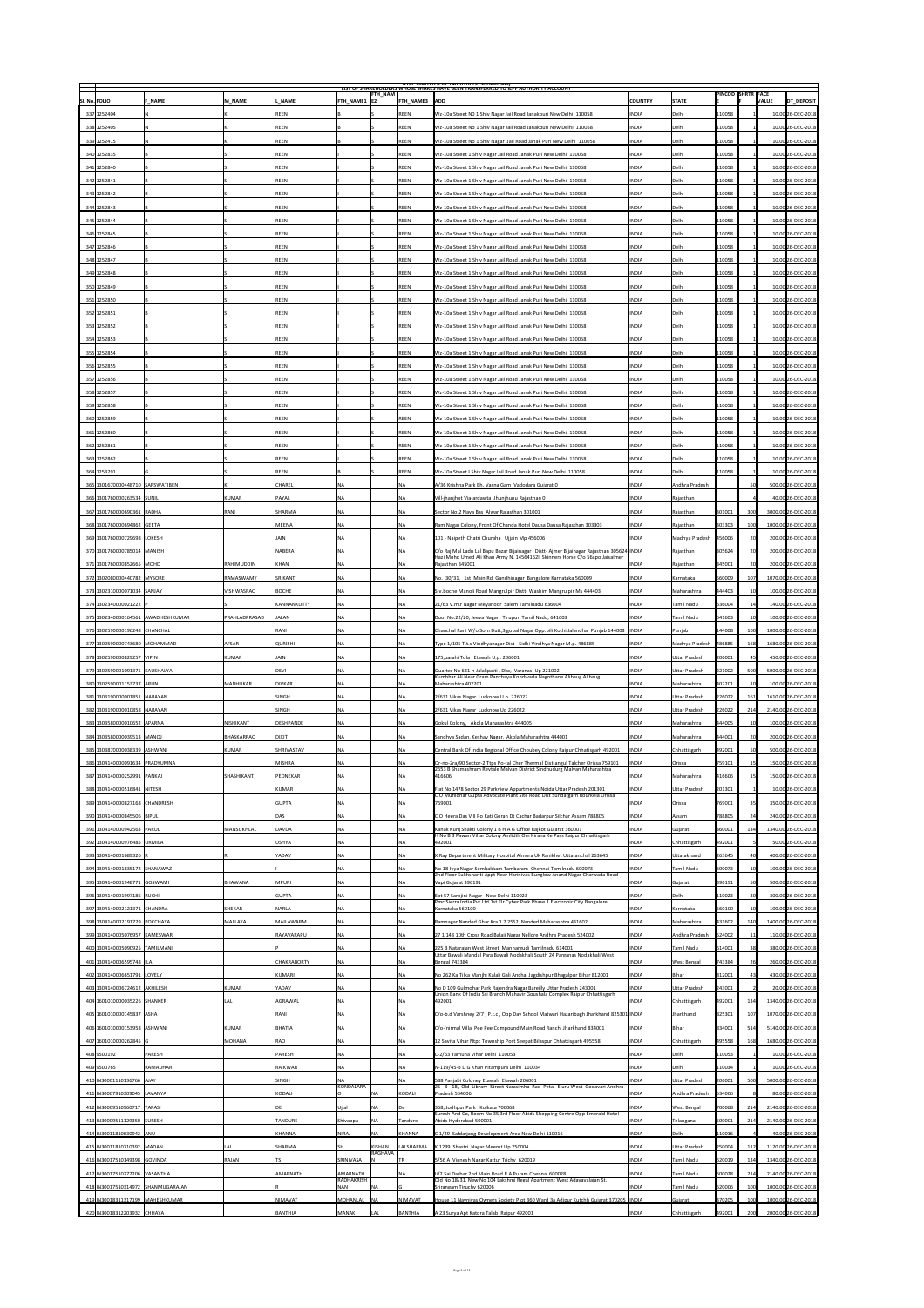NTPC LIMITED (CIN: L40101DL1975GOI007966)

LIST OF SHAREHOLDERS WHOSE SHARES HAVE BEEN TRANSFERRED TO IEPF AUTHORITY ACCOUNT

| Sl. No. | FOLIO | F_NAME | M_NAME | L_NAME | FTH_NAME1 | FTH_NAME2 | FTH_NAME3 | ADD | COUNTRY | STATE | PINCODE | SHRTR | FACE VALUE | DT_DEPOSIT |
|---|---|---|---|---|---|---|---|---|---|---|---|---|---|---|
| 337 | 1252404 | N | K | REEN | B | S | REEN | Wz-10a Street N0 1 Shiv Nagar Jail Road Janakpuri New Delhi 110058 | INDIA | Delhi | 110058 | 1 | 10.00 | 26-DEC-2018 |
| 338 | 1252405 | N | K | REEN | B | S | REEN | Wz-10a Street No 1 Shiv Nagar Jail Road Janakpuri New Delhi 110058 | INDIA | Delhi | 110058 | 1 | 10.00 | 26-DEC-2018 |
| 339 | 1252415 | N | K | REEN | B | S | REEN | Wz-10a Street No 1 Shiv Nagar Jail Road Janak Puri New Delhi 110058 | INDIA | Delhi | 110058 | 1 | 10.00 | 26-DEC-2018 |
| 340 | 1252835 | B | S | REEN | I | S | REEN | Wz-10a Street 1 Shiv Nagar Jail Road Janak Puri New Delhi 110058 | INDIA | Delhi | 110058 | 1 | 10.00 | 26-DEC-2018 |
| 341 | 1252840 | B | S | REEN | I | S | REEN | Wz-10a Street 1 Shiv Nagar Jail Road Janak Puri New Delhi 110058 | INDIA | Delhi | 110058 | 1 | 10.00 | 26-DEC-2018 |
| 342 | 1252841 | B | S | REEN | I | S | REEN | Wz-10a Street 1 Shiv Nagar Jail Road Janak Puri New Delhi 110058 | INDIA | Delhi | 110058 | 1 | 10.00 | 26-DEC-2018 |
| 343 | 1252842 | B | S | REEN | I | S | REEN | Wz-10a Street 1 Shiv Nagar Jail Road Janak Puri New Delhi 110058 | INDIA | Delhi | 110058 | 1 | 10.00 | 26-DEC-2018 |
| 344 | 1252843 | B | S | REEN | I | S | REEN | Wz-10a Street 1 Shiv Nagar Jail Road Janak Puri New Delhi 110058 | INDIA | Delhi | 110058 | 1 | 10.00 | 26-DEC-2018 |
| 345 | 1252844 | B | S | REEN | I | S | REEN | Wz-10a Street 1 Shiv Nagar Jail Road Janak Puri New Delhi 110058 | INDIA | Delhi | 110058 | 1 | 10.00 | 26-DEC-2018 |
| 346 | 1252845 | B | S | REEN | I | S | REEN | Wz-10a Street 1 Shiv Nagar Jail Road Janak Puri New Delhi 110058 | INDIA | Delhi | 110058 | 1 | 10.00 | 26-DEC-2018 |
| 347 | 1252846 | B | S | REEN | I | S | REEN | Wz-10a Street 1 Shiv Nagar Jail Road Janak Puri New Delhi 110058 | INDIA | Delhi | 110058 | 1 | 10.00 | 26-DEC-2018 |
| 348 | 1252847 | B | S | REEN | I | S | REEN | Wz-10a Street 1 Shiv Nagar Jail Road Janak Puri New Delhi 110058 | INDIA | Delhi | 110058 | 1 | 10.00 | 26-DEC-2018 |
| 349 | 1252848 | B | S | REEN | I | S | REEN | Wz-10a Street 1 Shiv Nagar Jail Road Janak Puri New Delhi 110058 | INDIA | Delhi | 110058 | 1 | 10.00 | 26-DEC-2018 |
| 350 | 1252849 | B | S | REEN | I | S | REEN | Wz-10a Street 1 Shiv Nagar Jail Road Janak Puri New Delhi 110058 | INDIA | Delhi | 110058 | 1 | 10.00 | 26-DEC-2018 |
| 351 | 1252850 | B | S | REEN | I | S | REEN | Wz-10a Street 1 Shiv Nagar Jail Road Janak Puri New Delhi 110058 | INDIA | Delhi | 110058 | 1 | 10.00 | 26-DEC-2018 |
| 352 | 1252851 | B | S | REEN | I | S | REEN | Wz-10a Street 1 Shiv Nagar Jail Road Janak Puri New Delhi 110058 | INDIA | Delhi | 110058 | 1 | 10.00 | 26-DEC-2018 |
| 353 | 1252852 | B | S | REEN | I | S | REEN | Wz-10a Street 1 Shiv Nagar Jail Road Janak Puri New Delhi 110058 | INDIA | Delhi | 110058 | 1 | 10.00 | 26-DEC-2018 |
| 354 | 1252853 | B | S | REEN | I | S | REEN | Wz-10a Street 1 Shiv Nagar Jail Road Janak Puri New Delhi 110058 | INDIA | Delhi | 110058 | 1 | 10.00 | 26-DEC-2018 |
| 355 | 1252854 | B | S | REEN | I | S | REEN | Wz-10a Street 1 Shiv Nagar Jail Road Janak Puri New Delhi 110058 | INDIA | Delhi | 110058 | 1 | 10.00 | 26-DEC-2018 |
| 356 | 1252855 | B | S | REEN | I | S | REEN | Wz-10a Street 1 Shiv Nagar Jail Road Janak Puri New Delhi 110058 | INDIA | Delhi | 110058 | 1 | 10.00 | 26-DEC-2018 |
| 357 | 1252856 | B | S | REEN | I | S | REEN | Wz-10a Street 1 Shiv Nagar Jail Road Janak Puri New Delhi 110058 | INDIA | Delhi | 110058 | 1 | 10.00 | 26-DEC-2018 |
| 358 | 1252857 | B | S | REEN | I | S | REEN | Wz-10a Street 1 Shiv Nagar Jail Road Janak Puri New Delhi 110058 | INDIA | Delhi | 110058 | 1 | 10.00 | 26-DEC-2018 |
| 359 | 1252858 | B | S | REEN | I | S | REEN | Wz-10a Street 1 Shiv Nagar Jail Road Janak Puri New Delhi 110058 | INDIA | Delhi | 110058 | 1 | 10.00 | 26-DEC-2018 |
| 360 | 1252859 | B | S | REEN | I | S | REEN | Wz-10a Street 1 Shiv Nagar Jail Road Janak Puri New Delhi 110058 | INDIA | Delhi | 110058 | 1 | 10.00 | 26-DEC-2018 |
| 361 | 1252860 | B | S | REEN | I | S | REEN | Wz-10a Street 1 Shiv Nagar Jail Road Janak Puri New Delhi 110058 | INDIA | Delhi | 110058 | 1 | 10.00 | 26-DEC-2018 |
| 362 | 1252861 | B | S | REEN | I | S | REEN | Wz-10a Street 1 Shiv Nagar Jail Road Janak Puri New Delhi 110058 | INDIA | Delhi | 110058 | 1 | 10.00 | 26-DEC-2018 |
| 363 | 1252862 | B | S | REEN | I | S | REEN | Wz-10a Street 1 Shiv Nagar Jail Road Janak Puri New Delhi 110058 | INDIA | Delhi | 110058 | 1 | 10.00 | 26-DEC-2018 |
| 364 | 1253291 | G | S | REEN | B | S | REEN | Wz-10a Street I Shiv Nagar Jail Road Janak Puri New Delhi 110058 | INDIA | Delhi | 110058 | 1 | 10.00 | 26-DEC-2018 |
| 365 | 1301670000448710 | SARSWATIBEN | K | CHAREL | NA | | NA | A/36 Krishna Park Bh. Vasna Gam Vadodara Gujarat 0 | INDIA | Andhra Pradesh | | 50 | 500.00 | 26-DEC-2018 |
| 366 | 1301760000263534 | SUNIL | KUMAR | PAYAL | NA | | NA | Vill-jhanjhot Via-ardawta Jhunjhunu Rajasthan 0 | INDIA | Rajasthan | | 4 | 40.00 | 26-DEC-2018 |
| 367 | 1301760000690361 | RADHA | RANI | SHARMA | NA | | NA | Sector No.2 Naya Bas Alwar Rajasthan 301001 | INDIA | Rajasthan | 301001 | 300 | 3000.00 | 26-DEC-2018 |
| 368 | 1301760000694862 | GEETA | | MEENA | NA | | NA | Ram Nagar Colony, Front Of Chanda Hotel Dausa Dausa Rajasthan 303303 | INDIA | Rajasthan | 303303 | 100 | 1000.00 | 26-DEC-2018 |
| 369 | 1301760000729698 | LOKESH | | JAIN | NA | | NA | 101 - Naipeth Chatri Churaha Ujjain Mp 456006 | INDIA | Madhya Pradesh | 456006 | 20 | 200.00 | 26-DEC-2018 |
| 370 | 1301760000785014 | MANISH | | NABERA | NA | | NA | C/o Raj Mal Ladu Lal Bapu Bazar Bijainagar Distt- Ajmer Bijainagar Rajasthan 305624 | INDIA | Rajasthan | 305624 | 20 | 200.00 | 26-DEC-2018 |
| 371 | 1301760000852665 | MOHD | RAHIMUDDIN | KHAN | NA | | NA | Hazi Mohd Umed Ali Khan Army N. 14564182L Skinners Horse C/o 56apo Jaisalmer Rajasthan 345001 | INDIA | Rajasthan | 345001 | 20 | 200.00 | 26-DEC-2018 |
| 372 | 1302080000440782 | MYSORE | RAMASWAMY | SRIKANT | NA | | NA | No. 30/31, 1st Main Rd. Gandhinagar Bangalore Karnataka 560009 | INDIA | Karnataka | 560009 | 107 | 1070.00 | 26-DEC-2018 |
| 373 | 1302310000071034 | SANJAY | VISHWASRAO | BOCHE | NA | | NA | S.v.boche Manoli Road Mangrulpir Distt- Washim Mangrulpir Ms 444403 | INDIA | Maharashtra | 444403 | 10 | 100.00 | 26-DEC-2018 |
| 374 | 1302340000021222 | P | | KANNANKUTTY | NA | | NA | 21/63 V.m.r Nagar Meyyanoor Salem Tamilnadu 636004 | INDIA | Tamil Nadu | 636004 | 14 | 140.00 | 26-DEC-2018 |
| 375 | 1302340000164561 | AWADHESHKUMAR | PRAHLADPRASAD | JALAN | NA | | NA | Door No:22/20, Jeeva Nagar, Tirupur, Tamil Nadu, 641603 | INDIA | Tamil Nadu | 641603 | 10 | 100.00 | 26-DEC-2018 |
| 376 | 1302590000196248 | CHANCHAL | | RANI | NA | | NA | Chanchal Rani W/o Som Dutt,3gopal Nagar Opp.pili Kothi Jalandhar Punjab 144008 | INDIA | Punjab | 144008 | 100 | 1000.00 | 26-DEC-2018 |
| 377 | 1302590000743680 | MOHAMMAD | AFSAR | QURISHI | NA | | NA | Type 1/105 T.t.s Vindhyanagar Dist - Sidhi Vindhya Nagar M.p. 486885 | INDIA | Madhya Pradesh | 486885 | 168 | 1680.00 | 26-DEC-2018 |
| 378 | 1302590000829257 | VIPIN | KUMAR | JAIN | NA | | NA | 175,barahi Tola Etawah U.p. 206001 | INDIA | Uttar Pradesh | 206001 | 45 | 450.00 | 26-DEC-2018 |
| 379 | 1302590001091375 | KAUSHALYA | | DEVI | NA | | NA | Quarter No 631-h Jalalipatti , Dlw, Varanasi Up 221002 | INDIA | Uttar Pradesh | 221002 | 500 | 5000.00 | 26-DEC-2018 |
| 380 | 1302590001153737 | ARUN | MADHUKAR | DIVKAR | NA | | NA | Kumbhar Ali Near Gram Panchaya Kondwada Nagothane Alibaug Alibaug Maharashtra 402201 | INDIA | Maharashtra | 402201 | 10 | 100.00 | 26-DEC-2018 |
| 381 | 1303190000001851 | NARAYAN | | SINGH | NA | | NA | 2/631 Vikas Nagar Lucknow U.p. 226022 | INDIA | Uttar Pradesh | 226022 | 161 | 1610.00 | 26-DEC-2018 |
| 382 | 1303190000010858 | NARAYAN | | SINGH | NA | | NA | 2/631 Vikas Nagar Lucknow Up 226022 | INDIA | Uttar Pradesh | 226022 | 214 | 2140.00 | 26-DEC-2018 |
| 383 | 1303580000010652 | APARNA | NISHIKANT | DESHPANDE | NA | | NA | Gokul Colony, Akola Maharashtra 444005 | INDIA | Maharashtra | 444005 | 10 | 100.00 | 26-DEC-2018 |
| 384 | 1303580000039513 | MANOJ | BHASKARRAO | DIXIT | NA | | NA | Sandhya Sadan, Keshav Nagar, Akola Maharashtra 444001 | INDIA | Maharashtra | 444001 | 20 | 200.00 | 26-DEC-2018 |
| 385 | 1303870000038339 | ASHWANI | KUMAR | SHRIVASTAV | NA | | NA | Central Bank Of India Regional Office Choubey Colony Raipur Chhatisgarh 492001 | INDIA | Chhattisgarh | 492001 | 50 | 500.00 | 26-DEC-2018 |
| 386 | 1304140000091634 | PRADYUMNA | | MISHRA | NA | | NA | Qr-no-2ra/90 Sector-2 Tips Po-tal Cher Thermal Dist-angul Talcher Orissa 759101 | INDIA | Orissa | 759101 | 15 | 150.00 | 26-DEC-2018 |
| 387 | 1304140000252991 | PANKAJ | SHASHIKANT | PEDNEKAR | NA | | NA | 2053 B Shamashram Revtale Malvan District Sindhudurg Malvan Maharashtra 416606 | INDIA | Maharashtra | 416606 | 15 | 150.00 | 26-DEC-2018 |
| 388 | 1304140000516841 | NITESH | | KUMAR | NA | | NA | Flat No 1478 Sector 29 Parkview Appartments Noida Uttar Pradesh 201301 | INDIA | Uttar Pradesh | 201301 | 1 | 10.00 | 26-DEC-2018 |
| 389 | 1304140000827168 | CHANDRESH | | GUPTA | NA | | NA | C O Murlidhar Gupta Advocate Plant Site Road Dist Sundargarh Rourkela Orissa 769001 | INDIA | Orissa | 769001 | 35 | 350.00 | 26-DEC-2018 |
| 390 | 1304140000845506 | BIPUL | | DAS | NA | | NA | C O Heera Das Vill Po Kati Gorah Dt Cachar Badarpur Silchar Assam 788805 | INDIA | Assam | 788805 | 24 | 240.00 | 26-DEC-2018 |
| 391 | 1304140000942563 | PARUL | MANSUKHLAL | DAVDA | NA | | NA | Kanak Kunj Shakti Colony 1 B H A G Office Rajkot Gujarat 360001 | INDIA | Gujarat | 360001 | 134 | 1340.00 | 26-DEC-2018 |
| 392 | 1304140000976485 | URMILA | | USHYA | NA | | NA | H No B 3 Pawan Vihar Colony Amlidih Om Kirana Ke Pass Raipur Chhattisgarh 492001 | INDIA | Chhattisgarh | 492001 | 5 | 50.00 | 26-DEC-2018 |
| 393 | 1304140001689326 | R | R | YADAV | NA | | NA | X Ray Department Military Hospital Almora Uk Ranikhet Uttaranchal 263645 | INDIA | Uttarakhand | 263645 | 40 | 400.00 | 26-DEC-2018 |
| 394 | 1304140001835172 | SHANAWAZ | | | NA | | NA | No 18 Iyya Nagar Sembakkam Tambaram Chennai Tamilnadu 600073 | INDIA | Tamil Nadu | 600073 | 10 | 100.00 | 26-DEC-2018 |
| 395 | 1304140001948771 | GOSWAMI | BHAWANA | MPURI | NA | | NA | 2nd Floor Sukhshanti Appt Near Harinivas Bunglow Anand Nagar Charwada Road Vapi Gujarat 396191 | INDIA | Gujarat | 396191 | 50 | 500.00 | 26-DEC-2018 |
| 396 | 1304140001997186 | RUCHI | | GUPTA | NA | | NA | Ept 57 Sarojini Nagar New Delhi 110023 | INDIA | Delhi | 110023 | 30 | 300.00 | 26-DEC-2018 |
| 397 | 1304140002121371 | CHANDRA | SHEKAR | NARLA | NA | | NA | Pmc Sierra India Pvt Ltd 1st Flr Cyber Park Phase 1 Electronic City Bangalore Karnataka 560100 | INDIA | Karnataka | 560100 | 10 | 100.00 | 26-DEC-2018 |
| 398 | 1304140002191729 | POCCHAYA | MALLAYA | MAILAWARM | NA | | NA | Ramnagar Nanded Ghar Kra 1 7 2552 Nanded Maharashtra 431602 | INDIA | Maharashtra | 431602 | 140 | 1400.00 | 26-DEC-2018 |
| 399 | 1304140005076957 | KAMESWARI | | RAYAVARAPU | NA | | NA | 27 1 148 10th Cross Road Balaji Nagar Nellore Andhra Pradesh 524002 | INDIA | Andhra Pradesh | 524002 | 11 | 110.00 | 26-DEC-2018 |
| 400 | 1304140005090925 | TAMILMANI | | P | NA | | NA | 225 B Natarajan West Street Mannargudi Tamilnadu 614001 | INDIA | Tamil Nadu | 614001 | 38 | 380.00 | 26-DEC-2018 |
| 401 | 1304140006595748 | ILA | | CHAKRABORTY | NA | | NA | Uttar Bawali Mandal Para Bawali Nodakhali South 24 Parganas Nodakhali West Bengal 743384 | INDIA | West Bengal | 743384 | 26 | 260.00 | 26-DEC-2018 |
| 402 | 1304140006651791 | LOVELY | | KUMARI | NA | | NA | No 262 Ka Tilka Manjhi Kalali Gali Anchal Jagdishpur Bhagalpur Bihar 812001 | INDIA | Bihar | 812001 | 43 | 430.00 | 26-DEC-2018 |
| 403 | 1304140006724612 | AKHILESH | KUMAR | YADAV | NA | | NA | No D 109 Gulmohar Park Rajendra Nagar Bareilly Uttar Pradesh 243001 | INDIA | Uttar Pradesh | 243001 | 2 | 20.00 | 26-DEC-2018 |
| 404 | 1601010000035226 | SHANKER | LAL | AGRAWAL | NA | | NA | Union Bank Of India Ssi Branch Mahavir Goushala Complex Raipur Chhattisgarh 492001 | INDIA | Chhattisgarh | 492001 | 134 | 1340.00 | 26-DEC-2018 |
| 405 | 1601010000145837 | ASHA | | RANI | NA | | NA | C/o-b.d Varshney 2/7 , P.t.c , Opp.Dav School Matwari Hazaribagh Jharkhand 825301 | INDIA | Jharkhand | 825301 | 107 | 1070.00 | 26-DEC-2018 |
| 406 | 1601010000153958 | ASHWANI | KUMAR | BHATIA | NA | | NA | C/o-'nirmal Villa' Pee Pee Compound Main Road Ranchi Jharkhand 834001 | INDIA | Bihar | 834001 | 514 | 5140.00 | 26-DEC-2018 |
| 407 | 1601010000262845 | G | MOHANA | RAO | NA | | NA | 12 Savita Vihar Ntpc Township Post Seepat Bilaspur Chhattisgarh 495558 | INDIA | Chhattisgarh | 495558 | 168 | 1680.00 | 26-DEC-2018 |
| 408 | 9500192 | PARESH | | SINGH | NA | | NA | C-2/63 Yamuna Vihar Delhi 110053 | INDIA | Delhi | 110053 | 1 | 10.00 | 26-DEC-2018 |
| 409 | 9500765 | RAMADHAR | | RAIKWAR | NA | | NA | N-119/45-b D G Khan Pitampura Delhi 110034 | INDIA | Delhi | 110034 | 1 | 10.00 | 26-DEC-2018 |
| 410 | IN30001110136766 | AJAY | | SINGH | NA | | NA | 588 Panjabi Coloney Etawah Etawah 206001 | INDIA | Uttar Pradesh | 206001 | 500 | 5000.00 | 26-DEC-2018 |
| 411 | IN30007910309045 | LAVANYA | | KODALI | KONDALARA O | NA | KODALI | 25 - 8 - 18, Old Library Street Narasimha Rao Peta, Eluru West Godavari Andhra Pradesh 534006 | INDIA | Andhra Pradesh | 534006 | 8 | 80.00 | 26-DEC-2018 |
| 412 | IN30009510960717 | TAPASI | | DE | Ujjal | NA | De | 368, Jodhpur Park Kolkata 700068 | INDIA | West Bengal | 700068 | 214 | 2140.00 | 26-DEC-2018 |
| 413 | IN30009511129350 | SURESH | | TANDURE | Shivappa | NA | Tandure | Suresh And Co, Room No 35 3rd Floor Abids Shopping Centre Opp Emerald Hotel Abids Hyderabad 500001 | INDIA | Telangana | 500001 | 214 | 2140.00 | 26-DEC-2018 |
| 414 | IN30011810630942 | ANU | | KHANNA | NIRAJ | NA | KHANNA | C 1/29 Safdarjang Development Area New Delhi 110016 | INDIA | Delhi | 110016 | 4 | 40.00 | 26-DEC-2018 |
| 415 | IN30011810710392 | MADAN | LAL | SHARMA | SH | KISHAN | LALSHARMA | X 1239 Shastri Nagar Meerut Up 250004 | INDIA | Uttar Pradesh | 250004 | 112 | 1120.00 | 26-DEC-2018 |
| 416 | IN30017510149398 | GOVINDA | RAJAN | TS | SRINIVASA | RAGHAVA | TR | 5/56 A Vignesh Nagar Kattur Trichy 620019 | INDIA | Tamil Nadu | 620019 | 134 | 1340.00 | 26-DEC-2018 |
| 417 | IN30017510277206 | VASANTHA | | AMARNATH | AMARNATH | | | II/2 Sai Darbar 2nd Main Road R A Puram Chennai 600028 | INDIA | Tamil Nadu | 600028 | 214 | 2140.00 | 26-DEC-2018 |
| 418 | IN30017510314972 | SHANMUGARAJAN | | | RADHAKRISH NAN | NA | G | Old No 18/33, New No 104 Lakshmi Regal Apartment West Adayavalajan St, Srirangam Trichy 620006 | INDIA | Tamil Nadu | 620006 | 100 | 1000.00 | 26-DEC-2018 |
| 419 | IN30018311317199 | MAHESHKUMAR | | NIMAVAT | MOHANLAL | NA | NIMAVAT | House 11 Navnivas Owners Society Plot 360 Ward 3a Adipur Kutchh Gujarat 370205 | INDIA | Gujarat | 370205 | 100 | 1000.00 | 26-DEC-2018 |
| 420 | IN30018312203932 | CHHAYA | | BANTHIA | MANAK | LAL | BANTHIA | A 23 Surya Apt Katora Talab Raipur 492001 | INDIA | Chhattisgarh | 492001 | 200 | 2000.00 | 26-DEC-2018 |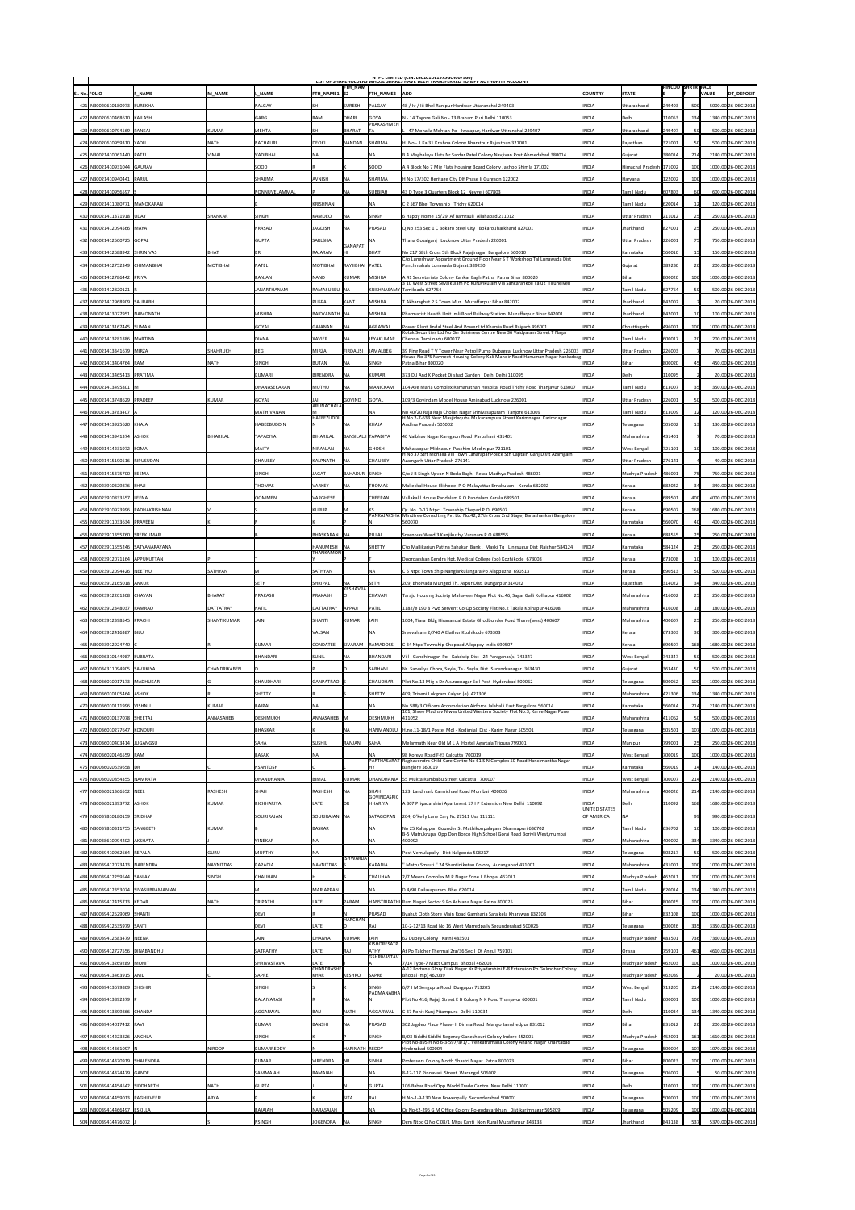NTPC LIMITED (CIN: L40101DL1975GOI007966)

LIST OF SHAREHOLDERS WHOSE SHARES HAVE BEEN TRANSFERRED TO IEPF AUTHORITY ACCOUNT

| Sl. No. | FOLIO | F_NAME | M_NAME | L_NAME | FTH_NAME1 | FTH_NAME2 | FTH_NAME3 | ADD | COUNTRY | STATE | PINCOD E | SHRTR F | FACE VALUE | DT_DEPOSIT |
|---|---|---|---|---|---|---|---|---|---|---|---|---|---|---|
| 421 | IN30020610180973 | SUREKHA | | PALGAY | SH | SURESH | PALGAY | 48 / Iv / Iii Bhel Ranipur Hardwar Uttaranchal 249403 | INDIA | Uttarakhand | 249403 | 500 | 5000.00 | 26-DEC-2018 |
| 422 | IN30020610468610 | KAILASH | | GARG | RAM | DHARI | GOYAL | N - 14 Tagore Gali No - 13 Braham Puri Delhi 110053 | INDIA | Delhi | 110053 | 134 | 1340.00 | 26-DEC-2018 |
| 423 | IN30020610794569 | PANKAJ | KUMAR | MEHTA | SH | BHARAT | PRAKASHMEHTA | L - 47 Mohalla Mehtan Po - Jwalapur, Hardwar Uttranchal 249407 | INDIA | Uttarakhand | 249407 | 50 | 500.00 | 26-DEC-2018 |
| 424 | IN30020610959310 | YADU | NATH | PACHAURI | DEOKI | NANDAN | SHARMA | H. No - 1 Ka 31 Krishna Colony Bharatpur Rajasthan 321001 | INDIA | Rajasthan | 321001 | 50 | 500.00 | 26-DEC-2018 |
| 425 | IN30021410061440 | PATEL | VIMAL | VADIBHAI | NA | | NA | B 4 Meghalaya Flats Nr Sardar Patel Colony Navjivan Post Ahmedabad 380014 | INDIA | Gujarat | 380014 | 214 | 2140.00 | 26-DEC-2018 |
| 426 | IN30021410931044 | GAURAV | | SOOD | | K | SOOD | A 4 Block No 7 Mig Flats Housing Board Colony Jakhoo Shimla 171002 | INDIA | Himachal Pradesh | 171002 | 100 | 1000.00 | 26-DEC-2018 |
| 427 | IN30021410940441 | PARUL | | SHARMA | AVNISH | NA | SHARMA | H No 17/302 Heritage City DF Phase Ii Gurgaon 122002 | INDIA | Haryana | 122002 | 100 | 1000.00 | 26-DEC-2018 |
| 428 | IN30021410956597 | S | | PONNUVELAMMAL | P | NA | SUBBIAH | 43 D Type 3 Quarters Block 12 Neyveli 607803 | INDIA | Tamil Nadu | 607803 | 60 | 600.00 | 26-DEC-2018 |
| 429 | IN30021411080771 | MANOKARAN | | K | KRISHNAN | | NA | C 2 567 Bhel Township Trichy 620014 | INDIA | Tamil Nadu | 620014 | 12 | 120.00 | 26-DEC-2018 |
| 430 | IN30021411371918 | UDAY | SHANKAR | SINGH | KAMDEO | NA | SINGH | 6 Happy Home 15/29 Af Bamrauli Allahabad 211012 | INDIA | Uttar Pradesh | 211012 | 25 | 250.00 | 26-DEC-2018 |
| 431 | IN30021412094566 | MAYA | | PRASAD | JAGDISH | NA | PRASAD | Q No 253 Sec 1 C Bokaro Steel City Bokaro Jharkhand 827001 | INDIA | Jharkhand | 827001 | 25 | 250.00 | 26-DEC-2018 |
| 432 | IN30021412500725 | GOPAL | | GUPTA | SARLSHA | | NA | Thana Gosaiganj Lucknow Uttar Pradesh 226001 | INDIA | Uttar Pradesh | 226001 | 75 | 750.00 | 26-DEC-2018 |
| 433 | IN30021412688942 | SHRINIVAS | BHAT | KR | RAJARAM | GANAPATHI | BHAT | No 217 68th Cross 5th Block Rajajinagar Bangalore 560010 | INDIA | Karnataka | 560010 | 15 | 150.00 | 26-DEC-2018 |
| 434 | IN30021412752349 | CHIMANBHAI | MOTIBHAI | PATEL | MOTIBHAI | RAYJIBHAI | PATEL | C/o Luneshwar Appartment Ground Floor Near S T Workshop Tal Lunawada Dist Panchmahals Lunavada Gujarat 389230 | INDIA | Gujarat | 389230 | 20 | 200.00 | 26-DEC-2018 |
| 435 | IN30021412786442 | PRIYA | | RANJAN | NAND | KUMAR | MISHRA | A 41 Secretariate Colony Kankar Bagh Patna Patna Bihar 800020 | INDIA | Bihar | 800020 | 100 | 1000.00 | 26-DEC-2018 |
| 436 | IN30021412820121 | R | | JANARTHANAM | RAMASUBBU | NA | KRISHNASAMY | 3 10 West Street Sevalkulam Po Kuruvikulam Via Sankarankoil Taluk Tirunelveli Tamilnadu 627754 | INDIA | Tamil Nadu | 627754 | 50 | 500.00 | 26-DEC-2018 |
| 437 | IN30021412968909 | SAURABH | | | PUSPA | KANT | MISHRA | T Akhraghat P S Town Muz Muzaffarpur Bihar 842002 | INDIA | Jharkhand | 842002 | 2 | 20.00 | 26-DEC-2018 |
| 438 | IN30021413027951 | NAMONATH | | MISHRA | BAIDYANATH | NA | MISHRA | Pharmacist Health Unit Imli Road Railway Station Muzaffarpur Bihar 842001 | INDIA | Jharkhand | 842001 | 10 | 100.00 | 26-DEC-2018 |
| 439 | IN30021413167445 | SUMAN | | GOYAL | GAJANAN | NA | AGRAWAL | Power Plant Jindal Steel And Power Ltd Kharsia Road Raigarh 496001 | INDIA | Chhattisgarh | 496001 | 100 | 1000.00 | 26-DEC-2018 |
| 440 | IN30021413281886 | MARTINA | | DIANA | XAVIER | NA | JEYAKUMAR | Kotak Securities Ltd No Gm Business Centre New 36 Vaidyaram Street T Nagar Chennai Tamilnadu 600017 | INDIA | Tamil Nadu | 600017 | 20 | 200.00 | 26-DEC-2018 |
| 441 | IN30021413341679 | MIRZA | SHAHRUKH | BEG | MIRZA | FIRDAUSI | JAMALBEG | 39 Ring Road T V Tower Near Petrol Pump Dubagga Lucknow Uttar Pradesh 226003 | INDIA | Uttar Pradesh | 226003 | 7 | 70.00 | 26-DEC-2018 |
| 442 | IN30021413404764 | RAM | NATH | SINGH | BUTAN | NA | SINGH | House No 375 Navneet Housing Colony Kali Mandir Road Hanuman Nagar Kankarbag Patna Bihar 800020 | INDIA | Bihar | 800020 | 45 | 450.00 | 26-DEC-2018 |
| 443 | IN30021413465413 | PRATIMA | | KUMARI | BIRENDRA | NA | KUMAR | 373 D J And K Pocket Dilshad Garden Delhi Delhi 110095 | INDIA | Delhi | 110095 | 2 | 20.00 | 26-DEC-2018 |
| 444 | IN30021413495801 | M | | DHANASEKARAN | MUTHU | NA | MANICKAM | 104 Ave Maria Complex Ramanathan Hospital Road Trichy Road Thanjavur 613007 | INDIA | Tamil Nadu | 613007 | 35 | 350.00 | 26-DEC-2018 |
| 445 | IN30021413748629 | PRADEEP | KUMAR | GOYAL | JAI | GOVIND | GOYAL | 109/3 Govindam Model House Aminabad Lucknow 226001 | INDIA | Uttar Pradesh | 226001 | 50 | 500.00 | 26-DEC-2018 |
| 446 | IN30021413783407 | A | | MATHIVANAN | ARUNACHALAM | | NA | No 40/20 Raja Raja Cholan Nagar Srinivasapuram Tanjore 613009 | INDIA | Tamil Nadu | 613009 | 12 | 120.00 | 26-DEC-2018 |
| 447 | IN30021413925620 | KHAJA | | HABEEBUDDIN | RAFEEZUDDIN | NA | KHAJA | H No 2-7-633 Near Masjidequba Mukarampura Street Karimnagar Karimnagar Andhra Pradesh 505002 | INDIA | Telangana | 505002 | 13 | 130.00 | 26-DEC-2018 |
| 448 | IN30021413941374 | ASHOK | BIHARILAL | TAPADIYA | BIHARILAL | BANSILAL | TAPADIYA | 40 Vaibhav Nagar Karegaon Road Parbhani 431401 | INDIA | Maharashtra | 431401 | 7 | 70.00 | 26-DEC-2018 |
| 449 | IN30021414231972 | SOMA | | MAITY | NIRANJAN | NA | GHOSH | Mahatabpur Midnapur Paschim Medinipur 721101 | INDIA | West Bengal | 721101 | 10 | 100.00 | 26-DEC-2018 |
| 450 | IN30021415190516 | RIPUSUDAN | | CHAUBEY | KALPNATH | NA | CHAUBEY | Ft No 37 Strt Mohalla Vill Town Laharapar Police Stn Captain Ganj Distt Azamgarh Azamgarh Uttar Pradesh 276141 | INDIA | Uttar Pradesh | 276141 | 4 | 40.00 | 26-DEC-2018 |
| 451 | IN30021415375700 | SEEMA | | SINGH | JAGAT | BAHADUR | SINGH | C/o J B Singh Upvan N Beda Bagh Rewa Madhya Pradesh 486001 | INDIA | Madhya Pradesh | 486001 | 75 | 750.00 | 26-DEC-2018 |
| 452 | IN30023910329876 | SHAJI | | THOMAS | VARKEY | NA | THOMAS | Malieckal House Elithode P O Malayattur Ernakulam Kerala 682022 | INDIA | Kerala | 682022 | 34 | 340.00 | 26-DEC-2018 |
| 453 | IN30023910833557 | LEENA | | OOMMEN | VARGHESE | | CHEERAN | Vallakalil House Pandalam P O Pandalam Kerala 689501 | INDIA | Kerala | 689501 | 400 | 4000.00 | 26-DEC-2018 |
| 454 | IN30023910923996 | RADHAKRISHNAN | V | S | KURUP | M | KS | Qr No D-17 Ntpc Township Chepad P O 690507 | INDIA | Kerala | 690507 | 168 | 1680.00 | 26-DEC-2018 |
| 455 | IN30023911033634 | PRAVEEN | K | P | K | K | PANKAJAKSHAN | Windtree Consulting Pvt Ltd No 42, 27th Cross 2nd Stage, Banashankari Bangalore 560070 | INDIA | Karnataka | 560070 | 40 | 400.00 | 26-DEC-2018 |
| 456 | IN30023911355760 | SREEKUMAR | | B | BHASKARAN | NA | PILLAI | Sreenivas Ward 3 Kanjikuzhy Varanam P O 688555 | INDIA | Kerala | 688555 | 25 | 250.00 | 26-DEC-2018 |
| 457 | IN30023911555246 | SATYANARAYANA | | | HANUMESH | NA | SHETTY | C\o Mallikarjun Pattna Sahakar Bank. Maski Tq Lingsugur Dist Raichur 584124 | INDIA | Karnataka | 584124 | 25 | 250.00 | 26-DEC-2018 |
| 458 | IN30023912071164 | APPUKUTTAN | P | | THANKAMONY | | T | Doordarshan Kendra Hpt, Medical College (po) Kozhikode 673008 | INDIA | Kerala | 673008 | 10 | 100.00 | 26-DEC-2018 |
| 459 | IN30023912094426 | NEETHU | SATHYAN | M | SATHYAN | | NA | C 5 Ntpc Town Ship Nangiarkulangara Po Alappuzha 690513 | INDIA | Kerala | 690513 | 50 | 500.00 | 26-DEC-2018 |
| 460 | IN30023912165018 | ANKUR | | SETH | SHRIPAL | NA | SETH | 209, Bhoivada Munged Th. Aspur Dist. Dungarpur 314022 | INDIA | Rajasthan | 314022 | 34 | 340.00 | 26-DEC-2018 |
| 461 | IN30023912201308 | CHAVAN | BHARAT | PRAKASH | PRAKASH | KESHAVRAO | CHAVAN | Taraju Housing Society Mahaveer Nagar Plot No.46, Sagar Galli Kolhapur 416002 | INDIA | Maharashtra | 416002 | 25 | 250.00 | 26-DEC-2018 |
| 462 | IN30023912348037 | RAMRAO | DATTATRAY | PATIL | DATTATRAY | APPAJI | PATIL | 1182/e 190 B Pwd Servent Co Op Society Flat No.2 Takala Kolhapur 416008 | INDIA | Maharashtra | 416008 | 18 | 180.00 | 26-DEC-2018 |
| 463 | IN30023912398545 | PRACHI | SHANTIKUMAR | JAIN | SHANTI | KUMAR | JAIN | 1004, Tiara Bldg Hiranandai Estate Ghodbunder Road Thane(west) 400607 | INDIA | Maharashtra | 400607 | 25 | 250.00 | 26-DEC-2018 |
| 464 | IN30023912416387 | BILU | | | VALSAN | | NA | Sreevalsam 2/740 A Elathur Kozhikode 673303 | INDIA | Kerala | 673303 | 30 | 300.00 | 26-DEC-2018 |
| 465 | IN30023912924740 | C | R | KUMAR | CONDATEE | SIVARAM | RAMADOSS | C 34 Ntpc Township Cheppad Alleppey India 690507 | INDIA | Kerala | 690507 | 168 | 1680.00 | 26-DEC-2018 |
| 466 | IN30026310144987 | SUBRATA | | BHANDARI | SUNIL | NA | BHANDARI | Vill - Gandhinagar Po - Kakdwip Dist - 24 Paraganas(s) 743347 | INDIA | West Bengal | 743347 | 50 | 500.00 | 26-DEC-2018 |
| 467 | IN30034311094905 | SAVUKIYA | CHANDRIKABEN | D | | D | SABHANI | Nr. Sarvaliya Chora, Sayla, Ta - Sayla, Dist. Surendranagar. 363430 | INDIA | Gujarat | 363430 | 50 | 500.00 | 26-DEC-2018 |
| 468 | IN30036010017173 | MADHUKAR | G | CHAUDHARI | GANPATRAO | S | CHAUDHARI | Plot No.13 Mig-a Dr A.s.raonagar Ecil Post Hyderabad 500062 | INDIA | Telangana | 500062 | 100 | 1000.00 | 26-DEC-2018 |
| 469 | IN30036010105464 | ASHOK | R | SHETTY | R | | SHETTY | 409, Triveni Lokgram Kalyan (e) 421306 | INDIA | Maharashtra | 421306 | 134 | 1340.00 | 26-DEC-2018 |
| 470 | IN30036010111996 | VISHNU | KUMAR | BAJPAI | NA | | NA | No.588/3 Officers Accomdation Airforce Jalahalli East Bangalore 560014 | INDIA | Karnataka | 560014 | 214 | 2140.00 | 26-DEC-2018 |
| 471 | IN30036010137078 | SHEETAL | ANNASAHEB | DESHMUKH | ANNASAHEB | M | DESHMUKH | 201, Shree Madhav Niwas United Western Society Plot No.3, Karve Nagar Pune 411052 | INDIA | Maharashtra | 411052 | 50 | 500.00 | 26-DEC-2018 |
| 472 | IN30036010277647 | KONDURI | | BHASKAR | K | NA | HANMANDLU | H.no.11-18/1 Postel Mdl - Kodimial Dist - Karim Nagar 505501 | INDIA | Telangana | 505501 | 107 | 1070.00 | 26-DEC-2018 |
| 473 | IN30036010403414 | JUGANGSU | | SAHA | SUSHIL | RANJAN | SAHA | Melarmath Near Old M L A Hostel Agartala Tripura 799001 | INDIA | Manipur | 799001 | 25 | 250.00 | 26-DEC-2018 |
| 474 | IN30036020146559 | RAM | | BASAK | NA | | NA | 38 Koreya Road F-l3 Calcutta 700019 | INDIA | West Bengal | 700019 | 100 | 1000.00 | 26-DEC-2018 |
| 475 | IN30036020639658 | DR | | PSANTOSH | | | PARTHASARATHY | Raghavendra Child Care Centre No 61 S N Complex 50 Road Hanumantha Nagar Banglore 560019 | INDIA | Karnataka | 560019 | 14 | 140.00 | 26-DEC-2018 |
| 476 | IN30036020854355 | NAMRATA | | DHANDHANIA | BIMAL | KUMAR | DHANDHANIA | 35 Mukta Rambabu Street Calcutta 700007 | INDIA | West Bengal | 700007 | 214 | 2140.00 | 26-DEC-2018 |
| 477 | IN30036021366552 | NEEL | RASHESH | SHAH | RASHESH | NA | SHAH | 123 Landmark Carmichael Road Mumbai 400026 | INDIA | Maharashtra | 400026 | 214 | 2140.00 | 26-DEC-2018 |
| 478 | IN30036021893772 | ASHOK | KUMAR | RICHHARIYA | LATE | DR | GOVINDDASRICHHARIYA | A 307 Priyadarshini Apartment 17 I P Extension New Delhi 110092 | INDIA | Delhi | 110092 | 168 | 1680.00 | 26-DEC-2018 |
| 479 | IN30037810180159 | SRIDHAR | | SOURIRAJAN | SOURIRAJAN | NA | SATAGOPAN | 204, D'kelly Lane Cary Nc 27511 Usa 111111 | UNITED STATES OF AMERICA | NA | | 99 | 990.00 | 26-DEC-2018 |
| 480 | IN30037810311755 | SANGEETH | KUMAR | B | BASKAR | | NA | No 25 Kaliappan Gounder St Mathikonpalayam Dharmapuri 636702 | INDIA | Tamil Nadu | 636702 | 10 | 100.00 | 26-DEC-2018 |
| 481 | IN30038610094202 | AKSHATA | | VINEKAR | NA | | NA | B-5 Matrukrupa Opp Don Bosco High School Gorai Road Borivli West,mumbai 400092 | INDIA | Maharashtra | 400092 | 334 | 3340.00 | 26-DEC-2018 |
| 482 | IN30039410962664 | REPALA | GURU | MURTHY | NA | | NA | Post Vemulapally Dist Nalgonda 508217 | INDIA | Telangana | 508217 | 50 | 500.00 | 26-DEC-2018 |
| 483 | IN30039412073413 | NARENDRA | NAVNITDAS | KAPADIA | NAVNITDAS | ISHWARDAS | KAPADIA | " Matru Smruti " 24 Shantiniketan Colony Aurangabad 431001 | INDIA | Maharashtra | 431001 | 100 | 1000.00 | 26-DEC-2018 |
| 484 | IN30039412259544 | SANJAY | SINGH | CHAUHAN | H | S | CHAUHAN | 2/7 Meera Complex M P Nagar Zone Ii Bhopal 462011 | INDIA | Madhya Pradesh | 462011 | 100 | 1000.00 | 26-DEC-2018 |
| 485 | IN30039412353074 | SIVASUBRAMANIAN | | M | MARIAPPAN | | NA | D 4/90 Kailasapuram Bhel 620014 | INDIA | Tamil Nadu | 620014 | 134 | 1340.00 | 26-DEC-2018 |
| 486 | IN30039412415713 | KEDAR | NATH | TRIPATHI | LATE | PARAM | HANSTRIPATHI | Ram Nagari Sector 9 Po Ashiana Nagar Patna 800025 | INDIA | Bihar | 800025 | 100 | 1000.00 | 26-DEC-2018 |
| 487 | IN30039412529069 | SHANTI | | DEVI | R | N | PRASAD | Byahut Cloth Store Main Road Gamharia Saraikela Kharswan 832108 | INDIA | Bihar | 832108 | 100 | 1000.00 | 26-DEC-2018 |
| 488 | IN30039412635979 | SANTI | | DEVI | LATE | HARICHAN D | RAI | 10-2-12/13 Road No 16 West Marredpally Secunderabad 500026 | INDIA | Telangana | 500026 | 335 | 3350.00 | 26-DEC-2018 |
| 489 | IN30039412683479 | NEENA | | JAIN | DHANYA | KUMAR | JAIN | 62 Dubey Colony Katni 483501 | INDIA | Madhya Pradesh | 483501 | 736 | 7360.00 | 26-DEC-2018 |
| 490 | IN30039412727556 | DINABANDHU | | SATPATHY | LATE | RAJ | KISHORESATPATHY | At Po Talcher Thermal 2ra/36 Sec I Dt Angul 759101 | INDIA | Orissa | 759101 | 461 | 4610.00 | 26-DEC-2018 |
| 491 | IN30039413269289 | MOHIT | | SHRIVASTAVA | LATE | SHRI | GSHRIVASTAVA | 7/14 Type-7 Mact Campus Bhopal 462003 | INDIA | Madhya Pradesh | 462003 | 100 | 1000.00 | 26-DEC-2018 |
| 492 | IN30039413463915 | ANIL | C | SAPRE | CHANDRASHEKHAR | KESHRO | SAPRE | A-12 Fortune Glory Tilak Nagar Nr Priyadarshini E-8 Extension Po Gulmohar Colony Bhopal (mp) 462039 | INDIA | Madhya Pradesh | 462039 | 2 | 20.00 | 26-DEC-2018 |
| 493 | IN30039413679809 | SHISHIR | | SINGH | S | | SINGH | 6/7 J M Sengupta Road Durgapur 713205 | INDIA | West Bengal | 713205 | 214 | 2140.00 | 26-DEC-2018 |
| 494 | IN30039413892379 | P | | KALAIYARASI | R | NA | PADMANABHAN | Plot No 416, Rajaji Street E B Colony N K Road Thanjavur 600001 | INDIA | Tamil Nadu | 600001 | 100 | 1000.00 | 26-DEC-2018 |
| 495 | IN30039413899866 | CHANDA | | AGGARWAL | BAIJ | NATH | AGGARWAL | C 37 Rohit Kunj Pitampura Delhi 110034 | INDIA | Delhi | 110034 | 134 | 1340.00 | 26-DEC-2018 |
| 496 | IN30039414017412 | RAVI | | KUMAR | BANSHI | NA | PRASAD | 302 Jagdeo Place Phase- Ii Dimna Road Mango Jamshedpur 831012 | INDIA | Bihar | 831012 | 20 | 200.00 | 26-DEC-2018 |
| 497 | IN30039414223826 | ANCHLA | | SINGH | K | | SINGH | B/03 Riddhi Siddhi Regency Ganeshpuri Colony Indore 452001 | INDIA | Madhya Pradesh | 452001 | 161 | 1610.00 | 26-DEC-2018 |
| 498 | IN30039414361097 | N | NIRDOP | KUMARREDDY | N | HARINATH | REDDY | Plot No-895 H No 6-3-597/a/1/1 Venkatramana Colony Anand Nagar Khairtabad Hyderabad 500004 | INDIA | Telangana | 500004 | 107 | 1070.00 | 26-DEC-2018 |
| 499 | IN30039414370919 | SHALENDRA | | KUMAR | VIRENDRA | NR | SINHA | Professors Colony North Shastri Nagar Patna 800023 | INDIA | Bihar | 800023 | 100 | 1000.00 | 26-DEC-2018 |
| 500 | IN30039414374479 | GANDE | | SAMMAIAH | RAMAIAH | | NA | 8-12-117 Pinnavari Street Warangal 506002 | INDIA | Telangana | 506002 | 5 | 50.00 | 26-DEC-2018 |
| 501 | IN30039414454542 | SIDDHARTH | NATH | GUPTA | | | GUPTA | 106 Babar Road Opp World Trade Centre New Delhi 110001 | INDIA | Delhi | 110001 | 100 | 1000.00 | 26-DEC-2018 |
| 502 | IN30039414459013 | RAGHUVEER | ARYA | K | | SITA | RAJ | H No-1-9-130 New Bowenpally Secunderabad 500001 | INDIA | Telangana | 500001 | 100 | 1000.00 | 26-DEC-2018 |
| 503 | IN30039414466497 | ESKILLA | | RAJAIAH | NARASAIAH | | NA | Qr No-I2-296 G M Office Colony Po-godavarikhani Dist-karimnagar 505209 | INDIA | Telangana | 505209 | 100 | 1000.00 | 26-DEC-2018 |
| 504 | IN30039414476072 | J | S | PSINGH | JOGENDRA | NA | SINGH | Dgm Ntpc Q No C 08/1 Mtps Kanti Non Rural Muzaffarpur 843138 | INDIA | Jharkhand | 843138 | 537 | 5370.00 | 26-DEC-2018 |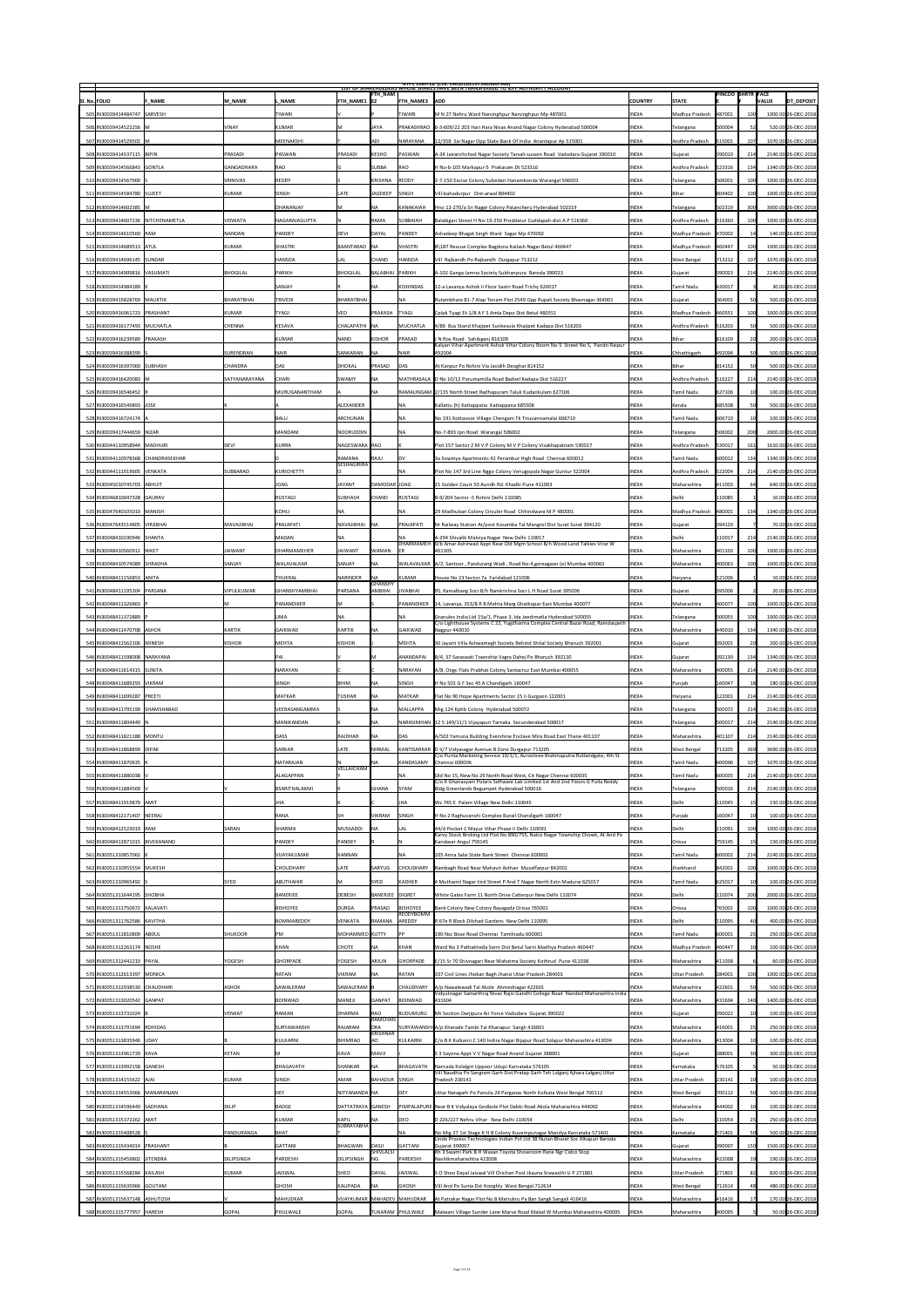NTPC LIMITED (CIN: L40101DL1975GOI007966)

LIST OF SHAREHOLDERS WHOSE SHARES HAVE BEEN TRANSFERRED TO IEPF AUTHORITY ACCOUNT

| Sl. No. | FOLIO | F_NAME | M_NAME | L_NAME | FTH_NAME1 | FTH_NAM E2 | FTH_NAME3 | ADD | COUNTRY | STATE | PINCOD E | SHR_TR | FACE VALUE | DT_DEPOSIT |
|---|---|---|---|---|---|---|---|---|---|---|---|---|---|---|
| 505 | IN30039414484747 | SARVESH | | TIWARI | V | P | TIWARI | M N 27 Nehru Ward Narsinghpur Narsinghpur Mp 487001 | INDIA | Madhya Pradesh | 487001 | 100 | 1000.00 | 26-DEC-2018 |
| 506 | IN30039414522256 | M | VINAY | KUMAR | M | JAYA | PRAKASHRAO | 6-3-609/22 203 Hari Hara Nivas Anand Nagar Colony Hyderabad 500004 | INDIA | Telangana | 500004 | 52 | 520.00 | 26-DEC-2018 |
| 507 | IN30039414529502 | M | | MEENAKSHI | | ADI | NARAYANA | 12/358 Sai Nagar Opp State Bank Of India Anantapur Ap 515001 | INDIA | Andhra Pradesh | 515001 | 107 | 1070.00 | 26-DEC-2018 |
| 508 | IN30039414537115 | BIPIN | PRASADI | PASWAN | PRASADI | KESHO | PASWAN | A-34 Jairanchchod Nagar Society Tarsali-susem Road Vadodara Gujarat 390010 | INDIA | Gujarat | 390010 | 214 | 2140.00 | 26-DEC-2018 |
| 509 | IN30039414566843 | GONTLA | GANGADHARA | RAO | G | SUBBA | RAO | H No-6-105 Markapur-5 Prakasam Dt 523316 | INDIA | Andhra Pradesh | 523316 | 134 | 1340.00 | 26-DEC-2018 |
| 510 | IN30039414567900 | S | SRINIVAS | REDDY | S | KRISHNA | REDDY | 2-7-150 Excise Colony Subedari Hanamkonda Warangal 506001 | INDIA | Telangana | 506001 | 100 | 1000.00 | 26-DEC-2018 |
| 511 | IN30039414584780 | SUJEET | KUMAR | SINGH | LATE | JAGDEEP | SINGH | Vill-bahadurpur Dist-arwal 804402 | INDIA | Bihar | 804402 | 100 | 1000.00 | 26-DEC-2018 |
| 512 | IN30039414602165 | M | | DHANANJAY | M | NA | KANAKAIAH | Hno 12-270/a Sri Nagar Colony Patancheru Hyderabad 502319 | INDIA | Telangana | 502319 | 300 | 3000.00 | 26-DEC-2018 |
| 513 | IN30039414607236 | NITCHENAMETLA | VENKATA | NAGARAJAGUPTA | N | RAMA | SUBBAIAH | Balabigari Street H No-19-250 Proddatur Cuddapah-dist A P 516360 | INDIA | Andhra Pradesh | 516360 | 100 | 1000.00 | 26-DEC-2018 |
| 514 | IN30039414610560 | RAM | NANDAN | PANDEY | DEVI | DAYAL | PANDEY | Ashadeep Bhagat Singh Ward Sagar Mp 470002 | INDIA | Madhya Pradesh | 470002 | 14 | 140.00 | 26-DEC-2018 |
| 515 | IN30039414689513 | ATUL | KUMAR | SHASTRI | BAANTARAO | NA | SHASTRI | B\187 Rescue Complex Bagdona Kailash Nagar Betul 460447 | INDIA | Madhya Pradesh | 460447 | 100 | 1000.00 | 26-DEC-2018 |
| 516 | IN30039414696145 | SUNDAR | | HANSDA | LAL | CHAND | HANSDA | Vill Rajbandh Po Rajbandh Durgapur 713212 | INDIA | West Bengal | 713212 | 107 | 1070.00 | 26-DEC-2018 |
| 517 | IN30039414909816 | VASUMATI | BHOGILAL | PARIKH | BHOGILAL | BALABHAI | PARIKH | A-102 Ganga Jamna Society Subhanpura Baroda 390023 | INDIA | Gujarat | 390023 | 214 | 2140.00 | 26-DEC-2018 |
| 518 | IN30039414984189 | K | | SANJAY | R | NA | KISHINDAS | 12-a Lavanya Ashok Ii Floor Sastri Road Trichy 620017 | INDIA | Tamil Nadu | 620017 | 3 | 30.00 | 26-DEC-2018 |
| 519 | IN30039415828769 | MAUKTIK | BHARATBHAI | TRIVEDI | BHARATBHAI | | NA | Rutambhara B1-7 Alap Tenam Plot 2549 Opp Rupali Society Bhavnagar 364001 | INDIA | Gujarat | 364001 | 50 | 500.00 | 26-DEC-2018 |
| 520 | IN30039416061723 | PRASHANT | KUMAR | TYAGI | VED | PRAKASH | TYAGI | Cplpk Tyagi Et-1/8 A F S Amla Depo Dist Betul 460551 | INDIA | Madhya Pradesh | 460551 | 100 | 1000.00 | 26-DEC-2018 |
| 521 | IN30039416177493 | MUCHATLA | CHENNA | KESAVA | CHALAPATHI | NA | MUCHATLA | 4/86 Bus Stand Khajipet Sunkesula Khajipet Kadapa Dist 516203 | INDIA | Andhra Pradesh | 516203 | 50 | 500.00 | 26-DEC-2018 |
| 522 | IN30039416239589 | PRAKASH | | KUMAR | NAND | KISHOR | PRASAD | J N Roy Road Sahibganj 816109 | INDIA | Bihar | 816109 | 20 | 200.00 | 26-DEC-2018 |
| 523 | IN30039416388399 | S | SURENDRAN | NAIR | SANKARAN | NA | NAIR | Kalyan Vihar Apartment Ashok Vihar Colony Room No-5 Street No 5, Pandri Raipur 492004 | INDIA | Chhattisgarh | 492004 | 50 | 500.00 | 26-DEC-2018 |
| 524 | IN30039416397060 | SUBHASH | CHANDRA | DAS | DHOKAL | PRASAD | DAS | At Kanpur Po Rohini Via Jasidih Deoghar 814152 | INDIA | Bihar | 814152 | 50 | 500.00 | 26-DEC-2018 |
| 525 | IN30039416420085 | M | SATYANARAYANA | CHARI | SWAMY | NA | MATHRASALA | D No 10/12 Porumamilla Road Badvel Kadapa Dist 516227 | INDIA | Andhra Pradesh | 516227 | 214 | 2140.00 | 26-DEC-2018 |
| 526 | IN30039416546452 | R | | MURUGANANTHAM | A | NA | RAMALINGAM | 2/135 North Street Radhapuram Taluk Kudankulam 627106 | INDIA | Tamil Nadu | 627106 | 10 | 100.00 | 26-DEC-2018 |
| 527 | IN30039416549893 | JOSE | K | A | ALEXANDER | | NA | Kallattu (h) Kattappana Kattappana 685508 | INDIA | Kerala | 685508 | 50 | 500.00 | 26-DEC-2018 |
| 528 | IN30039416724174 | A | | BALU | ARCHUNAN | | NA | No 191 Kottavoor Village Chengam Tk Tiruvannamalai 606710 | INDIA | Tamil Nadu | 606710 | 10 | 100.00 | 26-DEC-2018 |
| 529 | IN30039417444459 | NIZAR | | MANDANI | NOORUDDIN | | NA | No-7-893 Jpn Road Warangal 506002 | INDIA | Telangana | 506002 | 200 | 2000.00 | 26-DEC-2018 |
| 530 | IN30044110958944 | MADHURI | DEVI | KURRA | NAGESWARA | RAO | K | Plot 157 Sector 2 M V P Colony M V P Colony Visakhapatnam 530017 | INDIA | Andhra Pradesh | 530017 | 161 | 1610.00 | 26-DEC-2018 |
| 531 | IN30044110978368 | CHANDRASEKHAR | | D | RAMANA | RAJU | DV | 3a Sowmya Apartments 42 Perambur High Road Chennai 600012 | INDIA | Tamil Nadu | 600012 | 134 | 1340.00 | 26-DEC-2018 |
| 532 | IN30044111019605 | VENKATA | SUBBARAO | KURICHETTY | SESHAGIRIRA O | | NA | Plot No 147 3rd Line Ngo Colony Venugopala Nagar Guntur 522004 | INDIA | Andhra Pradesh | 522004 | 214 | 2140.00 | 26-DEC-2018 |
| 533 | IN30045010745703 | ABHIJIT | | JOAG | JAYANT | DAMODAR | JOAG | 21 Golden Court 50 Aundh Rd. Khadki Pune 411003 | INDIA | Maharashtra | 411003 | 64 | 640.00 | 26-DEC-2018 |
| 534 | IN30046810047328 | GAURAV | | RUSTAGI | SUBHASH | CHAND | RUSTAGI | B-9/204 Sector -5 Rohini Delhi 110085 | INDIA | Delhi | 110085 | 1 | 10.00 | 26-DEC-2018 |
| 535 | IN30047640105010 | MANISH | | KOHLI | NA | | NA | 29 Madhuban Colony Circuler Road Chhindwara M P 480001 | INDIA | Madhya Pradesh | 480001 | 134 | 1340.00 | 26-DEC-2018 |
| 536 | IN30047643514805 | VRJABHAI | MAVAJIBHAI | PRAJAPATI | NAVAJIBHAI | NA | PRAJAPATI | Nr Railway Station At/post Kosamba Tal Mangrol Dist Surat Surat 394120 | INDIA | Gujarat | 394120 | 7 | 70.00 | 26-DEC-2018 |
| 537 | IN30048410190946 | SHANTA | | MADAN | NA | | NA | A-294 Shivalik Malviya Nagar New Delhi 110017 | INDIA | Delhi | 110017 | 214 | 2140.00 | 26-DEC-2018 |
| 538 | IN30048410560912 | NIKET | JAIWANT | DHARMAMEHER | JAIWANT | WAMAN | DHARMAMEH ER | B/b Amar Ashirwad Appt Near Old Mgm School B/h Wood Land Talkies Virar W 401303 | INDIA | Maharashtra | 401303 | 100 | 1000.00 | 26-DEC-2018 |
| 539 | IN30048410574089 | SHRADHA | SANJAY | WALAVALKAR | SANJAY | NA | WALAVALKAR | A/2, Santoor , Pandurang Wadi , Road No-4,goreagaon (e) Mumbai 400063 | INDIA | Maharashtra | 400063 | 100 | 1000.00 | 26-DEC-2018 |
| 540 | IN30048411156853 | ANITA | | THUKRAL | NARINDER | NA | KUMAR | House No 23 Sector 7a Faridabad 121006 | INDIA | Haryana | 121006 | 1 | 10.00 | 26-DEC-2018 |
| 541 | IN30048411195104 | PARSANA | VIPULKUMAR | GHANSHYAMBHAI | PARSANA | GHANSHY AMBHAI | JIVABHAI | 95, Kamalbang Soci B/h Ramkrishna Soci L H Road Surat 395006 | INDIA | Gujarat | 395006 | 2 | 20.00 | 26-DEC-2018 |
| 542 | IN30048411326863 | P | M | PANANDIKER | M | S | PANANDIKER | 14, Lavanya, 353/B R B Mehta Marg Ghatkopar East Mumbai 400077 | INDIA | Maharashtra | 400077 | 100 | 1000.00 | 26-DEC-2018 |
| 543 | IN30048411372889 | P | | UMA | NA | | NA | Granules India Ltd 15a/1, Phase 3, Ida Jeedimetla Hyderabad 500055 | INDIA | Telangana | 500055 | 100 | 1000.00 | 26-DEC-2018 |
| 544 | IN30048411470708 | ASHOK | KARTIK | GAIKWAD | KARTIK | NA | GAIKWAD | C/o Lighthouse Systems C 22, Yugdharma Complex Central Bazar Road, Ramdaspeth Nagpur 440010 | INDIA | Maharashtra | 440010 | 134 | 1340.00 | 26-DEC-2018 |
| 545 | IN30048411562106 | MINESH | KISHOR | MEHTA | KISHOR | | MEHTA | 30 Jayant Villa Ashwamegh Society Behind Shital Society Bharuch 392001 | INDIA | Gujarat | 392001 | 20 | 200.00 | 26-DEC-2018 |
| 546 | IN30048411598008 | NARAYANA | | PAI | V | M | ANANDAPAI | B/4, 37 Saraswati Township Vagra Dahej Po Bharuch 392130 | INDIA | Gujarat | 392130 | 134 | 1340.00 | 26-DEC-2018 |
| 547 | IN30048411614315 | SUNITA | | NARAYAN | C | C | NARAYAN | A/8, Ongc Flats Prabhat Colony Santacruz East Mumbai 400055 | INDIA | Maharashtra | 400055 | 214 | 2140.00 | 26-DEC-2018 |
| 548 | IN30048411689293 | VIKRAM | | SINGH | BHIM | NA | SINGH | H No 501 G F Sec 45 A Chandigarh 160047 | INDIA | Punjab | 160047 | 18 | 180.00 | 26-DEC-2018 |
| 549 | IN30048411699287 | PREETI | | MATKAR | TUSHAR | NA | MATKAR | Flat No 90 Hope Apartments Sector 15 Ii Gurgaon 122001 | INDIA | Haryana | 122001 | 214 | 2140.00 | 26-DEC-2018 |
| 550 | IN30048411795199 | SHAMSHABAD | | VEERASANGAMMA | S | NA | MALLAPPA | Mig 124 Kphb Colony Hyderabad 500072 | INDIA | Telangana | 500072 | 214 | 2140.00 | 26-DEC-2018 |
| 551 | IN30048411804449 | N | | MANIKANDAN | K | NA | NARASIMHAN | 12 S 149/11/1 Vijayapuri Tarnaka Secunderabad 500017 | INDIA | Telangana | 500017 | 214 | 2140.00 | 26-DEC-2018 |
| 552 | IN30048411821188 | MONTU | | DASS | RAIDHAR | NA | DAS | A/502 Yamuna Building Evershine Enclave Mira Road East Thane 401107 | INDIA | Maharashtra | 401107 | 214 | 2140.00 | 26-DEC-2018 |
| 553 | IN30048411868899 | DIPAK | | SARKAR | LATE | NIRMAL | KANTISARKAR | D 6/7 Vidyasagar Avenue B Zone Durgapur 713205 | INDIA | West Bengal | 713205 | 369 | 3690.00 | 26-DEC-2018 |
| 554 | IN30048411870635 | K | | NATARAJAN | N | NA | KANDASAMY | C/o Purita Marketing Service 19/1/1, Auroshree Brahmaputra Rutlandgate, 4th St Chennai 600006 | INDIA | Tamil Nadu | 600006 | 107 | 1070.00 | 26-DEC-2018 |
| 555 | IN30048411880038 | V | | ALAGAPPAN | VELLAICHAM Y | | NA | Old No 15, New No 29 North Road West, Cit Nagar Chennai 600035 | INDIA | Tamil Nadu | 600035 | 214 | 2140.00 | 26-DEC-2018 |
| 556 | IN30048411884569 | V | | BSARITHALAXMI | K | GHANA | SYAM | C/o K Ghanasyam Polaris Software Lab Limited 1st And 2nd Floors G Pulla Reddy Bldg Greenlands Begumpet Hyderabad 500016 | INDIA | Telangana | 500016 | 214 | 2140.00 | 26-DEC-2018 |
| 557 | IN30048411919879 | AMIT | | JHA | K | C | JHA | Wz 745 E Palam Village New Delhi 110045 | INDIA | Delhi | 110045 | 15 | 150.00 | 26-DEC-2018 |
| 558 | IN30048412171407 | NEERAJ | | RANA | SH | VIKRAM | SINGH | H No 2 Raghuvanshi Complex Burail Chandigarh 160047 | INDIA | Punjab | 160047 | 10 | 100.00 | 26-DEC-2018 |
| 559 | IN30048412523019 | RAM | SARAN | SHARMA | MUSSADDI | NA | LAL | 44/d Pocket C Mayur Vihar Phase Ii Delhi 110091 | INDIA | Delhi | 110091 | 100 | 1000.00 | 26-DEC-2018 |
| 560 | IN30048412871015 | BIVEKANAND | | PANDEY | PANDEY | B | N | Karvy Stock Broking Ltd Plot No B90/755, Nalco Nagar Township Chowk, At And Po Kandasar Angul 759145 | INDIA | Orissa | 759145 | 15 | 150.00 | 26-DEC-2018 |
| 561 | IN30051310857062 | K | | VIJAYAKUMAR | KANNAN | | NA | 105 Anna Salai State Bank Street Chennai 600002 | INDIA | Tamil Nadu | 600002 | 214 | 2140.00 | 26-DEC-2018 |
| 562 | IN30051310955554 | MUKESH | | CHOUDHARY | LATE | SARYUG | CHOUDHARY | Rambagh Road Near Mahavir Asthan Muzaffarpur 842001 | INDIA | Jharkhand | 842001 | 100 | 1000.00 | 26-DEC-2018 |
| 563 | IN30051310965492 | S | SYED | ABUTHAHIR | M | SYED | KADHER | 4 Muthamil Nagar Iird Street P And T Nagar North Extn Madurai 625017 | INDIA | Tamil Nadu | 625017 | 10 | 100.00 | 26-DEC-2018 |
| 564 | IN30051311644195 | SHOBHA | | BANERJEE | DEBESH | BANERJEE | DIGRET | White Gates Farm 11 North Drive Catterpur New Delhi 110074 | INDIA | Delhi | 110074 | 200 | 2000.00 | 26-DEC-2018 |
| 565 | IN30051311750672 | KALAVATI | | BISHOYEE | DURGA | PRASAD | BISHOYEE | Bank Colony New Colony Rayagada Orissa 765001 | INDIA | Orissa | 765001 | 100 | 1000.00 | 26-DEC-2018 |
| 566 | IN30051311762586 | KAVITHA | | BOMMAREDDY | VENKATA | RAMANA | REDDYBOMM AREDDY | R 67e R Block Dilshad Gardens New Delhi 110095 | INDIA | Delhi | 110095 | 40 | 400.00 | 26-DEC-2018 |
| 567 | IN30051311810809 | ABDUL | SHUKOOR | PM | MOHAMMED | KUTTY | PP | 190 Nsc Bose Road Chennai Tamilnadu 600001 | INDIA | Tamil Nadu | 600001 | 25 | 250.00 | 26-DEC-2018 |
| 568 | IN30051312263174 | NOSHE | | KHAN | CHOTE | NA | KHAN | Ward No 3 Pathakheda Sarni Dist Betul Sarni Madhya Pradesh 460447 | INDIA | Madhya Pradesh | 460447 | 10 | 100.00 | 26-DEC-2018 |
| 569 | IN30051312441210 | PAYAL | YOGESH | GHORPADE | YOGESH | ARJUN | GHORPADE | E/15 Sr 70 Shivnagari Near Mahatma Society Kothrud Pune 411038 | INDIA | Maharashtra | 411038 | 6 | 60.00 | 26-DEC-2018 |
| 570 | IN30051312613397 | MONICA | | RATAN | VIKRAM | NA | RATAN | 337 Civil Lines Jhokan Bagh Jhansi Uttar Pradesh 284001 | INDIA | Uttar Pradesh | 284001 | 100 | 1000.00 | 26-DEC-2018 |
| 571 | IN30051312938530 | CHAUDHARI | ASHOK | SAWALERAM | SAWALERAM | B | CHAUDHARY | A/p Nawalewadi Tal Akole Ahmednagar 422601 | INDIA | Maharashtra | 422601 | 50 | 500.00 | 26-DEC-2018 |
| 572 | IN30051313020542 | GANPAT | | BOINWAD | MANEJI | GANPAT | BOINWAD | Vidyanagar Samarthraj Nivas Rajiv Gandhi College Road Nanded Maharashtra India 431604 | INDIA | Maharashtra | 431604 | 140 | 1400.00 | 26-DEC-2018 |
| 573 | IN30051313731024 | B | VENKAT | RAMAN | DHARMA | RAO | BUDUMURU | Mt Section Darjpura Air Force Vadodara Gujarat 390022 | INDIA | Gujarat | 390022 | 10 | 100.00 | 26-DEC-2018 |
| 574 | IN30051313791694 | ROHIDAS | | SURYAWANSHI | RAJARAM | RAMCHAN DRA | SURYAWANSHI | A/p Kherade Tambi Tal Khanapur Sangli 416001 | INDIA | Maharashtra | 416001 | 25 | 250.00 | 26-DEC-2018 |
| 575 | IN30051313835946 | UDAY | B | KULKARNI | BHIMRAO | KRISHNAR AO | KULKARNI | C/o B K Kulkarni C 140 Indira Nagar Bijapur Road Solapur Maharashtra 413004 | INDIA | Maharashtra | 413004 | 10 | 100.00 | 26-DEC-2018 |
| 576 | IN30051313961739 | KAVA | KETAN | M | KAVA | MAVJI | | 5 3 Sayona Appt V V Nagar Road Anand Gujarat 388001 | INDIA | Gujarat | 388001 | 30 | 300.00 | 26-DEC-2018 |
| 577 | IN30051313992158 | GANESH | | BHAGAVATH | SHANKAR | NA | BHAGAVATH | Narnada Kolaglri Uppoor Udupi Karnataka 576105 | INDIA | Karnataka | 576105 | 5 | 50.00 | 26-DEC-2018 |
| 578 | IN30051314155622 | AJAI | KUMAR | SINGH | AMAR | BAHADUR | SINGH | Vill Naudhia Po Sangram Garh Dist Pratap Garh Teh Lalganj Ajhara Lalganj Uttar Pradesh 230141 | INDIA | Uttar Pradesh | 230141 | 10 | 100.00 | 26-DEC-2018 |
| 579 | IN30051314553966 | MANARANJAN | | DEY | NITYANANDA | NA | DEY | Uttar Natagarh Po Panslia 24 Parganas North Kolkata West Bengal 700112 | INDIA | West Bengal | 700112 | 50 | 500.00 | 26-DEC-2018 |
| 580 | IN30051314596449 | SADHANA | DILIP | BADGE | DATTATRAYA | GANESH | PIMPALAPURE | Near B K Vidyalaya Godbole Plot Dabki Road Akola Maharashtra 444002 | INDIA | Maharashtra | 444002 | 10 | 100.00 | 26-DEC-2018 |
| 581 | IN30051315372262 | AMIT | | KUMAR | KAPIL | NA | DEO | D 226/227 Nehru Vihar New Delhi 110054 | INDIA | Delhi | 110054 | 25 | 250.00 | 26-DEC-2018 |
| 582 | IN30051315408528 | S | PANDURANGA | BHAT | SUBRAYABHA T | | NA | No Mig 27 1st Stage K H B Colony Kuvempunagar Mandya Karnataka 571401 | INDIA | Karnataka | 571401 | 50 | 500.00 | 26-DEC-2018 |
| 583 | IN30051315434014 | PRASHANT | B | GATTANI | BHAGWAN | DASJI | GATTANI | Linde Process Technologies Indian Pvt Ltd 38 Nutan Bharat Soc Alkapuri Baroda Gujarat 390007 | INDIA | Gujarat | 390007 | 150 | 1500.00 | 26-DEC-2018 |
| 584 | IN30051315459802 | JITENDRA | DILIPSINGH | PARDESHI | DILIPSINGH | SHIVLALSI NG | PARDESHI | Rh 3 Swami Park B H Wasan Toyota Showroom Rane Ngr Cidco Stop Nashikmaharashtra 422008 | INDIA | Maharashtra | 422008 | 19 | 190.00 | 26-DEC-2018 |
| 585 | IN30051315568284 | KAILASH | KUMAR | JAISWAL | SHEO | DAYAL | JAISWAL | S O Sheo Dayal Jaiswal Vill Chichari Post Jikauna Srawasthi U P 271801 | INDIA | Uttar Pradesh | 271801 | 82 | 820.00 | 26-DEC-2018 |
| 586 | IN30051315635966 | GOUTAM | | GHOSH | KALIPADA | NA | GHOSH | Vill And Po Sunia Dst Hooghly West Bengal 712614 | INDIA | West Bengal | 712614 | 48 | 480.00 | 26-DEC-2018 |
| 587 | IN30051315637148 | ASHUTOSH | | MAHUDKAR | VIJAYKUMAR | MAHADEV | MAHUDKAR | At Patrakar Nagar Plot No 8 Matrukru Pa Ban Sangli Sangali 416416 | INDIA | Maharashtra | 416416 | 17 | 170.00 | 26-DEC-2018 |
| 588 | IN30051315777957 | HARESH | GOPAL | PHULWALE | GOPAL | TUKARAM | PHULWALE | Malwani Village Sunder Lane Marve Road Malad W Mumbai Maharashtra 400095 | INDIA | Maharashtra | 400095 | 5 | 50.00 | 26-DEC-2018 |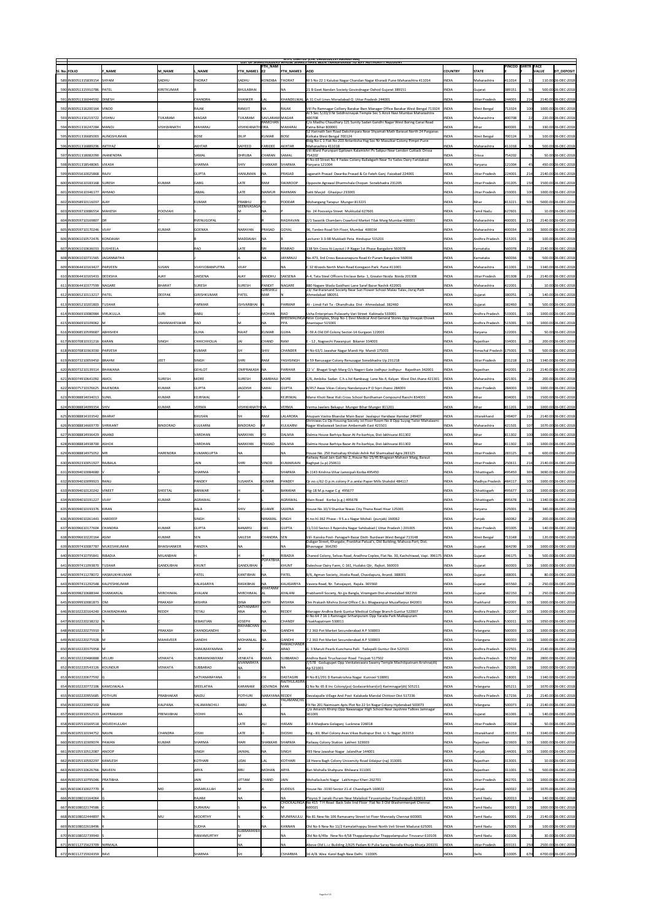NTPC LIMITED (CIN: L40101DL1975GOI007966)

LIST OF SHAREHOLDERS WHOSE SHARES HAVE BEEN TRANSFERRED TO IEPF AUTHORITY ACCOUNT

| Sl. No. | FOLIO | F_NAME | M_NAME | L_NAME | FTH_NAME1 | FTH_NAME2 | FTH_NAME3 | ADD | COUNTRY | STATE | PINCOD E | SHRS | FACE VALUE | DT_DEPOSIT |
|---|---|---|---|---|---|---|---|---|---|---|---|---|---|---|
| 589 | IN30051315839154 | SHYAM | SADHU | THORAT | SADHU | KONDIBA | THORAT | M S No 22 1 Kalubai Nagar Chandan Nagar Kharadi Pune Maharashtra 411014 | INDIA | Maharashtra | 411014 | 11 | 110.00 | 26-DEC-2018 |
| 590 | IN30051315910786 | PATEL | KIRITKUMAR | | BHULABHAI | | NA | 21 B Geet Nandan Society Govindnagar Dahod Gujarat 389151 | INDIA | Gujarat | 389151 | 50 | 500.00 | 26-DEC-2018 |
| 591 | IN30051316044592 | DINESH | | CHANDRA | SHANKER | LAL | KHANDELWAL | A 31 Civil Lines Moradabad Q Uttar Pradesh 244001 | INDIA | Uttar Pradesh | 244001 | 214 | 2140.00 | 26-DEC-2018 |
| 592 | IN30051316200164 | VINOD | | RAJAK | RAMJIT | NA | RAJAK | Vill Po Ramnagar Colliery Barakar Bwn Manager Office Barakar West Bengal 713324 | INDIA | West Bengal | 713324 | 100 | 1000.00 | 26-DEC-2018 |
| 593 | IN30051316219722 | VISHNU | TUKARAM | MAGAR | TUKARAM | SAVLARAM | MAGAR | At 5 Sec 5/20/3 Nr Siddhivinayak Temple Sec 5 Airoli Navi Mumbai Maharashtra 400708 | INDIA | Maharashtra | 400708 | 22 | 220.00 | 26-DEC-2018 |
| 594 | IN30051316247284 | MANOJ | VISHWANATH | MAHARAJ | VISHWANATH | RAMCHANDRA | MAHARAJ | C/o Madhu Chaudhary 121 Sunity Sadan Gandhi Nagar West Boring Canal Road Patna Bihar 800001 | INDIA | Bihar | 800001 | 33 | 330.00 | 26-DEC-2018 |
| 595 | IN30051316685003 | AUNGSHUMAN | | BOSE | DILIP | KUMAR | BOSE | 52 Harinath Sen Road Dakshinpara Near Shyamali Math Barasat North 24 Parganas Kolkata West Bengal 700124 | INDIA | West Bengal | 700124 | 10 | 100.00 | 26-DEC-2018 |
| 596 | IN30051316889296 | IMTIYAZ | S | AKHTAR | SAIYEED | FARIDEE | AKHTAR | Bldg No C 1 Flat No 203 Antariksha Hsg Soc Nr Masulkar Colony Pimpri Pune Maharashtra 411018 | INDIA | Maharashtra | 411018 | 50 | 500.00 | 26-DEC-2018 |
| 597 | IN30051318082090 | JNANENDRA | | SAMAL | DHRUBA | CHARAN | SAMAL | Vill Ward Purunpari Qrtown Kalamishri Po Salipur Near Lendon Cuttack Orissa 754202 | INDIA | Orissa | 754202 | 5 | 50.00 | 26-DEC-2018 |
| 598 | IN30051318548065 | VIKASH | | SHARMA | SHIV | SHANKAR | SHARMA | H No 69 Street No 4 Yadav Colony Ballabgarh Near To Yadav Dairy Faridabad Haryana 121004 | INDIA | Haryana | 121004 | 45 | 450.00 | 26-DEC-2018 |
| 599 | IN30055610025868 | RAJIV | | GUPTA | HANUMAN | NA | PRASAD | Jaganath Prasad Dwarika Prasad & Co Fateh Ganj Faizabad 224001 | INDIA | Uttar Pradesh | 224001 | 214 | 2140.00 | 26-DEC-2018 |
| 600 | IN30055610183168 | SURESH | KUMAR | GARG | LATE | RAM | SWAROOP | Opposite Agrawal Dharmshala Chopan Sonebhadra 231205 | INDIA | Uttar Pradesh | 231205 | 150 | 1500.00 | 26-DEC-2018 |
| 601 | IN30055610346177 | AHMAD | | JAMAL | LATE | NAIMUR | RAHMAN | Satti Masjid Ghazipur 233001 | INDIA | Uttar Pradesh | 233001 | 100 | 1000.00 | 26-DEC-2018 |
| 602 | IN30058910116037 | AJAY | | KUMAR | PRABHU | PD | PODDAR | Mohangang Tarapur Munger 813221 | INDIA | Bihar | 813221 | 500 | 5000.00 | 26-DEC-2018 |
| 603 | IN30059710086554 | MAHESH | POOVIAH | | SEENIVASAGAM | NA | P | No 24 Poovaiya Street Mukkudal 627601 | INDIA | Tamil Nadu | 627601 | 1 | 10.00 | 26-DEC-2018 |
| 604 | IN30059710169807 | DR | T | RVENUGOPAL | T | R | RAGHAVAN | 2/1 Swastik Chambers Crawford Market Tilak Marg Mumbai 400001 | INDIA | Maharashtra | 400001 | 214 | 2140.00 | 26-DEC-2018 |
| 605 | IN30059710170246 | VIJAY | KUMAR | GOENKA | NARAYAN | PRASAD | GOYAL | 96, Tardeo Road 5th Floor, Mumbai 400034 | INDIA | Maharashtra | 400034 | 300 | 3000.00 | 26-DEC-2018 |
| 606 | IN30061010572476 | KONDAIAH | | B | MADDAIAH | NA | B | Lecturer 3-3-98 Mukkadi Peta Hindupur 515201 | INDIA | Andhra Pradesh | 515201 | 10 | 100.00 | 26-DEC-2018 |
| 607 | IN30061010636033 | SUSHEELA | | RAO | LATE | SRI | RSNRAO | 138 5th Cross Itj Layout J P Nagar 1st Phase Bangalore 560078 | INDIA | Karnataka | 560078 | 214 | 2140.00 | 26-DEC-2018 |
| 608 | IN30061010731565 | JAGANNATHA | | | A | NA | JAYARAJU | No.473, 3rd Cross Basavanapura Road Kr Puram Bangalore 560036 | INDIA | Karnataka | 560036 | 50 | 500.00 | 26-DEC-2018 |
| 609 | IN30064410163427 | PARWEEN | SUSAN | VIJAYIDBANPUTRA | VIJAY | | NA | C 32 Woods North Main Road Koregaon Park Pune 411001 | INDIA | Maharashtra | 411001 | 134 | 1340.00 | 26-DEC-2018 |
| 610 | IN30064410165433 | DEEKSHA | AJAY | SAKSENA | AJAY | BANDHU | SAKSENA | A-4, Tata Steel Officers Enclave Beta- 1, Greater Noida Noida 201308 | INDIA | Uttar Pradesh | 201308 | 214 | 2140.00 | 26-DEC-2018 |
| 611 | IN30064410377599 | NAGARE | BHARAT | SURESH | SURESH | PANDIT | NAGARE | 880 Nagare Wada Gaidhani Lane Saraf Bazar Nashik 422001 | INDIA | Maharashtra | 422001 | 1 | 10.00 | 26-DEC-2018 |
| 612 | IN30065210013217 | PATEL | DEEPAK | GIRISHKUMAR | PATEL | GIRISHKUMAR | N | 23/ Hariharanand Society Near Sun Flower School Malav Talav, Jivraj Park Ahmedabad 380051 | INDIA | Gujarat | 380051 | 14 | 140.00 | 26-DEC-2018 |
| 613 | IN30065210201803 | TUSHAR | | PARMAR | ISHVARBHAI | N | PARMAR | At - Limdi Fali Ta - Dhandhuka Dist - Ahmedabad. 382460 | INDIA | Gujarat | 382460 | 50 | 500.00 | 26-DEC-2018 |
| 614 | IN30066910080984 | VIRUKULLA | SURI | BABU | V | MOHAN | RAO | Usha Enterprises Pulavarty Vari Street Kakinada 533001 | INDIA | Andhra Pradesh | 533001 | 100 | 1000.00 | 26-DEC-2018 |
| 615 | IN30066910109062 | M | UMAMAHESWAR | RAO | M | NA | BHEEMALINGAPPA | Nitin Complex, Shop No-1 Devi Medical And General Stores Opp Vinayak Chowk Anantapur 515001 | INDIA | Andhra Pradesh | 515001 | 100 | 1000.00 | 26-DEC-2018 |
| 616 | IN30068510599687 | ABHISHEK | | GUHA | RAJAT | KUMAR | GUHA | C-59 A Old Dlf Colony Sector-14 Gurgaon 122001 | INDIA | Haryana | 122001 | 5 | 50.00 | 26-DEC-2018 |
| 617 | IN30070810331216 | KARAN | SINGH | CHHICHHOLIA | JAI | CHAND | RAM | E - 12 , Nagnechi Pawanpuri Bikaner 334001 | INDIA | Rajasthan | 334001 | 20 | 200.00 | 26-DEC-2018 |
| 618 | IN30070810363030 | PARVESH | | KUMAR | SH | SHIV | CHANDER | H No 63/1 Jawahar Nagar Mandi Hp Mandi 175001 | INDIA | Himachal Pradesh | 175001 | 50 | 500.00 | 26-DEC-2018 |
| 619 | IN30073210059450 | BRAHM | JEET | SINGH | SHRI | RAM | YASHSINGH | Jr 59 Renusagar Colony Renusagar Sonebhadra Up 231218 | INDIA | Uttar Pradesh | 231218 | 134 | 1340.00 | 26-DEC-2018 |
| 620 | IN30073210139314 | BHAWANA | | GEHLOT | OMPRAKASH | NA | PARIHAR | 22 'c' Bhagat Singh Marg O/s Nagori Gate Jodhpur Jodhpur Rajasthan 342001 | INDIA | Rajasthan | 342001 | 214 | 2140.00 | 26-DEC-2018 |
| 621 | IN30074910641092 | AMOL | SURESH | MORE | SURESH | SAMBHAJI | MORE | C/6, Ambika Sadan C.h.s.ltd Rambaug Lane No.4, Kalyan West Dist.thane 421301 | INDIA | Maharashtra | 421301 | 20 | 200.00 | 26-DEC-2018 |
| 622 | IN30075710376625 | RAJENDRA | KUMAR | GUPTA | JAGDISH | SAHAI | GUPTA | B/457 Awas Vikas Colony Nandanpura P O Sipri Jhansi 284003 | INDIA | Uttar Pradesh | 284003 | 100 | 1000.00 | 26-DEC-2018 |
| 623 | IN30088814034013 | SUNIL | KUMAR | KEJRIWAL | | | KEJRIWAL | Mansi Khoti Near Holi Cross School Burdhaman Compound Ranchi 834001 | INDIA | Bihar | 834001 | 150 | 1500.00 | 26-DEC-2018 |
| 624 | IN30088814099354 | SHIV | KUMAR | VERMA | VISHWANATH | NA | VERMA | Verma Jwelers Bekapur Munger Bihar Munger 811201 | INDIA | Bihar | 811201 | 100 | 1000.00 | 26-DEC-2018 |
| 625 | IN30088814103542 | BHARAT | | BHUSAN | SH | RAM | LALARORA | Anupam Vastra Bhandar Main Bazar Jwalapur Haridwar Haridwar 249407 | INDIA | Uttarakhand | 249407 | 214 | 2140.00 | 26-DEC-2018 |
| 626 | IN30088814669770 | SHRIKANT | BINDORAO | KULKARNI | BINDORAO | M | KULKARNI | Shriniwas Co Op Housing Society 1st Floor Room No 8 Opp Suyog Tailor Mahalaxmi Nagar Wadaowali Section Ambernath East 421501 | INDIA | Maharashtra | 421501 | 107 | 1070.00 | 26-DEC-2018 |
| 627 | IN30088814936429 | ANAND | | VARDHAN | NARAYAN | PD | DALMIA | Dalmia House Barhiya Bazar At Po-barhiya, Dist-lakhisarai 811302 | INDIA | Bihar | 811302 | 100 | 1000.00 | 26-DEC-2018 |
| 628 | IN30088814938700 | ASHOK | | VARDHAN | NARAYAN | PRASAD | DALMIA | Dalmia House Barhiya Bazar At Po-barhiya, Dist-lakhisarai 811302 | INDIA | Bihar | 811302 | 100 | 1000.00 | 26-DEC-2018 |
| 629 | IN30088814975052 | MR | HARENDRA | KUMARGUPTA | NA | | NA | House No. 250 Harisahay Khidaki Ashik Rd Shamsabad Agra 283125 | INDIA | Uttar Pradesh | 283125 | 60 | 600.00 | 26-DEC-2018 |
| 630 | IN30092310051927 | RAJBALA | | JAIN | SHRI | VINOD | KUMARJAIN | Railway Road Jain Gali No-2, House No-15/45 Bhagwan Mahavir Marg, Baraut Baghpat (u.p) 250611 | INDIA | Uttar Pradesh | 250611 | 214 | 2140.00 | 26-DEC-2018 |
| 631 | IN30094010084680 | V | K | SHARMA | R | L | SHARMA | B-1143 Krishna Vihar Jamnipali Korba 495450 | INDIA | Chhattisgarh | 495450 | 369 | 3690.00 | 26-DEC-2018 |
| 632 | IN30094010099923 | RANU | | PANDEY | SUSANTA | KUMAR | PANDEY | Qr.no.c/62 O.p.m.colony P.o.amlai Paper Mills Shahdol 484117 | INDIA | Madhya Pradesh | 484117 | 100 | 1000.00 | 26-DEC-2018 |
| 633 | IN30094010120242 | VINEET | SHEETAL | BANWAR | H | A | BANWAR | Hig-18 M.p.nagar C.g 495677 | INDIA | Chhattisgarh | 495677 | 100 | 1000.00 | 26-DEC-2018 |
| 634 | IN30094010191227 | VIJAY | KUMAR | AGRAWAL | P | L | AGRAWAL | Main Road Korba (c.g.) 495678 | INDIA | Chhattisgarh | 495678 | 134 | 1340.00 | 26-DEC-2018 |
| 635 | IN30094010193376 | KIRAN | | BALA | SHIV | KUAMR | SAXENA | House No.10/3 Shankar Niwas City Thana Road Hisar 125001 | INDIA | Haryana | 125001 | 34 | 340.00 | 26-DEC-2018 |
| 636 | IN30094010261443 | HARDEEP | | SINGH | | NIRAMAL | SINGH | H.no-hl-362 Phase - 9 S.a.s Nagar Mohali (punjab) 160062 | INDIA | Punjab | 160062 | 20 | 200.00 | 26-DEC-2018 |
| 637 | IN30096610177604 | CHANDRA | KUMAR | GUPTA | BANARSI | DAS | GUPTA | 11/110 Sector-3 Rajendra Nagar Sahibabad ( Uttar Pradesh ) 201005 | INDIA | Uttar Pradesh | 201005 | 14 | 140.00 | 26-DEC-2018 |
| 638 | IN30096610220164 | ASIM | KUMAR | SEN | SAILESH | CHANDRA | SEN | Vill- Karsika Post- Panagarh Bazar Distt- Burdwan West Bengal 713148 | INDIA | West Bengal | 713148 | 12 | 120.00 | 26-DEC-2018 |
| 639 | IN30097410087787 | MUKESHKUMAR | BHAISHANKER | PANDYA | NA | | NA | Dubgar Street, Khargate, Pranbhai Patual's, Old Building, Mahuva Port, Dist. Bhavnagar. 364290 | INDIA | Gujarat | 364290 | 100 | 1000.00 | 26-DEC-2018 |
| 640 | IN30097410795841 | RIBADIA | MILANBHAI | | H | H | RIBADIA | Chanod Colony, Selvas Road, Aradhna Coplex, Flat No. 30, Kachchwad, Vapi. 396175 | INDIA | Gujarat | 396175 | 50 | 500.00 | 26-DEC-2018 |
| 641 | IN30097411093870 | TUSHAR | GANDUBHAI | KHUNT | GANDUBHAI | POPATBHAI | KHUNT | Daleshvar Dairy Farm, C-161, Hudako Qtr., Rajkot. 360003 | INDIA | Gujarat | 360003 | 100 | 1000.00 | 26-DEC-2018 |
| 642 | IN30097411278072 | HASMUKHKUMAR | K | PATEL | KANTIBHAI | NA | PATEL | B/6, Agman Society, Jitodia Road, Chavdapura, Anand. 388001 | INDIA | Gujarat | 388001 | 8 | 80.00 | 26-DEC-2018 |
| 643 | IN30097411292548 | KALPESHKUMAR | | KALASARIYA | RASIKBHAI | NA | KALASARIYA | Vavera Road, Nr. Tatvajayot, Rajula. 365560 | INDIA | Gujarat | 365560 | 25 | 250.00 | 26-DEC-2018 |
| 644 | IN30098210688344 | SHANKARLAL | MIRCHIMAL | AYALANI | MIRCHIMAL | KHATANMAL | AYALANI | Prabhamill Society, Nr-jjis Bangla, Viramgam Dist-ahmedabad 382150 | INDIA | Gujarat | 382150 | 25 | 250.00 | 26-DEC-2018 |
| 645 | IN30099910081873 | OM | PRAKASH | MISHRA | DINA | NATH | MISHRA | Om Prakash Mishra Zonal Office C.b.i. Bhagwanpur Muzaffarpur 842001 | INDIA | Jharkhand | 842001 | 100 | 1000.00 | 26-DEC-2018 |
| 646 | IN30102220164240 | CHAKRADHARA | REDDY | TETALI | SATYANARAYANA | NA | REDDY | Manager Andhra Bank Guntur Medical College Branch Guntur 522007 | INDIA | Andhra Pradesh | 522007 | 100 | 1000.00 | 26-DEC-2018 |
| 647 | IN30102220238232 | N | | SEBASTIAN | JOSEPH | NA | CHANDY | D No 64 7 16 1 Ramnagar Srihanpuram Opp Yarada Park Malkapuram Visakhapatnam 530011 | INDIA | Andhra Pradesh | 530011 | 105 | 1050.00 | 26-DEC-2018 |
| 648 | IN30102220275910 | R | PRAKASH | CHANDGANDHI | RIKHABCHAND | | GANDHI | 7 2 363 Pot Market Secunderabad A P 500003 | INDIA | Telangana | 500003 | 100 | 1000.00 | 26-DEC-2018 |
| 649 | IN30102220275928 | M | MAHAVEER | GANDHI | MOHANLAL | NA | GANDHI | 7 2 363 Pot Market Secunderabad A P 500003 | INDIA | Telangana | 500003 | 100 | 1000.00 | 26-DEC-2018 |
| 650 | IN30102220375958 | M | | HANUMAYAMMA | M | V | RAMACHANDRARAO | G 3 Maruti Pearls Kunchana Palli Tadepalli Guntur Dist 522501 | INDIA | Andhra Pradesh | 522501 | 214 | 2140.00 | 26-DEC-2018 |
| 651 | IN30102220486888 | VELURI | VENKATA | SUBRAHMANYAM | VENKATA | RAMA | SUBBARAO | Andhra Bank Tiruchanoor Road Tirupati 517502 | INDIA | Andhra Pradesh | 517502 | 280 | 2800.00 | 26-DEC-2018 |
| 652 | IN30102220543126 | KOUNDUR | VENKATA | SUBBARAO | SIVANARAYANA | | NA | 7/578 Godugupet Opp Venkateswara Swamy Temple Machilipatnam Krishna(dt) Ap 521001 | INDIA | Andhra Pradesh | 521001 | 100 | 1000.00 | 26-DEC-2018 |
| 653 | IN30102220677592 | G | | SATYANARAYANA | G | CH | DASTAGIRI | H No 81/291 D Ramakrishna Nagar Kurnool 518001 | INDIA | Andhra Pradesh | 518001 | 134 | 1340.00 | 26-DEC-2018 |
| 654 | IN30102220772106 | KAMOJWALA | | SREELATHA | KARANAM | GOVINDA | RAJTHULASIRAMAN | Q No Nc 65 8 Inc Colony(po) Godavarikhani(vil) Karimnagar(dt) 505211 | INDIA | Telangana | 505211 | 107 | 1070.00 | 26-DEC-2018 |
| 655 | IN30102220955685 | POTHURI | PRABHAKAR | NAIDU | POTHURI | NARAYANA | REDDY | Devalapalle Village And Post Kalakada Mandal Chittoor Dist 517236 | INDIA | Andhra Pradesh | 517236 | 214 | 2140.00 | 26-DEC-2018 |
| 656 | IN30102220992102 | RANI | KALPANA | YALAMANCHILI | BABU | NA | YALAMANCHILI | Flt No 201 Naimisam Apts Plot No 22 Sri Nagar Colony Hyderabad 500073 | INDIA | Telangana | 500073 | 214 | 2140.00 | 26-DEC-2018 |
| 657 | IN30103910552533 | JAYPRAKASH | PREMJIBHAI | VICHHI | NA | | NA | C/o Amarshi Khimji Opp Nawanagar High School Near Jayshree Talkies Jamnagar 361001 | INDIA | Gujarat | 361001 | 14 | 140.00 | 26-DEC-2018 |
| 658 | IN30105510169518 | MOJEEHULLAH | | | LATE | ALI | HASAN | 83 A Maqbara Golaganj Lucknow 226018 | INDIA | Uttar Pradesh | 226018 | 5 | 50.00 | 26-DEC-2018 |
| 659 | IN30105510194752 | NAVIN | CHANDRA | JOSHI | LATE | D | DJOSHI | Mig - 83, Bhel Colony Avas Vikas Rudrapur Dist. U. S. Nagar 263153 | INDIA | Uttarakhand | 263153 | 334 | 3340.00 | 26-DEC-2018 |
| 660 | IN30105510309074 | PAWAN | KUMAR | SHARMA | HARI | SHANKAR | SHARMA | Railway Colony Station Lakheri 323603 | INDIA | Rajasthan | 323603 | 100 | 1000.00 | 26-DEC-2018 |
| 661 | IN30105510512087 | ANOOP | | SINGH | JAIMAL | NA | SINGH | 493 New Jawahar Nagar Jalandhar 144001 | INDIA | Punjab | 144001 | 100 | 1000.00 | 26-DEC-2018 |
| 662 | IN30105510592297 | KAMLESH | | KOTHARI | UDAI | LAL | KOTHARI | 18 Heera Bagh Colony University Road Udaipur (raj) 313001 | INDIA | Rajasthan | 313001 | 1 | 10.00 | 26-DEC-2018 |
| 663 | IN30105510626766 | NAVEEN | | ARYA | BRIJ | MOHAN | ARYA | Bari Mohalla Shahpura Bhilwara 311001 | INDIA | Rajasthan | 311001 | 50 | 500.00 | 26-DEC-2018 |
| 664 | IN30105510795046 | PRATIBHA | | JAIN | UTTAM | CHAND | JAIN | Mohalla-kashi Nagar Lakhimpur Kheri 262701 | INDIA | Uttar Pradesh | 262701 | 100 | 1000.00 | 26-DEC-2018 |
| 665 | IN30106310027770 | K | MD | ANSARULLAH | M | A | KUDDUS | House No -3190 Sector 21-d Chandigarh 160022 | INDIA | Punjab | 160022 | 107 | 1070.00 | 26-DEC-2018 |
| 666 | IN30108013164064 | G | | RAJAM | NA | | NA | Plotno.9 Janaki Puram Near Malaikoil Tiruverumbur Tiruchirapalli 620013 | INDIA | Tamil Nadu | 620013 | 14 | 140.00 | 26-DEC-2018 |
| 667 | IN30108022174586 | C | | DURAIRAJ | C | NA | CHOCKALINGAM | No 415 T H Road Back Side IInd Floor Flat No 3 Old Washermenpet Chennai 600021 | INDIA | Tamil Nadu | 600021 | 100 | 1000.00 | 26-DEC-2018 |
| 668 | IN30108022444897 | N | MU | MOORTHY | N | | MUNIRAJULU | No 81 New No 106 Ramasamy Street Ist Floor Mannady Chennai 600001 | INDIA | Tamil Nadu | 600001 | 214 | 2140.00 | 26-DEC-2018 |
| 669 | IN30108022618496 | K | | SUDHA | S | NA | KANNAN | Old No 6 New No 11/2 Kamalathoppu Street North Veli Street Madurai 625001 | INDIA | Tamil Nadu | 625001 | 10 | 100.00 | 26-DEC-2018 |
| 670 | IN30108022739940 | S | | RAMAMURTHY | SUBRAMANIAM | | NA | Old No 6/49a New No 4/58 Thappalampuliur Thappalampuliur Tiruvarur 610106 | INDIA | Tamil Nadu | 610106 | 3 | 30.00 | 26-DEC-2018 |
| 671 | IN30112715623709 | NIRMALA | | | NA | | NA | Above Old L.i.c Building 2/625 Padam Ki Pulia Saray Nasrulla Khurja Khurja 203131 | INDIA | Uttar Pradesh | 203131 | 250 | 2500.00 | 26-DEC-2018 |
| 672 | IN30112715924359 | RAVI | | SHARMA | SH | J | CSHARMA | 16 A/8, Wea Karol Bagh New Delhi 110005 | INDIA | Delhi | 110005 | 670 | 6700.00 | 26-DEC-2018 |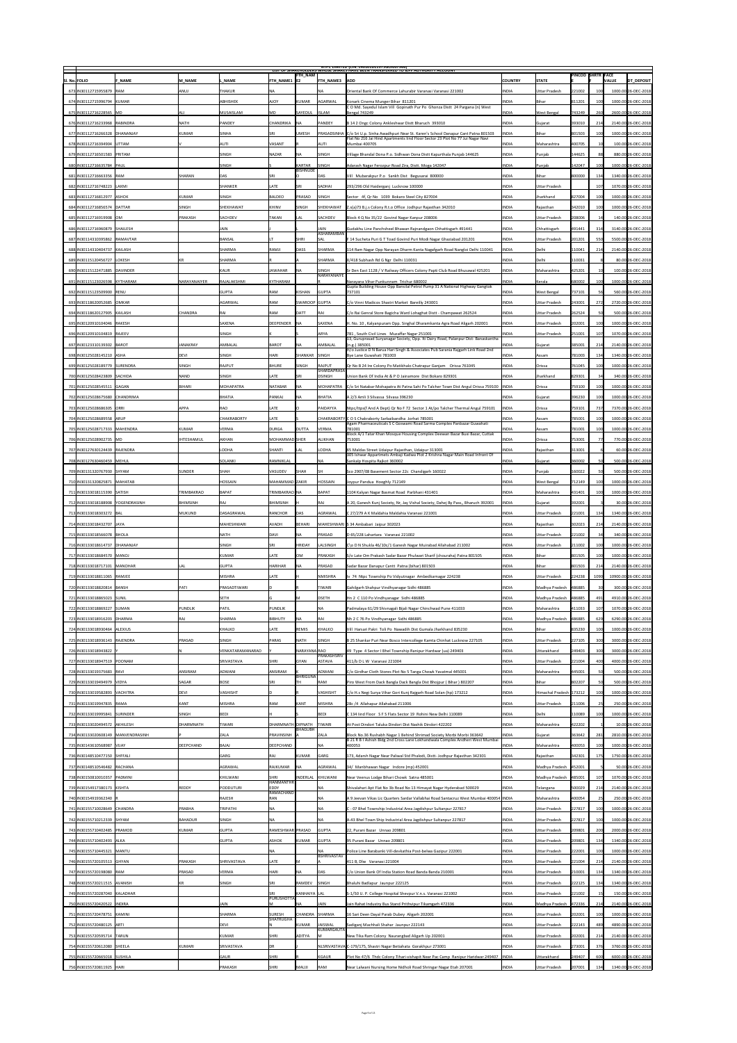NTPC LIMITED (CIN: L40101DL1975GOI007966)

LIST OF SHAREHOLDERS WHOSE SHARES HAVE BEEN TRANSFERRED TO IEPF AUTHORITY ACCOUNT

| Sl. No. | FOLIO | F_NAME | M_NAME | L_NAME | FTH_NAME1 | FTH_NAM E2 | FTH_NAME3 | ADD | COUNTRY | STATE | PINCOD E | SHRTR ANS | FACE VALUE | DT_DEPOSIT |
|---|---|---|---|---|---|---|---|---|---|---|---|---|---|---|
| 673 | IN30112715955879 | RAM | ANUJ | THAKUR | NA | | NA | Oriental Bank Of Commerce Lahurabir Varanasi Varanasi 221002 | INDIA | Uttar Pradesh | 221002 | 100 | 1000.00 | 26-DEC-2018 |
| 674 | IN30112715996794 | KUMAR | | ABHISHEK | AJOY | KUMAR | AGARWAL | Konark Cinema Munger Bihar 811201 | INDIA | Bihar | 811201 | 100 | 1000.00 | 26-DEC-2018 |
| 675 | IN30112716228565 | MD | ALI | MUSAISLAM | MD | SAYEDUL | ISLAM | C O Md. Sayedul Islam Vill Gopinath Pur Po Ghonza Distt 24 Pargana (n) West Bengal 743249 | INDIA | West Bengal | 743249 | 260 | 2600.00 | 26-DEC-2018 |
| 676 | IN30112716233968 | RABINDRA | NATH | PANDEY | CHANDRIKA | NA | PANDEY | B 14 2 Ongc Colony Ankleshwar Distt Bharuch 393010 | INDIA | Gujarat | 393010 | 214 | 2140.00 | 26-DEC-2018 |
| 677 | IN30112716266328 | DHANANJAY | KUMAR | SINHA | SRI | UMESH | PRASADSINHA | C/o Sri U.p. Sinha Awadhpuri Near St. Karen's School Danapur Cant Patna 801503 | INDIA | Bihar | 801503 | 100 | 1000.00 | 26-DEC-2018 |
| 678 | IN30112716394904 | UTTAM | V | AUTI | VASANT | R | AUTI | Flat No 216 Jai Hind Apartments IInd Floor Sector 23 Plot No 77 Jui Nagar Navi Mumbai 400705 | INDIA | Maharashtra | 400705 | 10 | 100.00 | 26-DEC-2018 |
| 679 | IN30112716501583 | PRITAM | | SINGH | NAZAR | NA | SINGH | Village Bhandal Dona P.o. Sidhwan Dona Distt Kapurthala Punjab 144625 | INDIA | Punjab | 144625 | 88 | 880.00 | 26-DEC-2018 |
| 680 | IN30112716635784 | PAUL | | SINGH | S | KARTAR | SINGH | Adarash Nagar Ferozpur Road Zira, Distt. Moga 142047 | INDIA | Punjab | 142047 | 100 | 1000.00 | 26-DEC-2018 |
| 681 | IN30112716663356 | RAM | SHARAN | DAS | SRI | BISHNUDE O | DAS | Vill Mubarakpur P.o Sankh Dist Begusarai 800000 | INDIA | Bihar | 800000 | 134 | 1340.00 | 26-DEC-2018 |
| 682 | IN30112716748223 | LAKMI | | SHANKER | LATE | SRI | SADHAI | 293/296 Old Haiderganj Lucknow 100000 | INDIA | Uttar Pradesh | | 107 | 1070.00 | 26-DEC-2018 |
| 683 | IN30112716812977 | ASHOK | KUMAR | SINGH | BALDEO | PRASAD | SINGH | Sector 4f, Qr No 1039 Bokaro Steel City 827004 | INDIA | Jharkhand | 827004 | 100 | 1000.00 | 26-DEC-2018 |
| 684 | IN30112716856574 | DATTAR | SINGH | SHEKHAWAT | KHINV | SINGH | SHEKHAWAT | Z.s(a)73 B.j.s Colony R.t.o Office Jodhpur Rajasthan 342010 | INDIA | Rajasthan | 342010 | 100 | 1000.00 | 26-DEC-2018 |
| 685 | IN30112716919908 | OM | PRAKASH | SACHDEV | TAKAN | LAL | SACHDEV | Block 4 Q No 35/22 Govind Nagar Kanpur 208006 | INDIA | Uttar Pradesh | 208006 | 14 | 140.00 | 26-DEC-2018 |
| 686 | IN30112716960879 | SHAILESH | | JAIN | J | | JAIN | Gudakhu Line Panchsheel Bhawan Rajnandgaon Chhattisgarh 491441 | INDIA | Chhattisgarh | 491441 | 314 | 3140.00 | 26-DEC-2018 |
| 687 | IN30114310395862 | RAMAVTAR | | BANSAL | LT | SHRI | ASHARAMBAN SAL | P 14 Sucheta Puri G T Road Govind Puri Modi Nagar Ghaziabad 201201 | INDIA | Uttar Pradesh | 201201 | 550 | 5500.00 | 26-DEC-2018 |
| 688 | IN30114310404737 | KAILASH | | SHARMA | RAMJI | DASS | SHARMA | 114 Ram Nagar Opp Narayan Dharm Kanta Nagafgarh Road Nangloi Delhi 110041 | INDIA | Delhi | 110041 | 214 | 2140.00 | 26-DEC-2018 |
| 689 | IN30115120456727 | LOKESH | KR | SHARMA | R | A | SHARMA | X/418 Subhash Rd G Ngr Delhi 110031 | INDIA | Delhi | 110031 | 8 | 80.00 | 26-DEC-2018 |
| 690 | IN30115122471885 | DAVINDER | | KAUR | JAWAHAR | NA | SINGH | Sr Den East 1128 / V Railway Officers Colony Papti Club Road Bhusawal 425201 | INDIA | Maharashtra | 425201 | 10 | 100.00 | 26-DEC-2018 |
| 691 | IN30115123026598 | KYTHARAM | NARAYANAIYER | RAJALAKSHMI | KYTHARAM | | NARAYANAIYE R | Narayana Vihar Punkunnam Trichur 680002 | INDIA | Kerala | 680002 | 100 | 1000.00 | 26-DEC-2018 |
| 692 | IN30115123509900 | RENU | | GUPTA | RAM | KISHAN | GUPTA | Gupta Building House Opp Banulal Petrol Pump 31 A National Highway Gangtok 737101 | INDIA | West Bengal | 737101 | 56 | 560.00 | 26-DEC-2018 |
| 693 | IN30118620052685 | OMKAR | | AGARWAL | RAM | SWAROOP | GUPTA | C/o Vinni Madicos Shastri Market Bareilly 243001 | INDIA | Uttar Pradesh | 243001 | 272 | 2720.00 | 26-DEC-2018 |
| 694 | IN30118620127905 | KAILASH | CHANDRA | RAI | RAM | DATT | RAI | C/o Rai Genral Store Bagicha Ward Lohaghat Distt - Champawat 262524 | INDIA | Uttar Pradesh | 262524 | 50 | 500.00 | 26-DEC-2018 |
| 695 | IN30120910104046 | RAKESH | | SAXENA | DEEPENDER | NA | SAXENA | H. No. 10 , Kalyanpuram Opp. Singhal Dharamkanta Agra Road Aligarh 202001 | INDIA | Uttar Pradesh | 202001 | 100 | 1000.00 | 26-DEC-2018 |
| 696 | IN30120910104819 | RAJEEV | | SINGH | K | S | ARYA | 781 , South Civil Lines Muzaffar Nagar 251001 | INDIA | Uttar Pradesh | 251001 | 107 | 1070.00 | 26-DEC-2018 |
| 697 | IN30123310139302 | BAROT | JANAKRAY | AMBALAL | BAROT | NA | AMBALAL | 13, Guruprasad Suryanagar Society, Opp. Bl Dairy Road, Palanpur Dist- Banaskantha (n.g.) 385001 | INDIA | Gujarat | 385001 | 214 | 2140.00 | 26-DEC-2018 |
| 698 | IN30125028145210 | ASHA | DEVI | SINGH | HARI | SHANKAR | SINGH | M/s Justice D N Barua Hari Singh & Associates Pub Sarania Rajgarh Link Road 2nd Bye Lane Guwahati 781003 | INDIA | Assam | 781003 | 134 | 1340.00 | 26-DEC-2018 |
| 699 | IN30125028189779 | SURENDRA | SINGH | RAJPUT | BHURE | SINGH | RAJPUT | Qr No B 24 Ire Colony Po Matikhalo Chatrapur Ganjam Orissa 761045 | INDIA | Orissa | 761045 | 100 | 1000.00 | 26-DEC-2018 |
| 700 | IN30125028423809 | SACHIDA | NAND | SINGH | LATE | SRI | SHARDAPRASA DSINGH | Union Bank Of India At & P O Jainamore Dist Bokaro 829301 | INDIA | Jharkhand | 829301 | 34 | 340.00 | 26-DEC-2018 |
| 701 | IN30125028545511 | GAGAN | BIHARI | MOHAPATRA | NATABAR | NA | MOHAPATRA | C/o Sri Natabar Mohapatra At Patna Sahi Po Talcher Town Dist Angul Orissa 759100 | INDIA | Orissa | 759100 | 100 | 1000.00 | 26-DEC-2018 |
| 702 | IN30125028675680 | CHANDRIMA | | BHATIA | PANKAJ | NA | BHATIA | A 2/3 Amli 3 Silvassa Silvasa 396230 | INDIA | Gujarat | 396230 | 100 | 1000.00 | 26-DEC-2018 |
| 703 | IN30125028686305 | ORRI | APPA | RAO | LATE | O | PAIDAYYA | Ntpc(ttps)f And A Deptt Qr No F 72 Sector 1 At/po Talcher Thermal Angul 759101 | INDIA | Orissa | 759101 | 737 | 7370.00 | 26-DEC-2018 |
| 704 | IN30125028689558 | ARUP | | CHAKRABORTY | LATE | S | CHAKRABORTY | C O S Chakraborty Sarbaibandha Jorhat 785001 | INDIA | Assam | 785001 | 100 | 1000.00 | 26-DEC-2018 |
| 705 | IN30125028717333 | MAHENDRA | KUMAR | VERMA | DURGA | DUTTA | VERMA | Agam Pharmaceuticals S C Goswami Road Sarma Complex Panbazar Guwahati 781001 | INDIA | Assam | 781001 | 100 | 1000.00 | 26-DEC-2018 |
| 706 | IN30125028902735 | MD | IHTESHAMUL | AKHAN | MOHAMMAD | SHER | ALIKHAN | Block A/1 Tatar Khan Mosque Housing Complex Deewan Bazar Buxi Bazar, Cuttak 753001 | INDIA | Orissa | 753001 | 77 | 770.00 | 26-DEC-2018 |
| 707 | IN30127630124439 | RAJENDRA | | LODHA | SHANTI | LAL | LODHA | 65 Maldas Street Udaipur Rajasthan, Udaipur 313001 | INDIA | Rajasthan | 313001 | 6 | 60.00 | 26-DEC-2018 |
| 708 | IN30127630460459 | MEHUL | | SOLANKI | RAMNIKLAL | | NA | 305 Ishwar Appartments Ambaji Kadwa Plot 2 Krishna Nagar Main Road Infront Of Sankalp Hospita Rajkot 360002 | INDIA | Gujarat | 360002 | 50 | 500.00 | 26-DEC-2018 |
| 709 | IN30131320767930 | SHYAM | SUNDER | SHAH | VASUDEV | SHAH | SH | Sco 2907/08 Basement Sector 22c Chandigarh 160022 | INDIA | Punjab | 160022 | 50 | 500.00 | 26-DEC-2018 |
| 710 | IN30131320825871 | MAHATAB | | HOSSAIN | MAHAMMAD | ZAKIR | HOSSAIN | Joypur Pandua Hooghly 712149 | INDIA | West Bengal | 712149 | 100 | 1000.00 | 26-DEC-2018 |
| 711 | IN30133018115390 | SATISH | TRIMBAKRAO | BAPAT | TRIMBAKRAO | NA | BAPAT | 1104 Kalyan Nagar Basmat Road Parbhani 431401 | INDIA | Maharashtra | 431401 | 100 | 1000.00 | 26-DEC-2018 |
| 712 | IN30133018188908 | YOGENDRASINH | BHIMSINH | RAJ | BHIMSINH | H | RAJ | A 20, Ganesh Kunj Society, Nr, Jay Vishal Society, Dahej By Pass,, Bharuch 392001 | INDIA | Gujarat | 392001 | 3 | 30.00 | 26-DEC-2018 |
| 713 | IN30133018303272 | BAL | MUKUND | DASAGRAWAL | RANCHOR | DAS | AGRAWAL | C 27/279 A K Maldahia Maldahia Varanasi 221001 | INDIA | Uttar Pradesh | 221001 | 134 | 1340.00 | 26-DEC-2018 |
| 714 | IN30133018432707 | JAYA | | MAHESHWARI | AVADH | BEHARI | MAHESHWARI | 5 34 Ambabari Jaipur 302023 | INDIA | Rajasthan | 302023 | 214 | 2140.00 | 26-DEC-2018 |
| 715 | IN30133018566078 | BHOLA | | NATH | DAVI | NA | PRASAD | D 65/228 Lahartara Varanasi 221002 | INDIA | Uttar Pradesh | 221002 | 34 | 340.00 | 26-DEC-2018 |
| 716 | IN30133018614737 | DHANANJAY | | SINGH | SRI | HRIDAY | LALSINGH | C\o D N Shukla 46/10c/1 Ganesh Nagar Muirabad Allahabad 211002 | INDIA | Uttar Pradesh | 211002 | 100 | 1000.00 | 26-DEC-2018 |
| 717 | IN30133018684570 | MANOJ | | KUMAR | LATE | OM | PRAKASH | S/o Late Om Prakash Sadar Bazar Phulwari Sharif (chouraha) Patna 801505 | INDIA | Bihar | 801505 | 100 | 1000.00 | 26-DEC-2018 |
| 718 | IN30133018717101 | MANOHAR | LAL | GUPTA | HARIHAR | NA | PRASAD | Sadar Bazar Danapur Cantt Patna (bihar) 801503 | INDIA | Bihar | 801503 | 214 | 2140.00 | 26-DEC-2018 |
| 719 | IN30133018811065 | RAMJEE | | MISHRA | LATE | H | NMISHRA | Iv 74 Ntpc Township Po Vidyutnagar Ambedkarnagar 224238 | INDIA | Uttar Pradesh | 224238 | 1090 | 10900.00 | 26-DEC-2018 |
| 720 | IN30133018820814 | BANSH | PATI | PRASADTIWARI | D | P | TIWARI | Gahilgarh Shahpur Vindhyanagar Sidhi 486885 | INDIA | Madhya Pradesh | 486885 | 30 | 300.00 | 26-DEC-2018 |
| 721 | IN30133018865023 | SUNIL | | SETH | G | M | DSETH | Hn 2 C 110 Po Vindhyanagar Sidhi 486885 | INDIA | Madhya Pradesh | 486885 | 491 | 4910.00 | 26-DEC-2018 |
| 722 | IN30133018869227 | SUMAN | PUNDLIK | PATIL | PUNDLIK | | NA | Padmalaya 61/29 Shivnagali Bijali Nagar Chinchwad Pune 411033 | INDIA | Maharashtra | 411033 | 107 | 1070.00 | 26-DEC-2018 |
| 723 | IN30133018916203 | DHARMA | RAJ | SHARMA | BIBHUTY | NA | RAI | Nh 2 C 76 Po Vindhyanagar Sidhi 486885 | INDIA | Madhya Pradesh | 486885 | 629 | 6290.00 | 26-DEC-2018 |
| 724 | IN30133018930464 | ALEXIUS | | KHALKO | LATE | REMIS | KHALKO | Vill Harsari Pakri Toli Po Nawadih Dist Gumala Jharkhand 835230 | INDIA | Bihar | 835230 | 100 | 1000.00 | 26-DEC-2018 |
| 725 | IN30133018936143 | RAJENDRA | PRASAD | SINGH | PARAS | NATH | SINGH | B 25 Shankar Puri Near Bosco Intercollege Kamta Chinhat Lucknow 227105 | INDIA | Uttar Pradesh | 227105 | 300 | 3000.00 | 26-DEC-2018 |
| 726 | IN30133018943822 | Y | N | VENKATARAMANARAO | | NARAYANA | RAO | 49 Type 4 Sector I Bhel Township Ranipur Hardwar (ua) 249403 | INDIA | Uttarakhand | 249403 | 300 | 3000.00 | 26-DEC-2018 |
| 727 | IN30133018947519 | POONAM | | SRIVASTAVA | SHRI | GYAN | PRAKASHSRIV ASTAVA | 411/b D L W Varanasi 221004 | INDIA | Uttar Pradesh | 221004 | 400 | 4000.00 | 26-DEC-2018 |
| 728 | IN30133019075043 | RAVI | ANSIRAM | ADWANI | ANSIRAM | K | ADWANI | C/o Girdhar Cloth Stores Plot No 5 Tanga Chowk Yavatmal 445001 | INDIA | Maharashtra | 445001 | 50 | 500.00 | 26-DEC-2018 |
| 729 | IN30133019494979 | VIDYA | SAGAR | BOSE | SRI | BHRIGUNA TH | RAM | Piro West From Dack Bangla Dack Bangla Dist Bhojpur ( Bihar ) 802207 | INDIA | Bihar | 802207 | 50 | 500.00 | 26-DEC-2018 |
| 730 | IN30133019582893 | VACHITRA | DEVI | VASHISHT | D | R | VASHISHT | C/o H.s Negi Surya Vihar Gori Kunj Rajgarh Road Solan (hp) 173212 | INDIA | Himachal Pradesh | 173212 | 100 | 1000.00 | 26-DEC-2018 |
| 731 | IN30133019947835 | RAMA | KANT | MISHRA | RAM | KANT | MISHRA | 28c /4 Allahapur Allahabad 211006 | INDIA | Uttar Pradesh | 211006 | 25 | 250.00 | 26-DEC-2018 |
| 732 | IN30133019995841 | SURINDER | SINGH | BEDI | H | S | BEDI | C 134 Iind Floor S F S Flats Sector 19 Rohini New Delhi 110089 | INDIA | Delhi | 110089 | 100 | 1000.00 | 26-DEC-2018 |
| 733 | IN30133020494572 | AKHILESH | DHARMNATH | TIWARI | DHARMNATH | DIPNATH | TIWARI | At Post Dindori Taluka Dindori Dist Nashik Dindori 422202 | INDIA | Maharashtra | 422202 | 1 | 10.00 | 26-DEC-2018 |
| 734 | IN30133020608149 | MANVENDRASINH | P | ZALA | PRAVINSINH | BHAGUBH A | ZALA | Block No.36 Rushabh Nagar 1 Behind Shrimad Society Morbi Morbi 363642 | INDIA | Gujarat | 363642 | 281 | 2810.00 | 26-DEC-2018 |
| 735 | IN30143610568987 | VIJAY | DEEPCHAND | BAJAJ | DEEPCHAND | | NA | B 21 B 8 I Ashish Bldg 2nd Cross Lane Lokhandwala Complex Andheri West Mumbai 400053 | INDIA | Maharashtra | 400053 | 100 | 1000.00 | 26-DEC-2018 |
| 736 | IN30148510477150 | SHIFFALI | | GARG | RAJ | KUMAR | GARG | 173, Adarsh Nagar Near Paliwal Std Phalodi, Distt- Jodhpur Rajasthan 342301 | INDIA | Rajasthan | 342301 | 175 | 1750.00 | 26-DEC-2018 |
| 737 | IN30148510546482 | RACHANA | | AGRAWAL | RAJKUMAR | NA | AGRAWAL | 34/ Manbhawan Nagar Indore (mp) 452001 | INDIA | Madhya Pradesh | 452001 | 5 | 50.00 | 26-DEC-2018 |
| 738 | IN30150810010357 | PADMINI | | KHILWANI | SHRI | INDERLAL | KHILWANI | Near Veenus Lodge Bihari Chowk Satna 485001 | INDIA | Madhya Pradesh | 485001 | 107 | 1070.00 | 26-DEC-2018 |
| 739 | IN30154917380173 | KISHTA | REDDY | PODDUTURI | RAMAKANTHR EDDY | | NA | Shivalahari Apt Flat No 3b Road No 13 Himayat Nagar Hyderabad 500029 | INDIA | Telangana | 500029 | 214 | 2140.00 | 26-DEC-2018 |
| 740 | IN30154919362340 | R | | RAJESH | RAMACHAND RAN | | NA | A 9 Jeevan Vikas Lic Quarters Sardar Vallabhai Road Santacruz West Mumbai 400054 | INDIA | Maharashtra | 400054 | 25 | 250.00 | 26-DEC-2018 |
| 741 | IN30155710028649 | CHANDRA | PRABHA | TRIPATHI | NA | | NA | C - 07 Bhel Township Industrial Area Jagdishpur Sultanpur 227817 | INDIA | Uttar Pradesh | 227817 | 100 | 1000.00 | 26-DEC-2018 |
| 742 | IN30155710212339 | SHYAM | BAHADUR | SINGH | NA | | NA | A-43 Bhel Town Ship Industrial Area Jagdishpur Sultanpur 227817 | INDIA | Uttar Pradesh | 227817 | 100 | 1000.00 | 26-DEC-2018 |
| 743 | IN30155710402485 | PRAMOD | KUMAR | GUPTA | RAMESHWAR | PRASAD | GUPTA | 22, Purani Bazar Unnao 209801 | INDIA | Uttar Pradesh | 209801 | 200 | 2000.00 | 26-DEC-2018 |
| 744 | IN30155710402493 | ALKA | | GUPTA | ASHOK | KUMAR | GUPTA | 95 Purani Bazar Unnao 209801 | INDIA | Uttar Pradesh | 209801 | 134 | 1340.00 | 26-DEC-2018 |
| 745 | IN30155710445321 | MANTU | | | NA | | NA | Police Line Barabanki Vill-devkathia Post-belwa Gazipur 222001 | INDIA | Uttar Pradesh | 222001 | 100 | 1000.00 | 26-DEC-2018 |
| 746 | IN30155720105513 | GHYAN | PRAKASH | SHRIVASTAVA | LATE | M | BSHRIVASTAV A | 411 B, Dlw Varanasi 221004 | INDIA | Uttar Pradesh | 221004 | 214 | 2140.00 | 26-DEC-2018 |
| 747 | IN30155720198080 | RAM | PRASAD | VERMA | HARI | NA | DAS | C/o Union Bank Of India Station Road Banda Banda 210001 | INDIA | Uttar Pradesh | 210001 | 134 | 1340.00 | 26-DEC-2018 |
| 748 | IN30155720211515 | AVANISH | KR | SINGH | SRI | RAMDEV | SINGH | Bhaluhi Badlapur Jaunpur 222125 | INDIA | Uttar Pradesh | 222125 | 134 | 1340.00 | 26-DEC-2018 |
| 749 | IN30155720287040 | KALADHAR | | | SRI | KANHAIYA | LAL | S-1/50 U. P. College Hospital Shevpur V.n.s. Varanasi 221002 | INDIA | Uttar Pradesh | 221002 | 15 | 150.00 | 26-DEC-2018 |
| 750 | IN30155720420522 | INDIRA | | JAIN | PURUSHOTTA M | NA | JAIN | Jain Rahat Industry Bus Stand Prithvipur Tikamgarh 472336 | INDIA | Madhya Pradesh | 472336 | 214 | 2140.00 | 26-DEC-2018 |
| 751 | IN30155720478751 | KAMINI | | SHARMA | SURESH | CHANDRA | SHARMA | 16 Sari Deen Dayal Parab Dubey Aligarh 202001 | INDIA | Uttar Pradesh | 202001 | 100 | 1000.00 | 26-DEC-2018 |
| 752 | IN30155720480125 | ARTI | | DEVI | SHATRUGHA N | KUMAR | JAISWAL | Sadiganj Machhali Shahar Jaunpur 222143 | INDIA | Uttar Pradesh | 222143 | 489 | 4890.00 | 26-DEC-2018 |
| 753 | IN30155720595714 | TARUN | | KUMAR | SHRI | ADITYA | KUMARGAUTA M | New Tika Ram Colony Naurangbad Aligarh Up 202001 | INDIA | Uttar Pradesh | 202001 | 214 | 2140.00 | 26-DEC-2018 |
| 754 | IN30155720612080 | SHEELA | KUMARI | SRIVASTAVA | DR | | NLSRIVASTAVA | C- 179/175, Shastri Nagar Betiahata Gorakhpur 273001 | INDIA | Uttar Pradesh | 273001 | 376 | 3760.00 | 26-DEC-2018 |
| 755 | IN30155720665018 | SUSHILA | | GAUR | SHRI | R | KGAUR | Plot No 47/6 Thdc Colony Tihari-vishapit Near Pac Camp Ranipur Haridwar 249407 | INDIA | Uttarakhand | 249407 | 600 | 6000.00 | 26-DEC-2018 |
| 756 | IN30155720811925 | HARI | | PRAKASH | SHRI | MAUJI | RAM | Near Laiwani Nursing Home Nidholi Road Shringar Nagar Etah 207001 | INDIA | Uttar Pradesh | 207001 | 134 | 1340.00 | 26-DEC-2018 |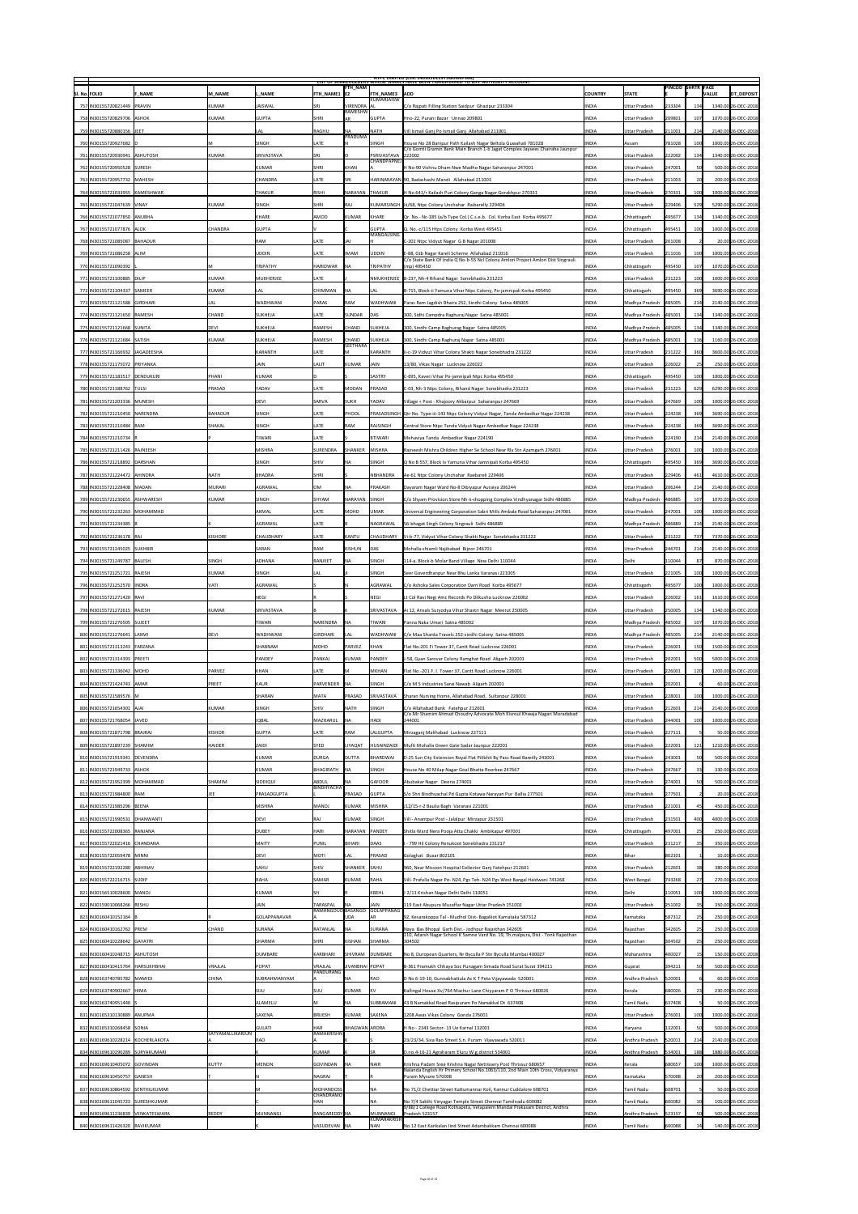NTPC LIMITED (CIN: L40101DL1975GOI007966)

LIST OF SHAREHOLDERS WHOSE SHARES HAVE BEEN TRANSFERRED TO IEPF AUTHORITY ACCOUNT

| Sl. No. | FOLIO | F_NAME | M_NAME | L_NAME | FTH_NAME1 | FTH_NAME2 | FTH_NAME3 | ADD | COUNTRY | STATE | PINCOD E | SHRTR F | FACE VALUE | DT_DEPOSIT |
|---|---|---|---|---|---|---|---|---|---|---|---|---|---|---|
| 757 | IN30155720821449 | PRAVIN | KUMAR | JAISWAL | SRI | VIRENDRA | KUMARJAISW AL | C/o Rajpati Filling Station Saidpur Ghazipur 233304 | INDIA | Uttar Pradesh | 233304 | 134 | 1340.00 | 26-DEC-2018 |
| 758 | IN30155720829706 | ASHOK | KUMAR | GUPTA | SHRI | RAMESHW AR | GUPTA | Hno-22, Purani Bazar Unnao 209801 | INDIA | Uttar Pradesh | 209801 | 107 | 1070.00 | 26-DEC-2018 |
| 759 | IN30155720880156 | JEET | | LAL | RAGHU | NA | NATH | Vill Ismail Ganj Po Ismail Ganj Allahabad 211001 | INDIA | Uttar Pradesh | 211001 | 214 | 2140.00 | 26-DEC-2018 |
| 760 | IN30155720927682 | D | M | SINGH | LATE | PRADUMA N | SINGH | House No 28 Banipur Path Kailash Nagar Beltola Guwahati 781028 | INDIA | Assam | 781028 | 100 | 1000.00 | 26-DEC-2018 |
| 761 | IN30155720930941 | ASHUTOSH | KUMAR | SRIVASTAVA | SRI | O | PSRIVASTAVA | C/o Gomti Gramin Bank Main Branch 1-b Jagat Complex Jaysees Chauraha Jaunpur 222002 | INDIA | Uttar Pradesh | 222002 | 134 | 1340.00 | 26-DEC-2018 |
| 762 | IN30155720950528 | SURESH | | KUMAR | SHRI | KHAN | CHANDPAPNE JA | H No-90 Vishnu Dham Nwe Madho Nagar Saharanpur 247001 | INDIA | Uttar Pradesh | 247001 | 50 | 500.00 | 26-DEC-2018 |
| 763 | IN30155720957732 | MAHESH | | CHANDRA | LATE | SRI | HARINARAYAN | 90, Badashashi Mandi Allahabad 211003 | INDIA | Uttar Pradesh | 211003 | 20 | 200.00 | 26-DEC-2018 |
| 764 | IN30155721033955 | KAMESHWAR | | THAKUR | RISHI | NARAYAN | THAKUR | H No 641/r Kailash Puri Colony Ganga Nagar Gorakhpur 270331 | INDIA | Uttar Pradesh | 270331 | 100 | 1000.00 | 26-DEC-2018 |
| 765 | IN30155721047639 | VINAY | KUMAR | SINGH | SHRI | RAJ | KUMARSINGH | ii/68, Ntpc Colony Unchahar Raibarelly 229406 | INDIA | Uttar Pradesh | 229406 | 529 | 5290.00 | 26-DEC-2018 |
| 766 | IN30155721077850 | ANUBHA | | KHARE | AMOD | KUMAR | KHARE | Qr. No.- Nc-185 (a/b Type Col.) C.s.e.b. Col. Korba East Korba 495677 | INDIA | Chhattisgarh | 495677 | 134 | 1340.00 | 26-DEC-2018 |
| 767 | IN30155721077876 | ALOK | CHANDRA | GUPTA | V | C | GUPTA | Q. No.-c/115 Htps Colony Korba West 495451 | INDIA | Chhattisgarh | 495451 | 100 | 1000.00 | 26-DEC-2018 |
| 768 | IN30155721085087 | BAHADUR | | RAM | LATE | JAI | MANGALSING H | C-202 Ntpc Vidyut Nagar G B Nagar 201008 | INDIA | Uttar Pradesh | 201008 | 2 | 20.00 | 26-DEC-2018 |
| 769 | IN30155721086258 | ALIM | | UDDIN | LATE | IMAM | UDDIN | E-88, Gtb Nagar Kareli Scheme Allahabad 211016 | INDIA | Uttar Pradesh | 211016 | 100 | 1000.00 | 26-DEC-2018 |
| 770 | IN30155721090392 | L | M | TRIPATHY | HARIDWAR | NA | TRIPATHY | C/o State Bank Of India Q No-b-55 Ncl Colony Amlori Project Amlori Dist Singrauli (mp) 495450 | INDIA | Chhattisgarh | 495450 | 107 | 1070.00 | 26-DEC-2018 |
| 771 | IN30155721100885 | DILIP | KUMAR | MUKHERJEE | LATE | J | NMUKHERJEE | B-237, Nh-4 Rihand Nagar Sonebhadra 231223 | INDIA | Uttar Pradesh | 231223 | 100 | 1000.00 | 26-DEC-2018 |
| 772 | IN30155721104337 | SAMEER | KUMAR | LAL | CHINMAN | NA | LAL | B-715, Block-ii Yamuna Vihar Ntpc Colony, Po-jamnipali Korba 495450 | INDIA | Chhattisgarh | 495450 | 369 | 3690.00 | 26-DEC-2018 |
| 773 | IN30155721121588 | GIRDHARI | LAL | WADHWANI | PARAS | RAM | WADHWANI | Paras Ram Jagdish Bhaira 252, Sindhi Colony Satna 485005 | INDIA | Madhya Pradesh | 485005 | 214 | 2140.00 | 26-DEC-2018 |
| 774 | IN30155721121650 | RAMESH | CHAND | SUKHEJA | LATE | SUNDAR | DAS | 300, Sidhi Campdra Raghuraj Nagar Satna 485001 | INDIA | Madhya Pradesh | 485001 | 134 | 1340.00 | 26-DEC-2018 |
| 775 | IN30155721121668 | SUNITA | DEVI | SUKHEJA | RAMESH | CHAND | SUKHEJA | 300, Sindhi Camp Raghuraj Nagar Satna 485005 | INDIA | Madhya Pradesh | 485005 | 134 | 1340.00 | 26-DEC-2018 |
| 776 | IN30155721121684 | SATISH | KUMAR | SUKHEJA | RAMESH | CHAND | SUKHEJA | 300, Sindhi Camp Raghuraj Nagar Satna 485001 | INDIA | Madhya Pradesh | 485001 | 116 | 1160.00 | 26-DEC-2018 |
| 777 | IN30155721166932 | JAGADEESHA | | KARANTH | LATE | SEETHARA M | KARANTH | ii-c-19 Vidyut Vihar Colony Shakti Nagar Sonebhadra 231222 | INDIA | Uttar Pradesh | 231222 | 360 | 3600.00 | 26-DEC-2018 |
| 778 | IN30155721175072 | PRIYANKA | | JAIN | LALIT | KUMAR | JAIN | 13/80, Vikas Nagar Lucknow 226022 | INDIA | Uttar Pradesh | 226022 | 25 | 250.00 | 26-DEC-2018 |
| 779 | IN30155721183517 | DENDUKURI | PHANI | KUMAR | D | S | SASTRY | C-695, Kaveri Vihar Po-jamnipali Ntpc Korba 495450 | INDIA | Chhattisgarh | 495450 | 100 | 1000.00 | 26-DEC-2018 |
| 780 | IN30155721188762 | TULSI | PRASAD | YADAV | LATE | MODAN | PRASAD | C-03, Nh-3 Ntpc Colony, Rihand Nagar Sonebhadra 231223 | INDIA | Uttar Pradesh | 231223 | 629 | 6290.00 | 26-DEC-2018 |
| 781 | IN30155721203336 | MUNESH | | DEVI | SARVA | SUKH | YADAV | Village + Post - Khajoory Akbarpur Saharanpur 247669 | INDIA | Uttar Pradesh | 247669 | 100 | 1000.00 | 26-DEC-2018 |
| 782 | IN30155721210450 | NARENDRA | BAHADUR | SINGH | LATE | PHOOL | PRASADSINGH | Qtr No. Type-iii-143 Ntpc Colony Vidyut Nagar, Tanda Ambedkar Nagar 224238 | INDIA | Uttar Pradesh | 224238 | 369 | 3690.00 | 26-DEC-2018 |
| 783 | IN30155721210484 | RAM | SHAKAL | SINGH | LATE | RAM | RAJSINGH | Central Store Ntpc Tanda Vidyut Nagar Ambedkar Nagar 224238 | INDIA | Uttar Pradesh | 224238 | 369 | 3690.00 | 26-DEC-2018 |
| 784 | IN30155721210734 | R | P | TIWARI | LATE | S | BTIWARI | Mehaviya Tanda Ambedkar Nagar 224190 | INDIA | Uttar Pradesh | 224190 | 214 | 2140.00 | 26-DEC-2018 |
| 785 | IN30155721211426 | RAJNEESH | | MISHRA | SURENDRA | SHANKER | MISHRA | Rajneesh Mishra Children Higher Se School Near Rly Stn Azamgarh 276001 | INDIA | Uttar Pradesh | 276001 | 100 | 1000.00 | 26-DEC-2018 |
| 786 | IN30155721218892 | DARSHAN | | SINGH | SHIV | NA | SINGH | Q No B 557, Block Iv Yamuna Vihar Jamnipali Korba 495450 | INDIA | Chhattisgarh | 495450 | 369 | 3690.00 | 26-DEC-2018 |
| 787 | IN30155721224472 | AHINDRA | NATH | BHADRA | SHRI | S | NBHANDRA | Ae-61 Ntpc Colony Unchahar Raebareli 229406 | INDIA | Uttar Pradesh | 229406 | 461 | 4610.00 | 26-DEC-2018 |
| 788 | IN30155721228408 | MADAN | MURARI | AGRAWAL | OM | NA | PRAKASH | Dayaram Nagar Ward No-8 Dibiyapur Auraiya 206244 | INDIA | Uttar Pradesh | 206244 | 214 | 2140.00 | 26-DEC-2018 |
| 789 | IN30155721230655 | ASHWARESH | KUMAR | SINGH | SHYAM | NARAYAN | SINGH | C/o Shyam Provision Store Nh-ii-shopping Complex Vindhyanagar Sidhi 486885 | INDIA | Madhya Pradesh | 486885 | 107 | 1070.00 | 26-DEC-2018 |
| 790 | IN30155721232263 | MOHAMMAD | | AKMAL | LATE | MOHD | UMAR | Universal Engineering Corporation Sabri Mills Ambala Road Saharanpur 247001 | INDIA | Uttar Pradesh | 247001 | 100 | 1000.00 | 26-DEC-2018 |
| 791 | IN30155721234385 | B | | AGRAWAL | LATE | B | NAGRAWAL | 56-bhagat Singh Colony Singrauli Sidhi 486889 | INDIA | Madhya Pradesh | 486889 | 214 | 2140.00 | 26-DEC-2018 |
| 792 | IN30155721236178 | RAJ | KISHORE | CHAUDHARY | LATE | KANTU | CHAUDHARY | Vi-b-77, Vidyut Vihar Colony Shakti Nagar Sonebhadra 231222 | INDIA | Uttar Pradesh | 231222 | 737 | 7370.00 | 26-DEC-2018 |
| 793 | IN30155721245025 | SUKHBIR | | SARAN | RAM | KISHUN | DAS | Mohalla-shamli Najibabad Bijnor 246701 | INDIA | Uttar Pradesh | 246701 | 214 | 2140.00 | 26-DEC-2018 |
| 794 | IN30155721249787 | BALESH | SINGH | ADHANA | RANJEET | NA | SINGH | 114-a, Block-b Molar Band Village New Delhi 110044 | INDIA | Delhi | 110044 | 87 | 870.00 | 26-DEC-2018 |
| 795 | IN30155721251721 | RAJESH | KUMAR | SINGH | LAL | JI | SINGH | Seer Goverdhanpur Near Bhu Lanka Varanasi 221005 | INDIA | Uttar Pradesh | 221005 | 100 | 1000.00 | 26-DEC-2018 |
| 796 | IN30155721252570 | INDRA | VATI | AGRAWAL | S | N | AGRAWAL | C/o Ashoka Sales Corporation Darri Road Korba 495677 | INDIA | Chhattisgarh | 495677 | 100 | 1000.00 | 26-DEC-2018 |
| 797 | IN30155721271420 | RAVI | | NEGI | R | S | NEGI | Lt Col Ravi Negi Amc Records Po Dilkusha Lucknow 226002 | INDIA | Uttar Pradesh | 226002 | 161 | 1610.00 | 26-DEC-2018 |
| 798 | IN30155721272615 | RAJESH | KUMAR | SRIVASTAVA | B | K | SRIVASTAVA | A/ 12, Ansals Suryodya Vihar Shastri Nagar Meerut 250005 | INDIA | Uttar Pradesh | 250005 | 134 | 1340.00 | 26-DEC-2018 |
| 799 | IN30155721276505 | SUJEET | | TIWARI | NARENDRA | NA | TIWARI | Panna Naka Umari Satna 485002 | INDIA | Madhya Pradesh | 485002 | 107 | 1070.00 | 26-DEC-2018 |
| 800 | IN30155721276641 | LAXMI | DEVI | WADHWANI | GIRDHARI | LAL | WADHWANI | C/o Maa Sharda Travels 252-sindhi Colony Satna 485005 | INDIA | Madhya Pradesh | 485005 | 214 | 2140.00 | 26-DEC-2018 |
| 801 | IN30155721313243 | FARZANA | | SHABNAM | MOHD | PARVEZ | KHAN | Flat No-201 Fi Tower 37, Cantt Road Lucknow 226001 | INDIA | Uttar Pradesh | 226001 | 150 | 1500.00 | 26-DEC-2018 |
| 802 | IN30155721314393 | PREETI | | PANDEY | PANKAJ | KUMAR | PANDEY | J-58, Gyan Sarovar Colony Ramghat Road Aligarh 202001 | INDIA | Uttar Pradesh | 202001 | 500 | 5000.00 | 26-DEC-2018 |
| 803 | IN30155721336042 | MOHD | PARVEZ | KHAN | LATE | M | MKHAN | Flat No.-201 F. I. Tower 37, Cantt Road Lucknow 226001 | INDIA | Uttar Pradesh | 226001 | 120 | 1200.00 | 26-DEC-2018 |
| 804 | IN30155721424743 | AMAR | PREET | KAUR | PARVENDER | NA | SINGH | C/o M S Industries Sarai Nawab Aligarh 202001 | INDIA | Uttar Pradesh | 202001 | 6 | 60.00 | 26-DEC-2018 |
| 805 | IN30155721589576 | M | | SHARAN | MATA | PRASAD | SRIVASTAVA | Sharan Nursing Home, Allahabad Road, Sultanpur 228001 | INDIA | Uttar Pradesh | 228001 | 100 | 1000.00 | 26-DEC-2018 |
| 806 | IN30155721654301 | AJAI | KUMAR | SINGH | SHIV | NATH | SINGH | C/o Allahabad Bank Fatehpur 212601 | INDIA | Uttar Pradesh | 212601 | 214 | 2140.00 | 26-DEC-2018 |
| 807 | IN30155721768054 | JAVED | | IQBAL | MAZHARUL | NA | HADI | C/o Mr Shamim Ahmad Choudry Advocate Moh Kisroul Khwaja Nagari Moradabad 244001 | INDIA | Uttar Pradesh | 244001 | 100 | 1000.00 | 26-DEC-2018 |
| 808 | IN30155721871798 | BRAJRAJ | KISHOR | GUPTA | LATE | RAM | LALGUPTA | Mirzaganj Malihabad Lucknow 227111 | INDIA | Uttar Pradesh | 227111 | 5 | 50.00 | 26-DEC-2018 |
| 809 | IN30155721897239 | SHAMIM | HAIDER | ZAIDI | SYED | LIYAQAT | HUSAINZAIDI | Mufti Mohalla Green Gate Sadar Jaunpur 222001 | INDIA | Uttar Pradesh | 222001 | 121 | 1210.00 | 26-DEC-2018 |
| 810 | IN30155721919341 | DEVENDRA | | KUMAR | DURGA | DUTTA | BHARDWAJ | D-25 Sun City Extension Royal Flat Pilibhit By Pass Road Bareilly 243001 | INDIA | Uttar Pradesh | 243001 | 50 | 500.00 | 26-DEC-2018 |
| 811 | IN30155721949733 | ASHOK | | KUMAR | BHAGIRATH | NA | SINGH | House No 40 Milap Nagar Goal Bhatta Roorkee 247667 | INDIA | Uttar Pradesh | 247667 | 33 | 330.00 | 26-DEC-2018 |
| 812 | IN30155721952399 | MOHAMMAD | SHAMIM | SIDDIQUI | ABDUL | NA | GAFOOR | Abubakar Nagar Deoria 274001 | INDIA | Uttar Pradesh | 274001 | 50 | 500.00 | 26-DEC-2018 |
| 813 | IN30155721984800 | RAM | JEE | PRASADGUPTA | BINDHYACHA L | PRASAD | GUPTA | S/o Shri Bindhyachal Pd Gupta Kotawa Narayan Pur Ballia 277501 | INDIA | Uttar Pradesh | 277501 | 2 | 20.00 | 26-DEC-2018 |
| 814 | IN30155721985296 | BEENA | | MISHRA | MANOJ | KUMAR | MISHRA | J/12/15-r-2 Baulia Bagh Varanasi 221001 | INDIA | Uttar Pradesh | 221001 | 45 | 450.00 | 26-DEC-2018 |
| 815 | IN30155721990531 | DHANWANTI | | DEVI | RAJ | KUMAR | SINGH | Vill - Anantpur Post - Jalalpur Mirzapur 231501 | INDIA | Uttar Pradesh | 231501 | 400 | 4000.00 | 26-DEC-2018 |
| 816 | IN30155722008365 | RANJANA | | DUBEY | HARI | NARAYAN | PANDEY | Shitla Ward Nera Pooja Atta Chakki Ambikapur 497001 | INDIA | Chhattisgarh | 497001 | 25 | 250.00 | 26-DEC-2018 |
| 817 | IN30155722021416 | CHANDANA | | MAITY | PUNIL | BIHARI | DAAS | J - 799 Hil Colony Renukoot Sonebhadra 231217 | INDIA | Uttar Pradesh | 231217 | 35 | 350.00 | 26-DEC-2018 |
| 818 | IN30155722059478 | MINNI | | DEVI | MOTI | LAL | PRASAD | Gololghat Buxar 802101 | INDIA | Bihar | 802101 | 1 | 10.00 | 26-DEC-2018 |
| 819 | IN30155722192280 | ABHINAV | | SAHU | SHIV | SHANKER | SAHU | 960, Near Mission Hospital Collector Ganj Fatehpur 212601 | INDIA | Uttar Pradesh | 212601 | 38 | 380.00 | 26-DEC-2018 |
| 820 | IN30155722216715 | SUDIP | | RAHA | SAMAR | KUMAR | RAHA | Vill- Prafulla Nagar Po- N24, Pgs Teh- N24 Pgs West Bengal Haldwani 743268 | INDIA | West Bengal | 743268 | 27 | 270.00 | 26-DEC-2018 |
| 821 | IN30156510028600 | MANOJ | | KUMAR | SH | R | KBEHL | J 2/11 Krishan Nagar Delhi Delhi 110051 | INDIA | Delhi | 110051 | 100 | 1000.00 | 26-DEC-2018 |
| 822 | IN30159010068266 | RESHU | | JAIN | TARASPAL | NA | JAIN | 119 East Abupura Muzaffar Nagar Uttar Pradesh 251002 | INDIA | Uttar Pradesh | 251002 | 35 | 350.00 | 26-DEC-2018 |
| 823 | IN30160410152164 | B | R | GOLAPPANAVAR | RAMANGOUD A | BASANGO UDA | GOLAPPANAG AR | 92, Kesarakoppa Tal - Mudhol Dist- Bagalkot Karnataka 587312 | INDIA | Karnataka | 587312 | 25 | 250.00 | 26-DEC-2018 |
| 824 | IN30160410162762 | PREM | CHAND | SURANA | RATANLAL | NA | SURANA | Naya Bas Bhopal Garh Dist.- Jodhpur Rajasthan 342605 | INDIA | Rajasthan | 342605 | 25 | 250.00 | 26-DEC-2018 |
| 825 | IN30160410228642 | GAYATRI | | SHARMA | SHRI | KISHAN | SHARMA | 110, Adarsh Nagar School K Samne Vard No. 19, Th.malpura, Dist - Tonk Rajasthan 304502 | INDIA | Rajasthan | 304502 | 25 | 250.00 | 26-DEC-2018 |
| 826 | IN30160410248715 | ASHUTOSH | | DUMBARE | KARBHARI | SHIVRAM | DUMBARE | No 8, European Quarters, Nr Byculla P Stn Byculla Mumbai 400027 | INDIA | Maharashtra | 400027 | 15 | 150.00 | 26-DEC-2018 |
| 827 | IN30160410415764 | HARSUKHBHAI | VRAJLAL | POPAT | VRAJLAL | JIVANBHAI | POPAT | B-361 Pramukh Chhaya Soc Punagam Simada Road Surat Surat 394211 | INDIA | Gujarat | 394211 | 50 | 500.00 | 26-DEC-2018 |
| 828 | IN30163740785782 | MAMIDI | CHINA | SUBRAHMANYAM | PANDURANG A | NA | RAO | D No 6-19-10, Gunnabhattula Ac K T Peta Vijayawada 520001 | INDIA | Andhra Pradesh | 520001 | 6 | 60.00 | 26-DEC-2018 |
| 829 | IN30163740902667 | HIMA | | SUJU | SUJU | KUMAR | KV | Kallingal House Xv/764 Machur Lane Chiyyaram P O Thrissur 680026 | INDIA | Kerala | 680026 | 23 | 230.00 | 26-DEC-2018 |
| 830 | IN30163740951440 | S | | ALAMELU | M | NA | SUBRAMANI | 43 B Namakkal Road Rasipuram Po Namakkal Dt 637408 | INDIA | Tamil Nadu | 637408 | 5 | 50.00 | 26-DEC-2018 |
| 831 | IN30165310130889 | ANUPMA | | SAXENA | BRIJESH | KUMAR | SAXENA | 1208 Awas Vikas Colony Gonda 276001 | INDIA | Uttar Pradesh | 276001 | 100 | 1000.00 | 26-DEC-2018 |
| 832 | IN30165310268458 | SONIA | | GULATI | HAR | BHAGWAN | ARORA | H No - 2343 Sector- 13 Ue Karnal 132001 | INDIA | Haryana | 132001 | 50 | 500.00 | 26-DEC-2018 |
| 833 | IN30169610228214 | KOCHERLAKOTA | SATYAMALLIKARJUN A | RAO | RAMAKRISHN A | K | S | 23/23/34, Siva Rao Street S.n. Puram Vijayawada 520011 | INDIA | Andhra Pradesh | 520011 | 214 | 2140.00 | 26-DEC-2018 |
| 834 | IN30169610296289 | SURYAKUMARI | | KUMAR | | K | SR | D.no.4-16-21 Agraharam Eluru W.g.district 534001 | INDIA | Andhra Pradesh | 534001 | 188 | 1880.00 | 26-DEC-2018 |
| 835 | IN30169610405072 | GOVINDAN | KUTTY | MENON | GOVINDAN | NA | NAIR | Krishna Padam Sree Krishna Nagar Nettissery Post Thrissur 680657 | INDIA | Kerala | 680657 | 100 | 1000.00 | 26-DEC-2018 |
| 836 | IN30169610450757 | GANESH | T | N | NAGRAJ | T | R | Nalanda English Hr Primery School No.1063/110, 2nd Main 10th Cross, Vidyaranya Puram Mysore 570008 | INDIA | Karnataka | 570008 | 20 | 200.00 | 26-DEC-2018 |
| 837 | IN30169610864592 | SENTHILKUMAR | | M | MOHANDOSS | | NA | No 71/2 Chettiar Street Kattumannar Koil, Kannur Cuddalore 608701 | INDIA | Tamil Nadu | 608701 | 5 | 50.00 | 26-DEC-2018 |
| 838 | IN30169611045723 | SURESHKUMAR | | | CHANDRAMO HAN | | NA | No 7/4 Sakthi Vinyagar Temple Street Chennai Tamilnadu 600082 | INDIA | Tamil Nadu | 600082 | 10 | 100.00 | 26-DEC-2018 |
| 839 | IN30169611236839 | VENKATESWARA | REDDY | MUNNANGI | RANGAREDDY | NA | MUNNANGI | 9/88/1 College Road Kothapeta, Vetapalem Mandal Prakasam District, Andhra Pradesh 523157 | INDIA | Andhra Pradesh | 523157 | 50 | 500.00 | 26-DEC-2018 |
| 840 | IN30169611426320 | RAVIKUMAR | | | VASUDEVAN | NA | KUMARAKRISH NAN | No.12 East Karikalan IInd Street Adambakkam Chennai 600088 | INDIA | Tamil Nadu | 600088 | 14 | 140.00 | 26-DEC-2018 |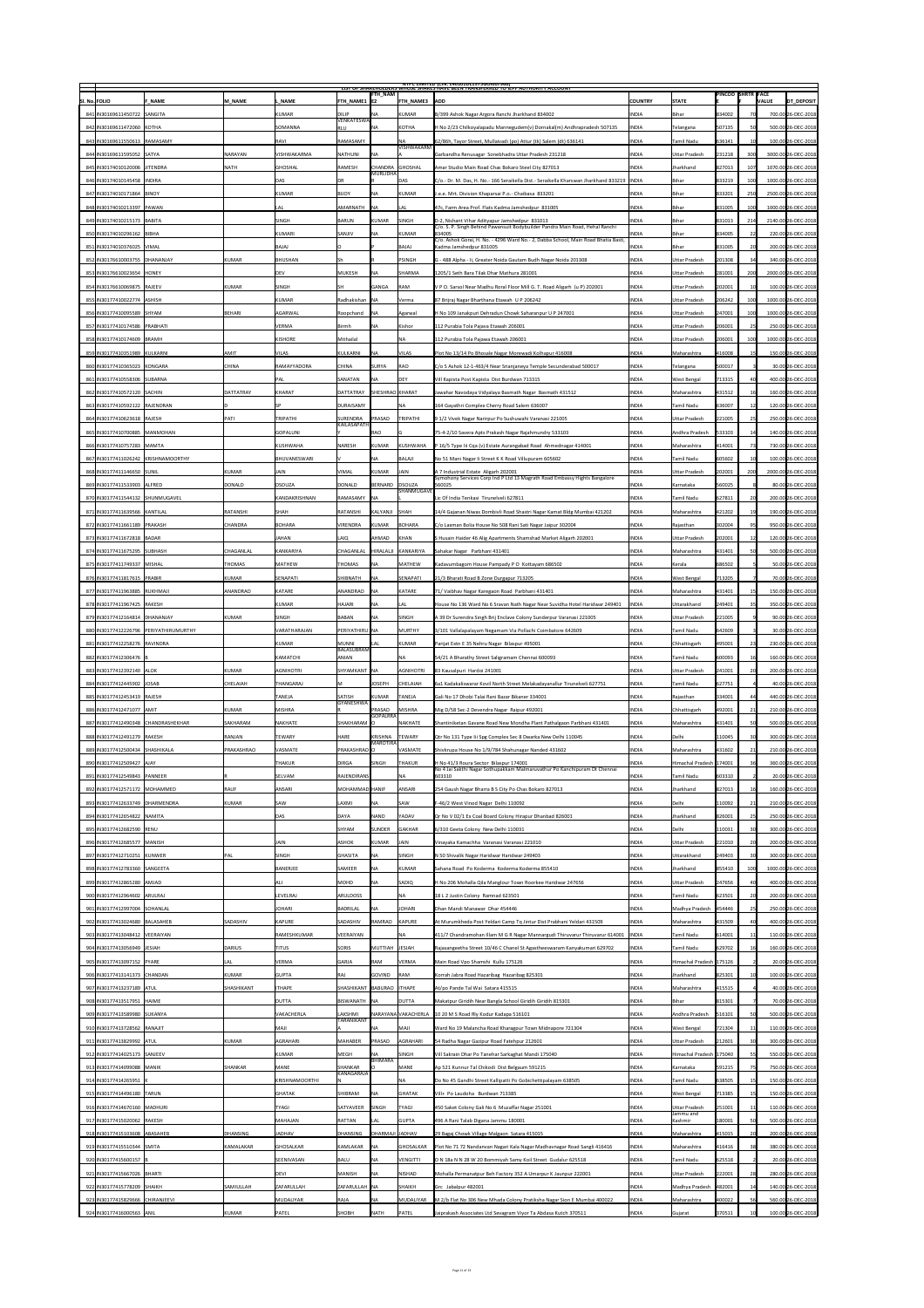NTPC LIMITED (CIN: L40101DL1975GOI007966)

LIST OF SHAREHOLDERS WHOSE SHARES HAVE BEEN TRANSFERRED TO IEPF AUTHORITY ACCOUNT

| Sl. No. | FOLIO | F_NAME | M_NAME | L_NAME | FTH_NAME1 | FTH_NAM E2 | FTH_NAME3 | ADD | COUNTRY | STATE | PINCOD E | SHRTR | FACE VALUE | DT_DEPOSIT |
|---|---|---|---|---|---|---|---|---|---|---|---|---|---|---|
| 841 | IN30169611450722 | SANGITA | | KUMAR | DILIP | NA | KUMAR | B/399 Ashok Nagar Argora Ranchi Jharkhand 834002 | INDIA | Bihar | 834002 | 70 | 700.00 | 26-DEC-2018 |
| 842 | IN30169611472060 | KOTHA | | SOMANNA | VENKATESWA RLU | NA | KOTHA | H No 2/23 Chilkoyalapadu Mannegudem(v) Dornakal(m) Andhrapradesh 507135 | INDIA | Telangana | 507135 | 50 | 500.00 | 26-DEC-2018 |
| 843 | IN30169611550613 | RAMASAMY | | RAVI | RAMASAMY | | NA | 62/86h, Tayor Street, Mullaivadi (po) Attur (tk) Salem (dt) 636141 | INDIA | Tamil Nadu | 636141 | 10 | 100.00 | 26-DEC-2018 |
| 844 | IN30169611595052 | SATYA | NARAYAN | VISHWAKARMA | NATHUNI | NA | VISHWAKARM A | Garbandha Renusagar Sonebhadra Uttar Pradesh 231218 | INDIA | Uttar Pradesh | 231218 | 300 | 3000.00 | 26-DEC-2018 |
| 845 | IN30174010120006 | JITENDRA | NATH | GHOSHAL | RAMESH | CHANDRA | GHOSHAL | Amar Studio Main Road Chas Bokaro Steel City 827013 | INDIA | Jharkhand | 827013 | 107 | 1070.00 | 26-DEC-2018 |
| 846 | IN30174010145458 | INDIRA | | DAS | DR | MURLIDHA R | DAS | C/o.- Dr. M. Das, H. No.- 166 Seraikella Dist.- Seraikella Kharswan Jharkhand 833219 | INDIA | Bihar | 833219 | 100 | 1000.00 | 26-DEC-2018 |
| 847 | IN30174010171864 | BINOY | | KUMAR | BIJOY | NA | KUMAR | L.e.e. Mrt. Division Khapsarai P.o.- Chaibasa 833201 | INDIA | Bihar | 833201 | 250 | 2500.00 | 26-DEC-2018 |
| 848 | IN30174010213397 | PAWAN | | LAL | AMARNATH | NA | LAL | 47c Farm Area Prof. Flats Kadma Jamshedpur 831005 | INDIA | Bihar | 831005 | 100 | 1000.00 | 26-DEC-2018 |
| 849 | IN30174010215173 | BABITA | | SINGH | BARUN | KUMAR | SINGH | D-2, Nishant Vihar Adityapur Jamshedpur 831013 | INDIA | Bihar | 831013 | 214 | 2140.00 | 26-DEC-2018 |
| 850 | IN30174010296162 | BIBHA | | KUMARI | SANJIV | NA | KUMAR | C/o. S. P. Singh Behind Pawansuit Bodybuilder Pandra Main Road, Hehal Ranchi 834005 | INDIA | Bihar | 834005 | 22 | 220.00 | 26-DEC-2018 |
| 851 | IN30174010376025 | VIMAL | | | O | P | BAJAJ | C/o. Ashok Gorai, Fl. No. - 4290 Ward No.- 2, Dabba School, Main Road Bhatia Basti, Kadma Jamshedpur 831005 | INDIA | Bihar | 831005 | 20 | 200.00 | 26-DEC-2018 |
| 852 | IN30176610003755 | DHANANJAY | KUMAR | BHUSHAN | Sh | R | PSINGH | G - 488 Alpha - II, Greater Noida Gautam Budh Nagar Noida 201308 | INDIA | Uttar Pradesh | 201308 | 34 | 340.00 | 26-DEC-2018 |
| 853 | IN30176610023654 | HONEY | | DEV | MUKESH | NA | SHARMA | 1205/1 Seth Bara Tilak Dhar Mathura 281001 | INDIA | Uttar Pradesh | 281001 | 200 | 2000.00 | 26-DEC-2018 |
| 854 | IN30176610069875 | RAJEEV | KUMAR | SINGH | SH | GANGA | RAM | V P O. Sarsol Near Madhu Roral Floor Mill G. T. Road Aligarh (u P) 202001 | INDIA | Uttar Pradesh | 202001 | 10 | 100.00 | 26-DEC-2018 |
| 855 | IN30177410022774 | ASHISH | | KUMAR | Radhakishan | NA | Verma | 87 Brijraj Nagar Bharthana Etawah U P 206242 | INDIA | Uttar Pradesh | 206242 | 100 | 1000.00 | 26-DEC-2018 |
| 856 | IN30177410095589 | SHYAM | BEHARI | AGARWAL | Roopchand | NA | Agarwal | H No 109 Janakpuri Dehradun Chowk Saharanpur U P 247001 | INDIA | Uttar Pradesh | 247001 | 100 | 1000.00 | 26-DEC-2018 |
| 857 | IN30177410174586 | PRABHATI | | VERMA | Birmh | NA | Kishor | 112 Purabia Tola Pajava Etawah 206001 | INDIA | Uttar Pradesh | 206001 | 25 | 250.00 | 26-DEC-2018 |
| 858 | IN30177410174609 | BRAMH | | KISHORE | Mithailal | | NA | 112 Purabia Tola Pajawa Etawah 206001 | INDIA | Uttar Pradesh | 206001 | 100 | 1000.00 | 26-DEC-2018 |
| 859 | IN30177410351989 | KULKARNI | AMIT | VILAS | KULKARNI | NA | VILAS | Plot No 13/14 Po Bhosale Nagar Morewadi Kolhapur 416008 | INDIA | Maharashtra | 416008 | 15 | 150.00 | 26-DEC-2018 |
| 860 | IN30177410365023 | KONGARA | CHINA | RAMAYYADORA | CHINA | SURIYA | RAO | C/o S Ashok 12-1-463/4 Near Srianjaneya Temple Secunderabad 500017 | INDIA | Telangana | 500017 | 3 | 30.00 | 26-DEC-2018 |
| 861 | IN30177410558306 | SUBARNA | | PAL | SANATAN | NA | DEY | Vill Kapista Post Kapista Dist Burdwan 713315 | INDIA | West Bengal | 713315 | 40 | 400.00 | 26-DEC-2018 |
| 862 | IN30177410572120 | SACHIN | DATTATRAY | KHARAT | DATTATRAY | SHESHRAO | KHARAT | Jawahar Navodaya Vidyalaya Basmath Nagar Basmath 431512 | INDIA | Maharashtra | 431512 | 16 | 160.00 | 26-DEC-2018 |
| 863 | IN30177410592122 | RAJENDRAN | D | SP | DURAISAMY | | NA | 164 Gayathri Complex Cherry Road Salem 636007 | INDIA | Tamil Nadu | 636007 | 12 | 120.00 | 26-DEC-2018 |
| 864 | IN30177410623618 | RAJESH | PATI | TRIPATHI | SURENDRA | PRASAD | TRIPATHI | B 1/2 Vivek Nagar Naripur Po Sushuwahi Varanasi 221005 | INDIA | Uttar Pradesh | 221005 | 25 | 250.00 | 26-DEC-2018 |
| 865 | IN30177410700885 | MANMOHAN | | GOPALUNI | KAILASAPATH Y | RAO | G | 75-4-2/10 Savera Apts Prakash Nagar Rajahmundry 533103 | INDIA | Andhra Pradesh | 533103 | 14 | 140.00 | 26-DEC-2018 |
| 866 | IN30177410757283 | MAMTA | | KUSHWAHA | NARESH | KUMAR | KUSHWAHA | P 16/5 Type Iii Cqa (v) Estate Aurangabad Road Ahmednagar 414001 | INDIA | Maharashtra | 414001 | 73 | 730.00 | 26-DEC-2018 |
| 867 | IN30177411026242 | KRISHNAMOORTHY | | BHUVANESWARI | V | NA | BALAJI | No 51 Mani Nagar Ii Street K K Road Villupuram 605602 | INDIA | Tamil Nadu | 605602 | 10 | 100.00 | 26-DEC-2018 |
| 868 | IN30177411146650 | SUNIL | KUMAR | JAIN | VIMAL | KUMAR | JAIN | A 7 Industrial Estate Aligarh 202001 | INDIA | Uttar Pradesh | 202001 | 200 | 2000.00 | 26-DEC-2018 |
| 869 | IN30177411533903 | ALFRED | DONALD | DSOUZA | DONALD | BERNARD | DSOUZA | Symohony Services Corp Ind P Ltd 13 Magrath Road Embassy Hights Bangalore 560025 | INDIA | Karnataka | 560025 | 8 | 80.00 | 26-DEC-2018 |
| 870 | IN30177411544132 | SHUNMUGAVEL | | KANDAKRISHNAN | RAMASAMY | NA | SHANMUGAVE L | Lic Of India Tenkasi Tirunelveli 627811 | INDIA | Tamil Nadu | 627811 | 20 | 200.00 | 26-DEC-2018 |
| 871 | IN30177411639566 | KANTILAL | RATANSHI | SHAH | RATANSHI | KALYANJI | SHAH | 14/4 Gajanan Niwas Dombivli Road Shastri Nagar Kamat Bldg Mumbai 421202 | INDIA | Maharashtra | 421202 | 19 | 190.00 | 26-DEC-2018 |
| 872 | IN30177411661189 | PRAKASH | CHANDRA | BOHARA | VIRENDRA | KUMAR | BOHARA | C/o Laxman Bolia House No 508 Rani Sati Nagar Jaipur 302004 | INDIA | Rajasthan | 302004 | 95 | 950.00 | 26-DEC-2018 |
| 873 | IN30177411672818 | BADAR | | JAHAN | LAIQ | AHMAD | KHAN | S Husain Haider 46 Alig Apartments Shamshad Market Aligarh 202001 | INDIA | Uttar Pradesh | 202001 | 12 | 120.00 | 26-DEC-2018 |
| 874 | IN30177411675295 | SUBHASH | CHAGANLAL | KANKARIYA | CHAGANLAL | HIRALALJI | KANKARIYA | Sahakar Nagar Parbhani 431401 | INDIA | Maharashtra | 431401 | 50 | 500.00 | 26-DEC-2018 |
| 875 | IN30177411749337 | MISHAL | THOMAS | MATHEW | THOMAS | NA | MATHEW | Kadavumbagom House Pampady P O Kottayam 686502 | INDIA | Kerala | 686502 | 5 | 50.00 | 26-DEC-2018 |
| 876 | IN30177411817615 | PRABIR | KUMAR | SENAPATI | SHIBNATH | NA | SENAPATI | 21/3 Bharati Road B Zone Durgapur 713205 | INDIA | West Bengal | 713205 | 7 | 70.00 | 26-DEC-2018 |
| 877 | IN30177411963885 | RUKHMAJI | ANANDRAO | KATARE | ANANDRAO | NA | KATARE | 71/ Vaibhav Nagar Karegaon Road Parbhani 431401 | INDIA | Maharashtra | 431401 | 15 | 150.00 | 26-DEC-2018 |
| 878 | IN30177411967425 | RAKESH | | KUMAR | HAJARI | NA | LAL | House No 136 Ward No 6 Sravan Nath Nagar Near Suvidha Hotel Haridwar 249401 | INDIA | Uttarakhand | 249401 | 35 | 350.00 | 26-DEC-2018 |
| 879 | IN30177412164814 | DHANANJAY | KUMAR | SINGH | BABAN | NA | SINGH | A 39 Dr Surendra Singh Brij Enclave Colony Sunderpur Varanasi 221005 | INDIA | Uttar Pradesh | 221005 | 9 | 90.00 | 26-DEC-2018 |
| 880 | IN30177412226796 | PERIYATHIRUMURTHY | | VARATHARAJAN | PERIYATHIRU | NA | MURTHY | 3/101 Vallalapalayam Negamam Via Pollachi Coimbatore 642609 | INDIA | Tamil Nadu | 642609 | 3 | 30.00 | 26-DEC-2018 |
| 881 | IN30177412258276 | RAVINDRA | | KUMAR | MUNNI | LAL | KUMAR | Panjat Extn E 35 Nehru Nagar Bilaspur 495001 | INDIA | Chhattisgarh | 495001 | 23 | 230.00 | 26-DEC-2018 |
| 882 | IN30177412306476 | B | | KAMATCHI | BALASUBRAM ANIAN | | NA | 54/21 A Bharathy Street Saligramam Chennai 600093 | INDIA | Tamil Nadu | 600093 | 16 | 160.00 | 26-DEC-2018 |
| 883 | IN30177412392140 | ALOK | KUMAR | AGNIHOTRI | SHYAMKANT | NA | AGNIHOTRI | 83 Kausalpuri Hardoi 241001 | INDIA | Uttar Pradesh | 241001 | 20 | 200.00 | 26-DEC-2018 |
| 884 | IN30177412445902 | JOSAB | CHELAIAH | THANGARAJ | M | JOSEPH | CHELAIAH | 6a1 Kadakakswarar Kovil North Street Melakadayanallur Tirunelveli 627751 | INDIA | Tamil Nadu | 627751 | 4 | 40.00 | 26-DEC-2018 |
| 885 | IN30177412453419 | RAJESH | | TANEJA | SATISH | KUMAR | TANEJA | Gali No 17 Dhobi Talai Rani Bazar Bikaner 334001 | INDIA | Rajasthan | 334001 | 44 | 440.00 | 26-DEC-2018 |
| 886 | IN30177412471077 | AMIT | KUMAR | MISHRA | GYANESHWA R | PRASAD | MISHRA | Mig D/58 Sec-2 Devendra Nagar Raipur 492001 | INDIA | Chhattisgarh | 492001 | 21 | 210.00 | 26-DEC-2018 |
| 887 | IN30177412490348 | CHANDRASHEKHAR | SAKHARAM | NAKHATE | SHAKHARAM | GOPALRAO | NAKHATE | Shantiniketan Gavane Road New Mondha Plant Pathalgaon Parbhani 431401 | INDIA | Maharashtra | 431401 | 50 | 500.00 | 26-DEC-2018 |
| 888 | IN30177412491279 | RAKESH | RANJAN | TEWARY | HARE | KRISHNA | TEWARY | Qtr No 131 Type Iii Spg Complex Sec 8 Dwarka New Delhi 110045 | INDIA | Delhi | 110045 | 30 | 300.00 | 26-DEC-2018 |
| 889 | IN30177412500434 | SHASHIKALA | PRAKASHRAO | VASMATE | PRAKASHRAO | NAROTIRA O | VASMATE | Shivkrupa House No 1/9/784 Shahunagar Nanded 431602 | INDIA | Maharashtra | 431602 | 21 | 210.00 | 26-DEC-2018 |
| 890 | IN30177412509427 | AJAY | | THAKUR | DIRGA | SINGH | THAKUR | H No 41/3 Roura Sector Bilaspur 174001 | INDIA | Himachal Pradesh | 174001 | 36 | 360.00 | 26-DEC-2018 |
| 891 | IN30177412549843 | PANNEER | R | SELVAM | RAJENDIRANS | | NA | No 4 Jai Sakthi Nagar Sothupakkam Malmaruvathur Po Kanchipuram Dt Chennai 603310 | INDIA | Tamil Nadu | 603310 | 2 | 20.00 | 26-DEC-2018 |
| 892 | IN30177412571172 | MOHAMMED | RAUF | ANSARI | MOHAMMAD | HANIF | ANSARI | 254 Gaush Nagar Bhama B S City Po Chas Bokaro 827013 | INDIA | Jharkhand | 827013 | 16 | 160.00 | 26-DEC-2018 |
| 893 | IN30177412633749 | DHARMENDRA | KUMAR | SAW | LAXMI | NA | SAW | F-46/2 West Vinod Nagar Delhi 110092 | INDIA | Delhi | 110092 | 21 | 210.00 | 26-DEC-2018 |
| 894 | IN30177412654822 | NAMITA | | DAS | DAYA | NAND | YADAV | Qr No V 02/1 Ex Coal Board Colony Hirapur Dhanbad 826001 | INDIA | Jharkhand | 826001 | 25 | 250.00 | 26-DEC-2018 |
| 895 | IN30177412682590 | RENU | | | SHYAM | SUNDER | GAKHAR | 6/310 Geeta Colony New Delhi 110031 | INDIA | Delhi | 110031 | 30 | 300.00 | 26-DEC-2018 |
| 896 | IN30177412685577 | MANISH | | JAIN | ASHOK | KUMAR | JAIN | Vinayaka Kamachha Varanasi Varanasi 221010 | INDIA | Uttar Pradesh | 221010 | 20 | 200.00 | 26-DEC-2018 |
| 897 | IN30177412710251 | KUNWER | PAL | SINGH | GHASITA | NA | SINGH | N 50 Shivalik Nagar Haridwar Haridwar 249403 | INDIA | Uttarakhand | 249403 | 30 | 300.00 | 26-DEC-2018 |
| 898 | IN30177412783360 | SANGEETA | | BANERJEE | SAMEER | NA | KUMAR | Sahana Road Po Koderma Koderma Koderma 855410 | INDIA | Jharkhand | 855410 | 100 | 1000.00 | 26-DEC-2018 |
| 899 | IN30177412865280 | AMJAD | | ALI | MOHD | NA | SADIQ | H No 206 Mohalla Qila Manglour Town Roorkee Haridwar 247656 | INDIA | Uttar Pradesh | 247656 | 40 | 400.00 | 26-DEC-2018 |
| 900 | IN30177412964602 | ARULRAJ | | LEVELRAJ | ARULDOSS | | NA | 18 L 2 Justin Colony Ramnad 623501 | INDIA | Tamil Nadu | 623501 | 20 | 200.00 | 26-DEC-2018 |
| 901 | IN30177412997004 | SOHANLAL | | JOHARI | BADRILAL | NA | JOHARI | Dhan Mandi Manawar Dhar 454446 | INDIA | Madhya Pradesh | 454446 | 25 | 250.00 | 26-DEC-2018 |
| 902 | IN30177413024680 | BALASAHEB | SADASHIV | KAPURE | SADASHIV | RAMRAO | KAPURE | At Murumkheda Post Yeldari Camp Tq Jintur Dist Prabhani Yeldari 431509 | INDIA | Maharashtra | 431509 | 40 | 400.00 | 26-DEC-2018 |
| 903 | IN30177413048412 | VEERAIYAN | | RAMESHKUMAR | VEERAIYAN | | NA | 411/7 Chandramohan Illam M G R Nagar Mannargudi Thiruvarur Thiruvarur 614001 | INDIA | Tamil Nadu | 614001 | 11 | 110.00 | 26-DEC-2018 |
| 904 | IN30177413056949 | JESIAH | DARIUS | TITUS | SORIS | MUTTIAH | JESIAH | Rajasangeetha Street 10/46 C Chanel St Agastheeswaram Kanyakumari 629702 | INDIA | Tamil Nadu | 629702 | 16 | 160.00 | 26-DEC-2018 |
| 905 | IN30177413097152 | PYARE | LAL | VERMA | GARJA | RAM | VERMA | Main Road Vpo Shamshi Kullu 175126 | INDIA | Himachal Pradesh | 175126 | 2 | 20.00 | 26-DEC-2018 |
| 906 | IN30177413141373 | CHANDAN | KUMAR | GUPTA | RAJ | GOVIND | RAM | Kornah Jabra Road Hazaribag Hazaribag 825301 | INDIA | Jharkhand | 825301 | 10 | 100.00 | 26-DEC-2018 |
| 907 | IN30177413237189 | ATUL | SHASHIKANT | ITHAPE | SHASHIKANT | BABURAO | ITHAPE | At/po Pande Tal Wai Satara 415515 | INDIA | Maharashtra | 415515 | 4 | 40.00 | 26-DEC-2018 |
| 908 | IN30177413517951 | HAIME | | DUTTA | BISWANATH | NA | DUTTA | Makatpur Giridih Near Bangla School Giridih Giridih 815301 | INDIA | Bihar | 815301 | 7 | 70.00 | 26-DEC-2018 |
| 909 | IN30177413589980 | SUKANYA | | VAKACHERLA | LAKSHMI | NARAYANA | VAKACHERLA | 10 20 M S Road Rly Kodur Kadapa 516101 | INDIA | Andhra Pradesh | 516101 | 50 | 500.00 | 26-DEC-2018 |
| 910 | IN30177413728562 | RANAJIT | | MAJI | TARANIKANT A | NA | MAJI | Ward No 19 Malancha Road Kharagpur Town Midnapore 721304 | INDIA | West Bengal | 721304 | 11 | 110.00 | 26-DEC-2018 |
| 911 | IN30177413829992 | ATUL | KUMAR | AGRAHARI | MAHABER | PRASAD | AGRAHARI | 54 Radha Nagar Gazipur Road Fatehpur 212601 | INDIA | Uttar Pradesh | 212601 | 30 | 300.00 | 26-DEC-2018 |
| 912 | IN30177414025173 | SANJEEV | | KUMAR | MEGH | NA | SINGH | Vill Sakrain Dhar Po Tanehar Sarkaghat Mandi 175040 | INDIA | Himachal Pradesh | 175040 | 55 | 550.00 | 26-DEC-2018 |
| 913 | IN30177414099088 | MANIK | SHANKAR | MANE | SHANKAR | BHIMARA O | MANE | Ap 521 Kunnur Tal Chikodi Dist Belgaum 591215 | INDIA | Karnataka | 591215 | 75 | 750.00 | 26-DEC-2018 |
| 914 | IN30177414265951 | K | | KRISHNAMOORTHI | RANGASAMIA N | | NA | Do No 45 Gandhi Street Kallipatti Po Gobichettipalayam 638505 | INDIA | Tamil Nadu | 638505 | 15 | 150.00 | 26-DEC-2018 |
| 915 | IN30177414496180 | TARUN | | GHATAK | SHIBRAM | NA | GHATAK | Vill+ Po Laudoha Burdwan 713385 | INDIA | West Bengal | 713385 | 15 | 150.00 | 26-DEC-2018 |
| 916 | IN30177414670160 | MADHURI | | TYAGI | SATYAVEER | SINGH | TYAGI | 450 Saket Colony Gali No 6 Muzaffar Nagar 251001 | INDIA | Uttar Pradesh | 251001 | 11 | 110.00 | 26-DEC-2018 |
| 917 | IN30177415020062 | RAKESH | | MAHAJAN | RATTAN | LAL | GUPTA | 496 A Rani Talab Digana Jammu 180001 | INDIA | Jammu and Kashmir | 180001 | 50 | 500.00 | 26-DEC-2018 |
| 918 | IN30177415103608 | ABASAHEB | DHANSING | JADHAV | DHANSING | DHARMAJI | JADHAV | 29 Bagaj Chowk Village Malgaon Satara 415015 | INDIA | Maharashtra | 415015 | 20 | 200.00 | 26-DEC-2018 |
| 919 | IN30177415510344 | SMITA | KAMALAKAR | GHOSALKAR | KAMLAKAR | NA | GHOSALKAR | Plot No 71 72 Nandanvan Nagari Kala Nagar Madhavnagar Road Sangli 416416 | INDIA | Maharashtra | 416416 | 38 | 380.00 | 26-DEC-2018 |
| 920 | IN30177415600157 | B | | SEENIVASAN | BALU | NA | VENGITTI | D N 18a N N 28 W 20 Bommiyah Samy Koil Street Gudalur 625518 | INDIA | Tamil Nadu | 625518 | 2 | 20.00 | 26-DEC-2018 |
| 921 | IN30177415667026 | BHARTI | | DEVI | MANISH | NA | NISHAD | Mohalla Permanatpur Beh Factory 352 A Umarpur K Jaunpur 222001 | INDIA | Uttar Pradesh | 222001 | 28 | 280.00 | 26-DEC-2018 |
| 922 | IN30177415778209 | SHAIKH | SAMIULLAH | ZAFARULLAH | ZAFARULLAH | NA | SHAIKH | Grc Jabalpur 482001 | INDIA | Madhya Pradesh | 482001 | 14 | 140.00 | 26-DEC-2018 |
| 923 | IN30177415829666 | CHIRANJEEVI | | MUDALIYAR | RAJA | NA | MUDALIYAR | M 2/b Flat No 306 New Mhada Colony Pratiksha Nagar Sion E Mumbai 400022 | INDIA | Maharashtra | 400022 | 56 | 560.00 | 26-DEC-2018 |
| 924 | IN30177416000563 | ANIL | KUMAR | PATEL | SHOBH | NATH | PATEL | Jaiprakash Associates Ltd Sevagram Viyor Ta Abdasa Kutch 370511 | INDIA | Gujarat | 370511 | 10 | 100.00 | 26-DEC-2018 |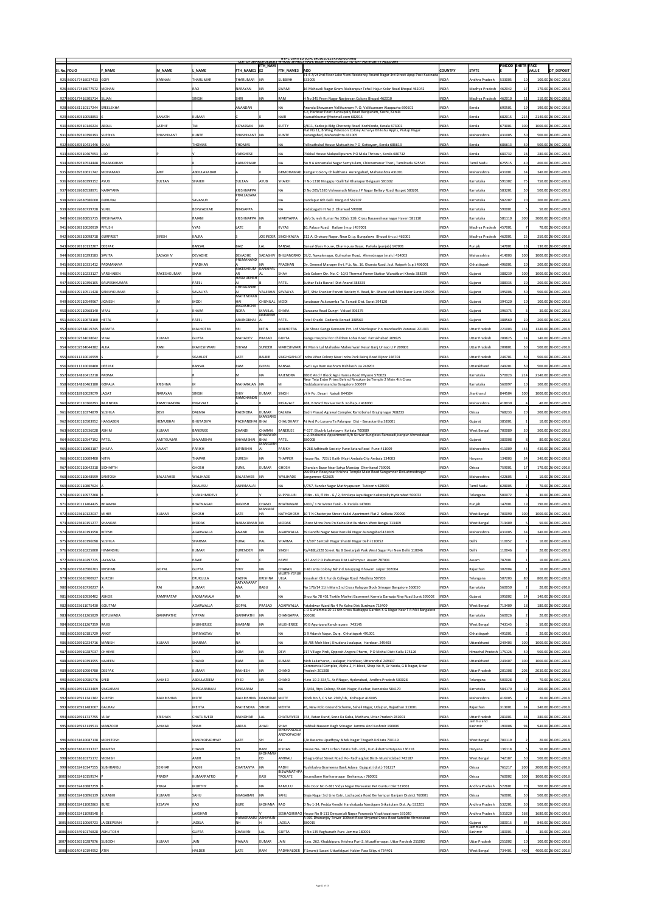NTPC LIMITED (CIN: L40101DL1975GOI007966)

LIST OF SHAREHOLDERS WHOSE SHARES HAVE BEEN TRANSFERRED TO IEPF AUTHORITY ACCOUNT

| Sl. No. | FOLIO | F_NAME | M_NAME | L_NAME | FTH_NAME1 | FTH_NAM E2 | FTH_NAME3 | ADD | COUNTRY | STATE | PINCOD E | SHRTR | FACE VALUE | DT_DEPOSIT |
|---|---|---|---|---|---|---|---|---|---|---|---|---|---|---|
| 925 | IN30177416037413 | GOPI | KANNAN | THARUMAR | THARUMAR | NA | SUBBIAH | Fl 4 7/2f 2nd Floor Lake View Residency Anand Nagar 3rd Street Apsp Post Kakinada 533005 | INDIA | Andhra Pradesh | 533005 | 10 | 100.00 | 26-DEC-2018 |
| 926 | IN30177416077572 | MOHAN | | RAO | NARAYAN | NA | SWAMI | 16 Mahavali Nagar Gram Akabarapur Tehsil Hajur Kolar Road Bhopal 462042 | INDIA | Madhya Pradesh | 462042 | 17 | 170.00 | 26-DEC-2018 |
| 927 | IN30177416305714 | SUJAN | | SINGH | SHRI | NA | RAM | H No 345 Prem Nagar Navjeevan Colony Bhopal 462010 | INDIA | Madhya Pradesh | 462010 | 11 | 110.00 | 26-DEC-2018 |
| 928 | IN30181110117244 | SREELEKHA | | | ANANDAN | | NA | Ananda Bhavanam Vallikunnam P. O. Vallikunnam Alappuzha 690501 | INDIA | Kerala | 690501 | 19 | 190.00 | 26-DEC-2018 |
| 929 | IN30189510058853 | K | SANATH | KUMAR | | K | NAIR | 5-c, Harbour Point Kurisupally Road Ravipuram, Kochi, Kerala Ksanathkumar@hotmail.com 682015 | INDIA | Kerala | 682015 | 214 | 2140.00 | 26-DEC-2018 |
| 930 | IN30189510140224 | ABDUL | LATHIF | TM | KOYASSAN | NA | KUTTY | 9/611, Kadeeja Bldg Cherooty Road Kozhikode, Kerala 673001 | INDIA | Kerala | 673001 | 100 | 1000.00 | 26-DEC-2018 |
| 931 | IN30189510390193 | SUPRIYA | SHASHIKANT | KUNTE | SHASHIKANT | NA | KUNTE | Flat No 11, B Wing Videocon Colony Acharya Bhikshu Appts, Pratap Nagar Aurangabad, Maharashtra 431005 | INDIA | Maharashtra | 431005 | 50 | 500.00 | 26-DEC-2018 |
| 932 | IN30189510431446 | SHAJI | | THOMAS | THOMAS | | NA | Pallivathukal House Muttuchira P O Kottayam, Kerala 686613 | INDIA | Kerala | 686613 | 50 | 500.00 | 26-DEC-2018 |
| 933 | IN30189510467653 | LIJO | | | VARGHESE | | NA | Plakkal House Malapallipuram P O Mala Thrissur, Kerala 680732 | INDIA | Kerala | 680732 | 28 | 280.00 | 26-DEC-2018 |
| 934 | IN30189510534448 | PRABAKARAN | | K | KARUPPAIAH | | NA | No 9 A Annamalai Nagar Samykulam, Chinnamanur Theni, Tamilnadu 625515 | INDIA | Tamil Nadu | 625515 | 40 | 400.00 | 26-DEC-2018 |
| 935 | IN30189510631742 | MOHAMAD | ARIF | ABDULKADAR | A | | K | GRMOHAMAD Kamgar Colony Chikalthana Aurangabad, Maharashtra 431001 | INDIA | Maharashtra | 431001 | 34 | 340.00 | 26-DEC-2018 |
| 936 | IN30192630399152 | AYUB | SULTAN | SHAIKH | SULTAN | AYUB | SHAIKH | H No 1310 Ningapur Galli Tal Khanapur Belgaum 591302 | INDIA | Karnataka | 591302 | 75 | 750.00 | 26-DEC-2018 |
| 937 | IN30192630538971 | NARAYANA | | | KRISHNAPPA | | NA | D No 205/1326 Vishwanath Nilaya J P Nagar Bellary Road Hospet 583201 | INDIA | Karnataka | 583201 | 50 | 500.00 | 26-DEC-2018 |
| 938 | IN30192630586000 | GURURAJ | | SAVANUR | PRALLADARA O | | NA | Dandapur 6th Galli Nargund 582207 | INDIA | Karnataka | 582207 | 20 | 200.00 | 26-DEC-2018 |
| 939 | IN30192630739728 | SUNIL | | BEKWADKAR | NINGAPPA | | NA | Kadabagetti H No 2 Dharwad 590001 | INDIA | Karnataka | 590001 | 5 | 50.00 | 26-DEC-2018 |
| 940 | IN30192630855715 | KRISHNAPPA | | RAJANI | KRISHNAPPA | NA | MARIYAPPA | W/o Suresh Kumar No 335/a 11th Cross Basaveshwarnagar Haveri 581110 | INDIA | Karnataka | 581110 | 300 | 3000.00 | 26-DEC-2018 |
| 941 | IN30198310020919 | PIYUSH | | VYAS | LATE | K | KVYAS | 10, Palace Road, Ratlam (m.p.) 457001 | INDIA | Madhya Pradesh | 457001 | 7 | 70.00 | 26-DEC-2018 |
| 942 | IN30198310098718 | GURPREET | SINGH | KALRA | S | JOGINDER | SINGHKALRA | 212 A, Choksey Nagar, Near D.i.g. Bungalows Bhopal (m.p.) 462001 | INDIA | Madhya Pradesh | 462001 | 25 | 250.00 | 26-DEC-2018 |
| 943 | IN30198310132207 | DEEPAK | | BANSAL | BAIZ | LAL | BANSAL | Bansal Glass House, Dharmpura Bazar, Patiala (punjab) 147001 | INDIA | Punjab | 147001 | 13 | 130.00 | 26-DEC-2018 |
| 944 | IN30198310293565 | SAVITA | SADASHIV | DEVADHE | DEVADHE | SADASHIV | BHUJANGRAO | 59/2, Nawalenagar, Gulmohar Road, Ahmednagar (mah.) 414003 | INDIA | Maharashtra | 414003 | 100 | 1000.00 | 26-DEC-2018 |
| 945 | IN30198310331412 | PADMANAVA | | PRADHAN | PREMANAND A | NA | PRADHAN | Dy. General Manager (hr), P.b. No. 16, Kharsia Road, Jspl, Raigarh (c.g.) 496001 | INDIA | Chhattisgarh | 496001 | 20 | 200.00 | 26-DEC-2018 |
| 946 | IN30199110233127 | VARSHABEN | RAKESHKUMAR | SHAH | RAKESHKUM AR | KANAIYAL AL | SHAH | Geb Colony Qtr. No. C- 10/3 Thermal Power Station Wanakbori Kheda 388239 | INDIA | Gujarat | 388239 | 100 | 1000.00 | 26-DEC-2018 |
| 947 | IN30199110396105 | KALPESHKUMAR | | PATEL | RADHUKHBH AI | B | PATEL | Suthar Falia Rasnol Dist Anand 388335 | INDIA | Gujarat | 388335 | 20 | 200.00 | 26-DEC-2018 |
| 948 | IN30199110511428 | SANJAYKUMAR | | SAVALIYA | CHHAGANBH AI | VALRBHAI | SAVALIYA | 167, Shiv Shankar Parvati Society V. Road, Nr. Bhatni Vadi Mini Bazar Surat 395006 | INDIA | Gujarat | 395006 | 50 | 500.00 | 26-DEC-2018 |
| 949 | IN30199110549967 | JIGNESH | M | MODI | MAHENDRAB HAI | CHUNILAL | MODI | Junabazar At.kosamba Ta. Tarsadi Dist. Surat 394120 | INDIA | Gujarat | 394120 | 10 | 100.00 | 26-DEC-2018 |
| 950 | IN30199110568140 | VIRAL | J | KHARA | JAGDISHCHA NDRA | MANILAL | KHARA | Darasana Road Dungri Valsad 396375 | INDIA | Gujarat | 396375 | 3 | 30.00 | 26-DEC-2018 |
| 951 | IN30199110678160 | HETAL | | PATEL | ARVINDBHAI | NARANBH AI | PATEL | Patel Khadki Dedarda Borsad 388560 | INDIA | Gujarat | 388560 | 20 | 200.00 | 26-DEC-2018 |
| 952 | IN30202534019745 | MAMTA | | MALHOTRA | SRI | NITIN | MALHOTRA | C/o Shree Ganga Kerasom Pvt. Ltd Shivdaspur P.o.manduadih Varanasi 221003 | INDIA | Uttar Pradesh | 221003 | 134 | 1340.00 | 26-DEC-2018 |
| 953 | IN30202534038642 | VINAI | KUMAR | GUPTA | MAHADEV | PRASAD | GUPTA | Ganga Hospital For Children Lohai Road Farrukhabad 209625 | INDIA | Uttar Pradesh | 209625 | 14 | 140.00 | 26-DEC-2018 |
| 954 | IN30202534044382 | ALKA | RANI | MAHESHWARI | SHYAM | SUNDER | MAHESHWARI | 47 Manni Lal Mahadev Maheshwari Kesar Ganj Unnao U P 209801 | INDIA | Uttar Pradesh | 209801 | 50 | 500.00 | 26-DEC-2018 |
| 955 | IN30211310016559 | S | | SGAHLOT | LATE | BALBIR | SINGHGAHLOT | Indra Vihar Colony Near Indra Park Bairaj Road Bijnor 246701 | INDIA | Uttar Pradesh | 246701 | 50 | 500.00 | 26-DEC-2018 |
| 956 | IN30211310030460 | DEEPAK | | BANSAL | RAM | GOPAL | BANSAL | Pwd Jaya Ram Aashram Rishikesh Ua 249201 | INDIA | Uttarakhand | 249201 | 50 | 500.00 | 26-DEC-2018 |
| 957 | IN30214810412218 | PADMA | | R | M | NA | RAJENDRA | 880 E And F Block Agni Hamsa Road Mysore 570023 | INDIA | Karnataka | 570023 | 214 | 2140.00 | 26-DEC-2018 |
| 958 | IN30214810463180 | GOPALA | KRISHNA | M | MAHARAJAN | NA | M | Near Teju Enter Prises Behind Renukamba Temple 2 Main 4th Cross Doddabommasandra Bangalore 560097 | INDIA | Karnataka | 560097 | 10 | 100.00 | 26-DEC-2018 |
| 959 | IN30218910029079 | JAGAT | NARAYAN | SINGH | SHIV | KUMAR | SINGH | Vill+ Po. Desari Vaisali 844504 | INDIA | Jharkhand | 844504 | 100 | 1000.00 | 26-DEC-2018 |
| 960 | IN30220110360203 | RAJENDRA | RAMCHANDRA | INGAVALE | RAMCHANDR A | | INGAVALE | 488, B Ward Raviwar Peth Kolhapur 416030 | INDIA | Maharashtra | 416030 | 4 | 40.00 | 26-DEC-2018 |
| 961 | IN30220110374879 | SUSHILA | DEVI | DALMIA | RAJENDRA | KUMAR | DALMIA | Badri Prasad Agrawal Complex Ramtibahal Brajrajnagar 768233 | INDIA | Orissa | 768233 | 20 | 200.00 | 26-DEC-2018 |
| 962 | IN30220110503952 | HANSABEN | HEMUBHAI | BHUTADIYA | PACHANBHAI | MANSANG BHAI | CHAUDHARY | At And Po Lunava Ta Palanpur Dist - Banaskantha 385001 | INDIA | Gujarat | 385001 | 1 | 10.00 | 26-DEC-2018 |
| 963 | IN30220110536028 | ASHIM | KUMAR | BANERJEE | CHANDI | CHARAN | BANERJEE | P-177, Block-b Laketown Kolkata 700089 | INDIA | West Bengal | 700089 | 30 | 300.00 | 26-DEC-2018 |
| 964 | IN30220110547192 | PATEL | AMITKUMAR | SHYAMBHAI | SHYAMBHAI | BHAGWAN BHAI | PATEL | C-2, Shakuntal Appartment B/h Girivar Bunglows Ramwadi,isanpur Ahmedabad 380008 | INDIA | Gujarat | 380008 | 8 | 80.00 | 26-DEC-2018 |
| 965 | IN30220110603187 | SHILPA | ANANT | PARIKH | BIPINBHAI | MANGUBH AI | PARIKH | N 268 Adhinath Society Pune Satara Road Pune 411009 | INDIA | Maharashtra | 411009 | 43 | 430.00 | 26-DEC-2018 |
| 966 | IN30220110609400 | NITIN | | THAPER | SURESH | NA | THAPPER | House No. 723/1 Kaith Majri Ambala City Ambala 134003 | INDIA | Haryana | 134003 | 34 | 340.00 | 26-DEC-2018 |
| 967 | IN30220110642318 | SIDHARTH | | GHOSH | SUNIL | KUMAR | GHOSH | Chandan Bazar Near Satya Mandap Dhenkanal 759001 | INDIA | Orissa | 759001 | 17 | 170.00 | 26-DEC-2018 |
| 968 | IN30220110648599 | SANTOSH | BALASAHEB | WALIHADE | BALASAHEB | NA | WALIHADE | 990 Main Road,near Krishna Temple Main Road Sangamner Dist.ahmednagar Sangamner 422605 | INDIA | Maharashtra | 422605 | 1 | 10.00 | 26-DEC-2018 |
| 969 | IN30220110807624 | A | | OVALASU | ANNAMALAI | | NA | 5/757, Sundar Nagar Mathiyapuram Tuticorin 628005 | INDIA | Tamil Nadu | 628005 | 7 | 70.00 | 26-DEC-2018 |
| 970 | IN30220110977268 | B | | VLAKSHMIDEVI | V | V | SUPPULURI | Pl No - 63, Fl No - G / 2, Srinilaya Jaya Nagar Kukatpally Hyderabad 500072 | INDIA | Telangana | 500072 | 3 | 30.00 | 26-DEC-2018 |
| 971 | IN30220111404425 | BHAWNA | | BHATNAGAR | JAGDISH | CHAND | BHATNAGAR | 1400 / 1 Nr Water Tank - B Patiala 147001 | INDIA | Punjab | 147001 | 19 | 190.00 | 26-DEC-2018 |
| 972 | IN30223610122037 | MIHIR | KUMAR | GHOSH | LATE | NANIMAT HA | NATHGHOSH | 10 T N Chatterjee Street Kalicl Apartment Flat 2 Kolkata 700090 | INDIA | West Bengal | 700090 | 100 | 1000.00 | 26-DEC-2018 |
| 973 | IN30223610151277 | SHANKAR | | MODAK | NABAKUMAR | NA | MODAK | Choto Mitra Para Po Kalna Dist Burdwan West Bengal 713409 | INDIA | West Bengal | 713409 | 5 | 50.00 | 26-DEC-2018 |
| 974 | IN30223610193958 | RITESH | | AGARWALLA | ANAND | NA | AGARWALLA | 39 Gandhi Nagar Near Bansilal Nagar Aurangabad 431005 | INDIA | Maharashtra | 431005 | 34 | 340.00 | 26-DEC-2018 |
| 975 | IN30223610196098 | SUSHILA | | SHARMA | SURAJ | PAL | SHARMA | E 2/107 Santosh Nagar Shastri Nagar Delhi 110052 | INDIA | Delhi | 110052 | 1 | 10.00 | 26-DEC-2018 |
| 976 | IN30223610225800 | HIMANSHU | | KUMAR | SURENDER | NA | SINGH | Rz/488b/320 Street No 8 Geetanjali Park West Sagar Pur New Delhi 110046 | INDIA | Delhi | 110046 | 2 | 20.00 | 26-DEC-2018 |
| 977 | IN30223610297725 | JAYANTA | | PAWE | M | C | PAWE | Vill And P O Pahumara Dist Lakhimpur Assam 787001 | INDIA | Assam | 787001 | 1 | 10.00 | 26-DEC-2018 |
| 978 | IN30223610506703 | KRISHAN | GOPAL | GUPTA | SHIV | NA | CHARAN | B 48 Janta Colony Behind Janupyogi Bhawan Jaipur 302004 | INDIA | Rajasthan | 302004 | 1 | 10.00 | 26-DEC-2018 |
| 979 | IN30223610700927 | SURESH | | ERUKULLA | RADHA | KRISHNA | MURTHYERUK ULLA | Yasashari Chit Funds College Road Madhira 507203 | INDIA | Telangana | 507203 | 80 | 800.00 | 26-DEC-2018 |
| 980 | IN30223610730237 | A | RAJ | KUMAR | SATYANARAY ANA | BABU | A | No 176/14 11th Main 2nd Cross Kalappa Block Srinagar Bangalore 560050 | INDIA | Karnataka | 560050 | 2 | 20.00 | 26-DEC-2018 |
| 981 | IN30223610930402 | ASHOK | RAMPRATAP | KADMAWALA | NA | | NA | Shop No 78 451 Textile Market Basement Kamela Darwaja Ring Road Surat 395002 | INDIA | Gujarat | 395002 | 14 | 140.00 | 26-DEC-2018 |
| 982 | IN30223611075430 | GOUTAM | | AGARWALLA | GOPAL | PRASAD | AGARWALLA | Fatakdwar Ward No 4 Po Kalna Dist Burdwan 713409 | INDIA | West Bengal | 713409 | 18 | 180.00 | 26-DEC-2018 |
| 983 | IN30223611265829 | KOTUMADA | GANAPATHE | VIPPAN | GANAPATHI | NA | CHANGAPPA | C O Gurumma 20 11 6th Cross Rudrappa Garden K G Nagar Near T R Mill Bangalore 560026 | INDIA | Karnataka | 560026 | 2 | 20.00 | 26-DEC-2018 |
| 984 | IN30223611267359 | RAJIB | | MUKHERJEE | BHABANI | NA | MUKHERJEE | 70 B Aguripara Kanchrapara 743145 | INDIA | West Bengal | 743145 | 5 | 50.00 | 26-DEC-2018 |
| 985 | IN30226910181729 | ANKIT | | SHRIVASTAV | NA | | NA | Q 9 Adarsh Nagar, Durg, Chhatisgarh 491001 | INDIA | Chhattisgarh | 491001 | 2 | 20.00 | 26-DEC-2018 |
| 986 | IN30226910234716 | MANISH | KUMAR | SHARMA | NA | | NA | 88 /85 Moh Neel, Khudana Jwalapur, Hardwar, 249403 | INDIA | Uttarakhand | 249403 | 100 | 1000.00 | 26-DEC-2018 |
| 987 | IN30226910287037 | CHHIME | | DEVI | SOM | NA | DEVI | 217 Village Pirdi, Opposit Angora Pharm, P O Mohal Distt Kullu 175126 | INDIA | Himachal Pradesh | 175126 | 50 | 500.00 | 26-DEC-2018 |
| 988 | IN30226910393955 | NAVEEN | | CHAND | RAM | NA | KUMAR | Moh Lakarharan, Jwalapur, Haridwar, Uttaranchal 249407 | INDIA | Uttarakhand | 249407 | 100 | 1000.00 | 26-DEC-2018 |
| 989 | IN30226910904780 | DEEPAK | | KUMAR | MAHESH | NA | CHAND | Commercial Complex, Alpha-2, H-block, Shop No-9, Gr Noida, G B Nagar, Uttar Pradesh 201308 | INDIA | Uttar Pradesh | 201308 | 203 | 2030.00 | 26-DEC-2018 |
| 990 | IN30226910985776 | SYED | AHMED | ABDULAZEEM | SYED | NA | CHAND | H.no-10-2-334/1, Asif Nagar, Hyderabad, Andhra Pradesh 500028 | INDIA | Telangana | 500028 | 7 | 70.00 | 26-DEC-2018 |
| 991 | IN30226911233409 | SINGARAM | | SUNDARARAJU | SINGARAM | | NA | 7-3/44, Rtps Colony, Shakti Nagar, Raichur, Karnataka 584170 | INDIA | Karnataka | 584170 | 10 | 100.00 | 26-DEC-2018 |
| 992 | IN30226911341382 | SURESH | BALKRISHNA | MOTE | BALKRISHNA | DAMODAR | MOTE | Block No 5, C S No 250b/1b, Kolhapur 416005 | INDIA | Maharashtra | 416005 | 2 | 20.00 | 26-DEC-2018 |
| 993 | IN30226911483067 | GAURAV | | MEHTA | MAHENDRA | SINGH | MEHTA | 45, New Polo Ground Scheme, Saheli Nagar, Udaipur, Rajasthan 313001 | INDIA | Rajasthan | 313001 | 34 | 340.00 | 26-DEC-2018 |
| 994 | IN30226911737795 | VIJAY | KRISHAN | CHATURVEDI | MANOHAR | LAL | CHATURVEDI | 744, Ratan Kund, Sone Ka Kalsa, Mathura, Uttar Pradesh 281001 | INDIA | Uttar Pradesh | 281001 | 38 | 380.00 | 26-DEC-2018 |
| 995 | IN30226912139513 | MANZOOR | AHMAD | SHAH | ABDUL | AHAD | SHAH | Habbak Naseem Bagh Srinagar Jammu And Kashmir 190006 | INDIA | Jammu and Kashmir | 190006 | 94 | 940.00 | 26-DEC-2018 |
| 996 | IN30226912087138 | MOHITOSH | | BANDYOPADHYAY | LATE | SH | MAKHANLALB ANDYOPADHY AY | C/o Basanta Upadhyay Bibek Nagar Titagarh Kolkata 700119 | INDIA | West Bengal | 700119 | 2 | 20.00 | 26-DEC-2018 |
| 997 | IN30231610133727 | RAMESH | | CHAND | SH | RAM | KISHAN | House No- 1821 Urban Estate Teh- Pipli, Kurukshetra Haryana 136118 | INDIA | Haryana | 136118 | 5 | 50.00 | 26-DEC-2018 |
| 998 | IN30231610175172 | MONISH | | AMIR | SH | MOHAMM ED | AMIRALI | Khagra Ghat Street Road Po- Radharghat Distt- Murshidabad 742187 | INDIA | West Bengal | 742187 | 50 | 500.00 | 26-DEC-2018 |
| 999 | IN30232410147555 | SUBHRANSU | SEKHAR | PADHI | CHAITANYA | NA | PADHI | Rushikulya Grameena Bank Adava Gajapati (dist.) 761217 | INDIA | Orissa | 761217 | 200 | 2000.00 | 26-DEC-2018 |
| 1000 | IN30232410159574 | P | PRADIP | KUMARPATRO | P | KASI | BISWANATHPA TROLATE | Secondlane Hariharanagar Berhampur 760002 | INDIA | Orissa | 760002 | 100 | 1000.00 | 26-DEC-2018 |
| 1001 | IN30232410887259 | B | PRAJA | MURTHY | B | NA | RAMULU | Side Door No 6-381 Vidya Nagar Narasarao Pet Guntur Dist 522601 | INDIA | Andhra Pradesh | 522601 | 70 | 700.00 | 26-DEC-2018 |
| 1002 | IN30232410896139 | SURABHI | KUMARI | SAHU | BHAGABAN | NA | SAHU | Braja Nagar 3rd Line Extn, Lochapada Road Berhampur Ganjam District 760001 | INDIA | Orissa | 760001 | 50 | 500.00 | 26-DEC-2018 |
| 1003 | IN30232411002863 | BURE | KESAVA | RAO | BURE | MOHANA | RAO | D No 1-34, Pedda Veedhi Harishabada Nandigam Srikakulam Dist, Ap 532201 | INDIA | Andhra Pradesh | 532201 | 50 | 500.00 | 26-DEC-2018 |
| 1004 | IN30232411098548 | K | | LAKSHMI | K | | SESHAGIRIRAO | House No B-111 Deepanjali Nagar Parawada Visakhapatnam 531020 | INDIA | Andhra Pradesh | 531020 | 168 | 1680.00 | 26-DEC-2018 |
| 1005 | IN30232410692723 | JAIDEEPSINH | | JADEJA | PARAKRAMSI NH | ABHAYSIN H | JADEJA | A-901 Dhananjay Tower 100feet Road Shyamal Cross Road Satellite Ahmedabad 380015 | INDIA | Gujarat | 380015 | 84 | 840.00 | 26-DEC-2018 |
| 1006 | IN30233410176828 | ASHUTOSH | | GUPTA | CHAMAN | LAL | GUPTA | H No 135 Raghunath Pura Jammu 180001 | INDIA | Jammu and Kashmir | 180001 | 3 | 30.00 | 26-DEC-2018 |
| 1007 | IN30236510287876 | SUBODH | KUMAR | JAIN | PAWAN | KUMAR | JAIN | H.no. 262, Khubbipura, Krishna Puri-2, Muzaffarnagar, Uttar Pardesh 251002 | INDIA | Uttar Pradesh | 251002 | 10 | 100.00 | 26-DEC-2018 |
| 1008 | IN30240410194952 | ATIN | | HALDER | LATE | RAM | PADAHALDER | 7 Swamiji Sarani Uttarfalguni Hakim Para Siliguri 734401 | INDIA | West Bengal | 734401 | 400 | 4000.00 | 26-DEC-2018 |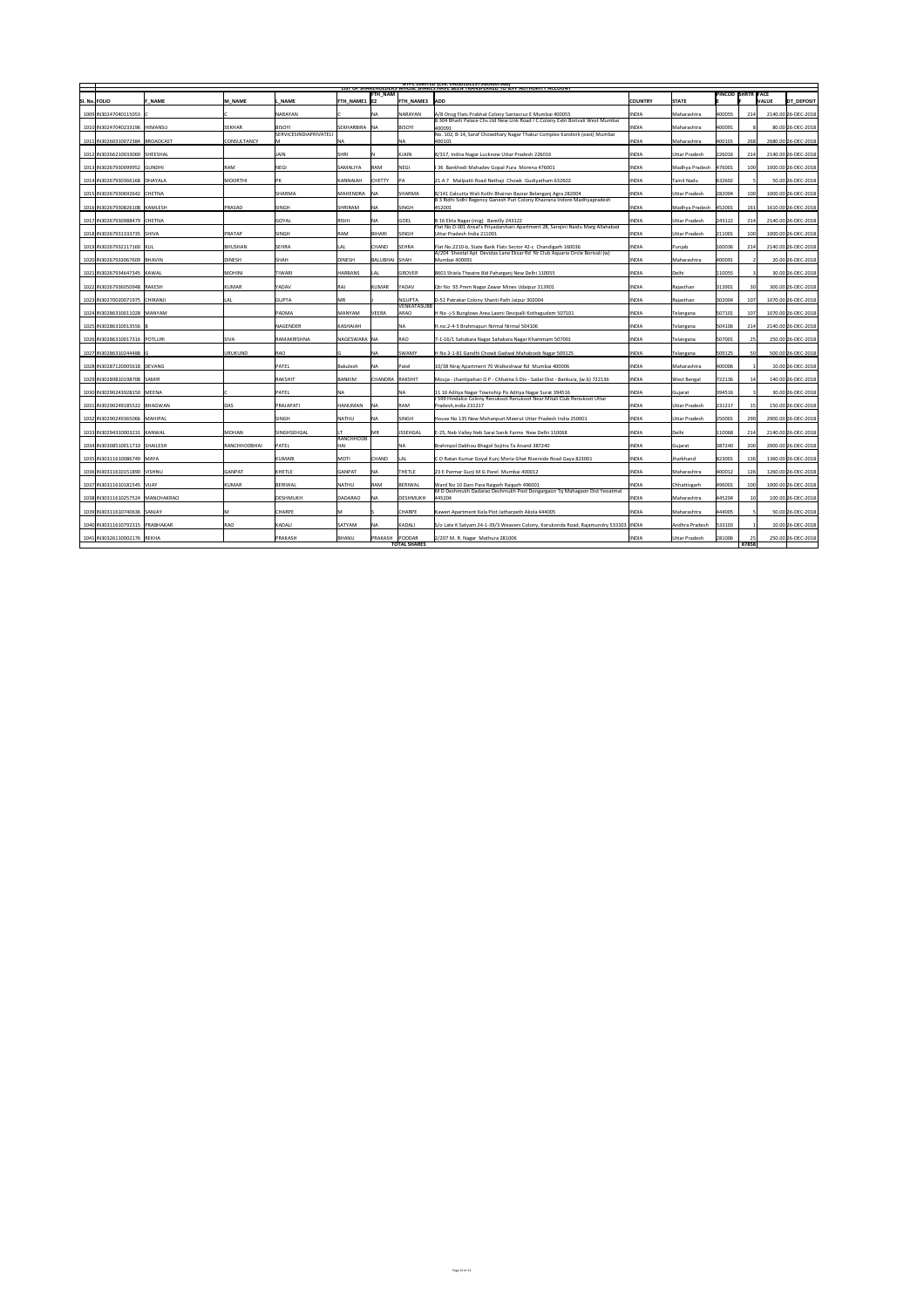# NTPC LIMITED (CIN: L40101DL1975GOI007966)

## LIST OF SHAREHOLDERS WHOSE SHARES HAVE BEEN TRANSFERRED TO IEPF AUTHORITY ACCOUNT

| Sl. No. | FOLIO | F_NAME | M_NAME | L_NAME | FTH_NAME1 | FTH_NAME2 | FTH_NAME3 | ADD | COUNTRY | STATE | PINCODE | SHRTRF | FACE VALUE | DT_DEPOSIT |
|---|---|---|---|---|---|---|---|---|---|---|---|---|---|---|
| 1009 | IN30247040115053 | C | C | NARAYAN | C | NA | NARAYAN | A/8 Ovsg Flats Prabhat Colony Santacruz E Mumbai 400055 | INDIA | Maharashtra | 400055 | 214 | 2140.00 | 26-DEC-2018 |
| 1010 | IN30247040233196 | HIMANSU | SEKHAR | BISOYI | SEKHARBIRA | NA | BISOYI | B 304 Bharti Palace Chs Ltd New Link Road I C Colony Extn Borivali West Mumbai 400091 | INDIA | Maharashtra | 400091 | 8 | 80.00 | 26-DEC-2018 |
| 1011 | IN30260310072384 | BROADCAST | CONSULTANCY | SERVICESINDIAPRIVATELI M | NA | | NA | No. 102, B-14, Saraf Chowdhary Nagar Thakur Complex Kandivli (east) Mumbai 400101 | INDIA | Maharashtra | 400101 | 268 | 2680.00 | 26-DEC-2018 |
| 1012 | IN30266210033060 | SHEESHAL | | JAIN | SHRI | N | KJAIN | B/317, Indira Nagar Lucknow Uttar Pradesh 226016 | INDIA | Uttar Pradesh | 226016 | 214 | 2140.00 | 26-DEC-2018 |
| 1013 | IN30267930099952 | GUNDHI | RAM | NEGI | SAMALIYA | RAM | NEGI | I 36 Bankhedi Mahadev Gopal Pura Morena 476001 | INDIA | Madhya Pradesh | 476001 | 100 | 1000.00 | 26-DEC-2018 |
| 1014 | IN30267930366168 | DHAYALA | MOORTHI | PK | KANNAIAH | CHETTY | PA | 21 A 7 Maalpatti Road Nethaji Chowk Gudiyatham 632602 | INDIA | Tamil Nadu | 632602 | 5 | 50.00 | 26-DEC-2018 |
| 1015 | IN30267930692642 | CHETNA | | SHARMA | MAHENDRA | NA | SHARMA | 8/141 Calcutta Wali Kothi Bhairon Bazzar Belanganj Agra 282004 | INDIA | Uttar Pradesh | 282004 | 100 | 1000.00 | 26-DEC-2018 |
| 1016 | IN30267930826108 | KAMLESH | PRASAD | SINGH | SHRIRAM | NA | SINGH | B 3 Ridhi Sidhi Regency Ganesh Puri Colony Khazrana Indore Madhyapradesh 452001 | INDIA | Madhya Pradesh | 452001 | 161 | 1610.00 | 26-DEC-2018 |
| 1017 | IN30267930988479 | CHETNA | | GOYAL | RISHI | NA | GOEL | B 16 Ekta Nagar (mig) Bareilly 243122 | INDIA | Uttar Pradesh | 243122 | 214 | 2140.00 | 26-DEC-2018 |
| 1018 | IN30267931333735 | SHIVA | PRATAP | SINGH | RAM | BIHARI | SINGH | Flat No D-301 Ansal's Priyadarshani Apartment 28, Sarojini Naidu Marg Allahabad Uttar Pradesh India 211001 | INDIA | Uttar Pradesh | 211001 | 100 | 1000.00 | 26-DEC-2018 |
| 1019 | IN30267932117160 | KUL | BHUSHAN | SEHRA | LAL | CHAND | SEHRA | Flat No.2210-b, State Bank Flats Sector 42-c Chandigarh 160036 | INDIA | Punjab | 160036 | 214 | 2140.00 | 26-DEC-2018 |
| 1020 | IN30267933067609 | BHAVIN | DINESH | SHAH | DINESH | BALUBHAI | SHAH | A/204 Sheetal Apt Devidas Lane Eksar Rd Nr Club Aquaria Circle Borivali (w) Mumbai 400091 | INDIA | Maharashtra | 400091 | 2 | 20.00 | 26-DEC-2018 |
| 1021 | IN30267934647345 | KAWAL | MOHINI | TIWARI | HARBANS | LAL | GROVER | 8601 Shiela Theatre Bld Paharganj New Delhi 110055 | INDIA | Delhi | 110055 | 3 | 30.00 | 26-DEC-2018 |
| 1022 | IN30267936050948 | RAKESH | KUMAR | YADAV | RAJ | KUMAR | YADAV | Qtr No 95 Prem Nagar Zawar Mines Udaipur 313901 | INDIA | Rajasthan | 313901 | 30 | 300.00 | 26-DEC-2018 |
| 1023 | IN30270020071975 | CHIRANJI | LAL | GUPTA | MR | J | NGUPTA | D-51 Patrakar Colony Shanti Path Jaipur 302004 | INDIA | Rajasthan | 302004 | 107 | 1070.00 | 26-DEC-2018 |
| 1024 | IN30286310011028 | MANYAM | | PADMA | MANYAM | VEERA | VENKATASUBBARAO | H No -j-5 Bunglows Area Laxmi Devipalli Kothagudem 507101 | INDIA | Telangana | 507101 | 107 | 1070.00 | 26-DEC-2018 |
| 1025 | IN30286310013556 | B | | NAGENDER | KASHAIAH | | NA | H.no.2-4-5 Brahmapuri Nirmal Nirmal 504106 | INDIA | Telangana | 504106 | 214 | 2140.00 | 26-DEC-2018 |
| 1026 | IN30286310017316 | POTLURI | SIVA | RAMAKRISHNA | NAGESWARA | NA | RAO | 7-1-16/1 Sahakara Nagar Sahakara Nagar Khammam 507001 | INDIA | Telangana | 507001 | 25 | 250.00 | 26-DEC-2018 |
| 1027 | IN30286310244488 | G | URUKUND | RAO | G | NA | SWAMY | H No 2-1-81 Gandhi Chowk Gadwal Mahaboob Nagar 509125 | INDIA | Telangana | 509125 | 50 | 500.00 | 26-DEC-2018 |
| 1028 | IN30287120005618 | DEVANG | | PATEL | Bakulesh | NA | Patel | 10/38 Niraj Apartment 70 Walkeshwar Rd Mumbai 400006 | INDIA | Maharashtra | 400006 | 1 | 10.00 | 26-DEC-2018 |
| 1029 | IN30289810198708 | SAMIR | | RAKSHIT | BANKIM | CHANDRA | RAKSHIT | Mouja - Jhantipahari G P - Chhatna 5 Div - Sadar Dist - Bankura, (w.b) 722136 | INDIA | West Bengal | 722136 | 14 | 140.00 | 26-DEC-2018 |
| 1030 | IN30290243928150 | MEENA | C | PATEL | NA | | NA | 11 16 Aditya Nagar Township Po Aditya Nagar Surat 394516 | INDIA | Gujarat | 394516 | 3 | 30.00 | 26-DEC-2018 |
| 1031 | IN30290249185522 | BHAGWAN | DAS | PRAJAPATI | HANUMAN | NA | RAM | T 599 Hindalco Colony Renukoot Renukoot Near Milan Club Renukoot Uttar Pradesh,india 231217 | INDIA | Uttar Pradesh | 231217 | 15 | 150.00 | 26-DEC-2018 |
| 1032 | IN30290249365066 | MAHIPAL | | SINGH | NATHU | NA | SINGH | House No 135 New Mohanpuri Meerut Uttar Pradesh India 250001 | INDIA | Uttar Pradesh | 250001 | 290 | 2900.00 | 26-DEC-2018 |
| 1033 | IN30294310003231 | KANWAL | MOHAN | SINGHSEHGAL | LT | MR | JSSEHGAL | E-25, Neb Valley Neb Sarai Sainik Farms New Delhi 110068 | INDIA | Delhi | 110068 | 214 | 2140.00 | 26-DEC-2018 |
| 1034 | IN30308510011710 | SHAILESH | RANCHHODBHAI | PATEL | RANCHHODBHAI | | NA | Brahmpol Dabhou Bhagol Sojitra Ta Anand 387240 | INDIA | Gujarat | 387240 | 200 | 2000.00 | 26-DEC-2018 |
| 1035 | IN30311610086749 | MAYA | | KUMARI | MOTI | CHAND | LAL | C O Ratan Kumar Goyal Kunj Moria Ghat Riverside Road Gaya 823001 | INDIA | Jharkhand | 823001 | 136 | 1360.00 | 26-DEC-2018 |
| 1036 | IN30311610151890 | VISHNU | GANPAT | KHETLE | GANPAT | NA | THETLE | 23 E Parmar Gurji M G Parel Mumbai 400012 | INDIA | Maharashtra | 400012 | 126 | 1260.00 | 26-DEC-2018 |
| 1037 | IN30311610181545 | VIJAY | KUMAR | BERIWAL | NATHU | RAM | BERIWAL | Ward No 10 Dani Para Raigarh Raigarh 496001 | INDIA | Chhattisgarh | 496001 | 100 | 1000.00 | 26-DEC-2018 |
| 1038 | IN30311610257524 | MANOHARRAO | | DESHMUKH | DADARAO | NA | DESHMUKH | M D Deshmukh Dadarao Deshmukh Post Dongargaon Tq Mahagaon Dist Yeoatmal 445204 | INDIA | Maharashtra | 445204 | 10 | 100.00 | 26-DEC-2018 |
| 1039 | IN30311610740636 | SANJAY | M | CHARPE | M | S | CHARPE | Kaveri Apartment Kela Plot Jatharpeth Akola 444005 | INDIA | Maharashtra | 444005 | 5 | 50.00 | 26-DEC-2018 |
| 1040 | IN30311610792315 | PRABHAKAR | RAO | KADALI | SATYAM | NA | KADALI | S/o Late K Satyam 24-1-39/3 Weavers Colony, Korukonda Road, Rajamundry 533103 | INDIA | Andhra Pradesh | 533103 | 1 | 10.00 | 26-DEC-2018 |
| 1041 | IN30326110002176 | REKHA | | PRAKASH | BHANU | PRAKASH | PODDAR | 2/207 M. R. Nagar Mathura 281006 | INDIA | Uttar Pradesh | 281006 | 25 | 250.00 | 26-DEC-2018 |
| | | | | | | | TOTAL SHARES | | | | | 87858 | | |